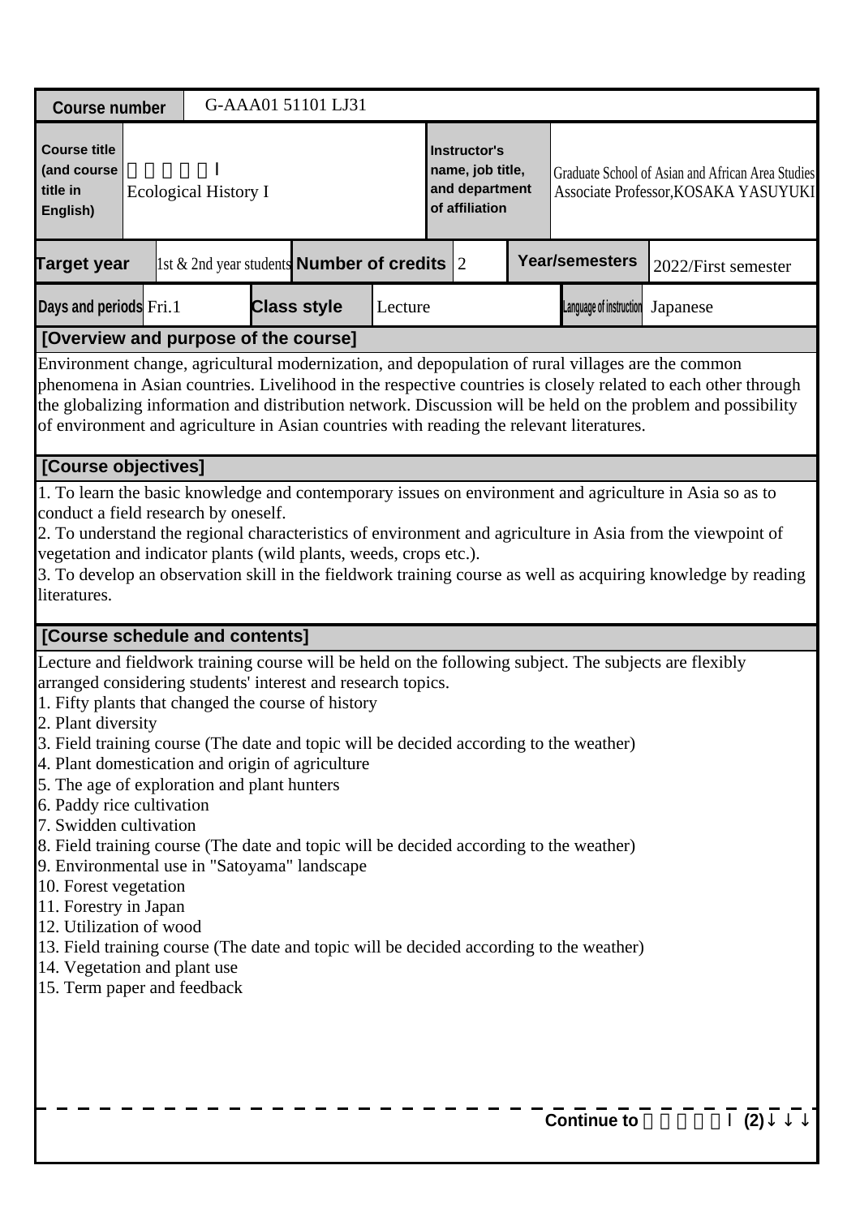| Course number | G-AAA01 51101 LJ31 | | | | | | |
|---|---|---|---|---|---|---|---|
| Course title (and course title in English) | Ⅰ<br>Ecological History I | | | Instructor's name, job title, and department of affiliation | Graduate School of Asian and African Area Studies<br>Associate Professor,KOSAKA YASUYUKI | | |
| Target year | 1st & 2nd year students | Number of credits | 2 | Year/semesters | 2022/First semester | | |
| Days and periods | Fri.1 | Class style | Lecture | Language of instruction | Japanese | | |

**[Overview and purpose of the course]**

Environment change, agricultural modernization, and depopulation of rural villages are the common phenomena in Asian countries. Livelihood in the respective countries is closely related to each other through the globalizing information and distribution network. Discussion will be held on the problem and possibility of environment and agriculture in Asian countries with reading the relevant literatures.

**[Course objectives]**

1. To learn the basic knowledge and contemporary issues on environment and agriculture in Asia so as to conduct a field research by oneself.
2. To understand the regional characteristics of environment and agriculture in Asia from the viewpoint of vegetation and indicator plants (wild plants, weeds, crops etc.).
3. To develop an observation skill in the fieldwork training course as well as acquiring knowledge by reading literatures.

**[Course schedule and contents]**

Lecture and fieldwork training course will be held on the following subject. The subjects are flexibly arranged considering students' interest and research topics.
1. Fifty plants that changed the course of history
2. Plant diversity
3. Field training course (The date and topic will be decided according to the weather)
4. Plant domestication and origin of agriculture
5. The age of exploration and plant hunters
6. Paddy rice cultivation
7. Swidden cultivation
8. Field training course (The date and topic will be decided according to the weather)
9. Environmental use in "Satoyama" landscape
10. Forest vegetation
11. Forestry in Japan
12. Utilization of wood
13. Field training course (The date and topic will be decided according to the weather)
14. Vegetation and plant use
15. Term paper and feedback

**Continue to Ⅰ (2)↓↓↓**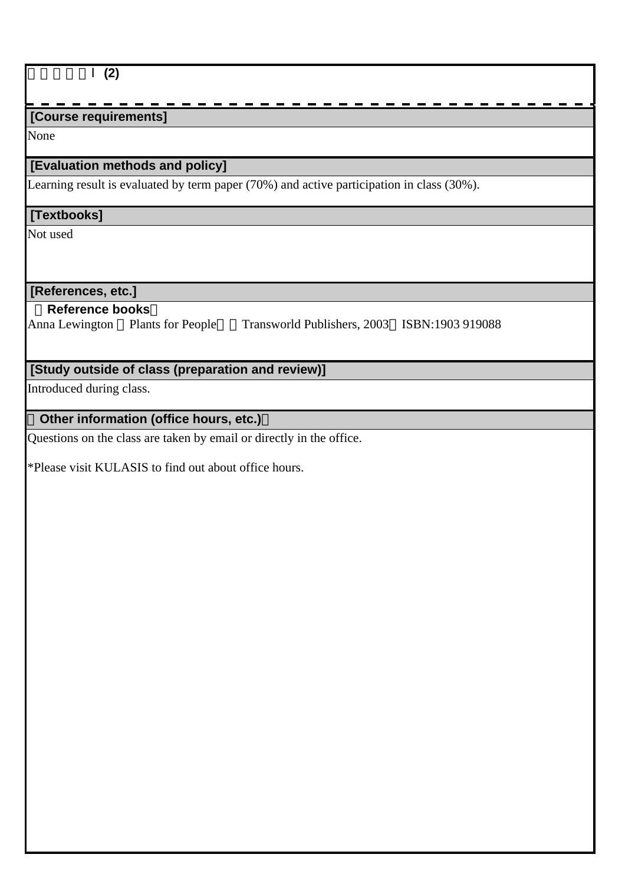□□□□□Ⅰ (2)

**[Course requirements]**

None

**[Evaluation methods and policy]**

Learning result is evaluated by term paper (70%) and active participation in class (30%).

**[Textbooks]**

Not used

**[References, etc.]**

（**Reference books**）

Anna Lewington 『Plants for People』 （Transworld Publishers, 2003）ISBN:1903 919088

**[Study outside of class (preparation and review)]**

Introduced during class.

**（Other information (office hours, etc.)）**

Questions on the class are taken by email or directly in the office.

*Please visit KULASIS to find out about office hours.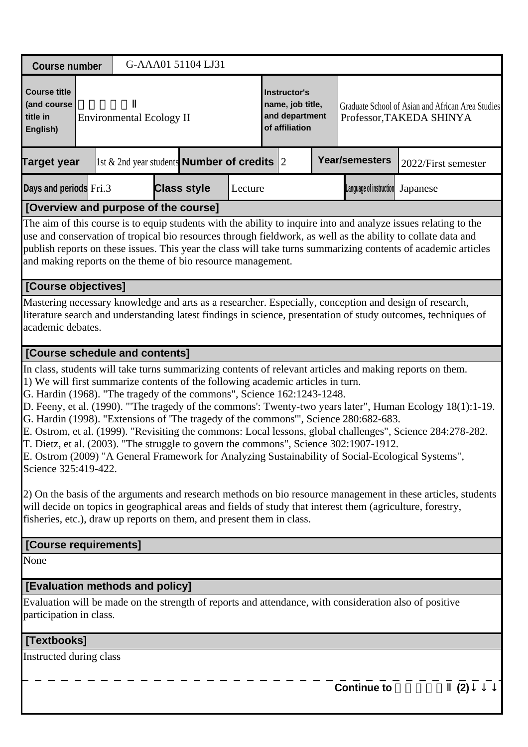| Course number | G-AAA01 51104 LJ31 | | | | | |
|---|---|---|---|---|---|---|
| Course title (and course title in English) | Ⅱ Environmental Ecology II | | Instructor's name, job title, and department of affiliation | Graduate School of Asian and African Area Studies Professor,TAKEDA SHINYA | | |
| Target year | 1st & 2nd year students | Number of credits | 2 | Year/semesters | 2022/First semester | |
| Days and periods | Fri.3 | Class style | Lecture | Language of instruction | Japanese | |

## [Overview and purpose of the course]

The aim of this course is to equip students with the ability to inquire into and analyze issues relating to the use and conservation of tropical bio resources through fieldwork, as well as the ability to collate data and publish reports on these issues. This year the class will take turns summarizing contents of academic articles and making reports on the theme of bio resource management.

## [Course objectives]

Mastering necessary knowledge and arts as a researcher. Especially, conception and design of research, literature search and understanding latest findings in science, presentation of study outcomes, techniques of academic debates.

## [Course schedule and contents]

In class, students will take turns summarizing contents of relevant articles and making reports on them.
1) We will first summarize contents of the following academic articles in turn.
G. Hardin (1968). "The tragedy of the commons", Science 162:1243-1248.
D. Feeny, et al. (1990). "'The tragedy of the commons': Twenty-two years later", Human Ecology 18(1):1-19.
G. Hardin (1998). "Extensions of 'The tragedy of the commons'", Science 280:682-683.
E. Ostrom, et al. (1999). "Revisiting the commons: Local lessons, global challenges", Science 284:278-282.
T. Dietz, et al. (2003). "The struggle to govern the commons", Science 302:1907-1912.
E. Ostrom (2009) "A General Framework for Analyzing Sustainability of Social-Ecological Systems", Science 325:419-422.

2) On the basis of the arguments and research methods on bio resource management in these articles, students will decide on topics in geographical areas and fields of study that interest them (agriculture, forestry, fisheries, etc.), draw up reports on them, and present them in class.

## [Course requirements]

None

## [Evaluation methods and policy]

Evaluation will be made on the strength of reports and attendance, with consideration also of positive participation in class.

## [Textbooks]

Instructed during class

Continue to Ⅱ (2)↓↓↓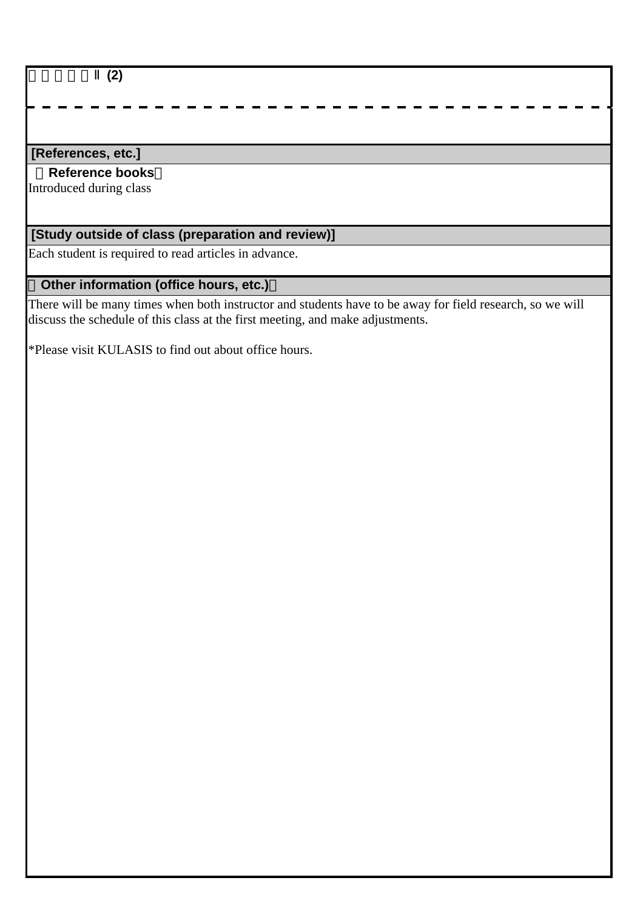□□□□□Ⅱ (2)

## [References, etc.]

**【Reference books】**

Introduced during class

## [Study outside of class (preparation and review)]

Each student is required to read articles in advance.

## 【Other information (office hours, etc.)】

There will be many times when both instructor and students have to be away for field research, so we will discuss the schedule of this class at the first meeting, and make adjustments.

*Please visit KULASIS to find out about office hours.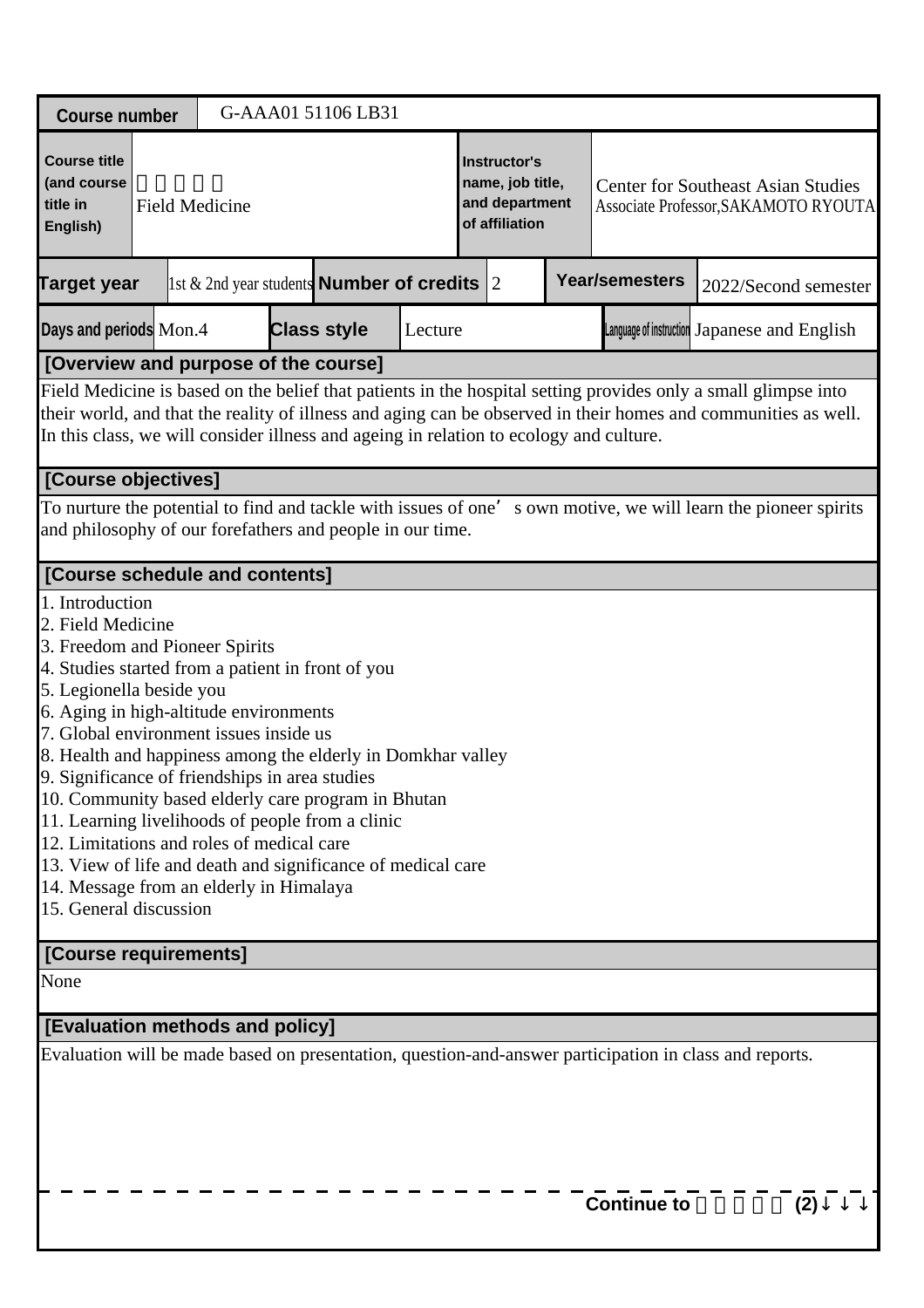| Course number | G-AAA01 51106 LB31 | | | | | | |
|---|---|---|---|---|---|---|---|
| Course title (and course title in English) | □□□□□ Field Medicine | | | Instructor's name, job title, and department of affiliation | Center for Southeast Asian Studies Associate Professor,SAKAMOTO RYOUTA | | |
| Target year | 1st & 2nd year students | Number of credits | 2 | Year/semesters | 2022/Second semester | | |
| Days and periods | Mon.4 | Class style | Lecture | Language of instruction | Japanese and English | | |

## [Overview and purpose of the course]

Field Medicine is based on the belief that patients in the hospital setting provides only a small glimpse into their world, and that the reality of illness and aging can be observed in their homes and communities as well. In this class, we will consider illness and ageing in relation to ecology and culture.

## [Course objectives]

To nurture the potential to find and tackle with issues of one's own motive, we will learn the pioneer spirits and philosophy of our forefathers and people in our time.

## [Course schedule and contents]

1. Introduction
2. Field Medicine
3. Freedom and Pioneer Spirits
4. Studies started from a patient in front of you
5. Legionella beside you
6. Aging in high-altitude environments
7. Global environment issues inside us
8. Health and happiness among the elderly in Domkhar valley
9. Significance of friendships in area studies
10. Community based elderly care program in Bhutan
11. Learning livelihoods of people from a clinic
12. Limitations and roles of medical care
13. View of life and death and significance of medical care
14. Message from an elderly in Himalaya
15. General discussion

## [Course requirements]

None

## [Evaluation methods and policy]

Evaluation will be made based on presentation, question-and-answer participation in class and reports.

Continue to □□□□□ (2)↓↓↓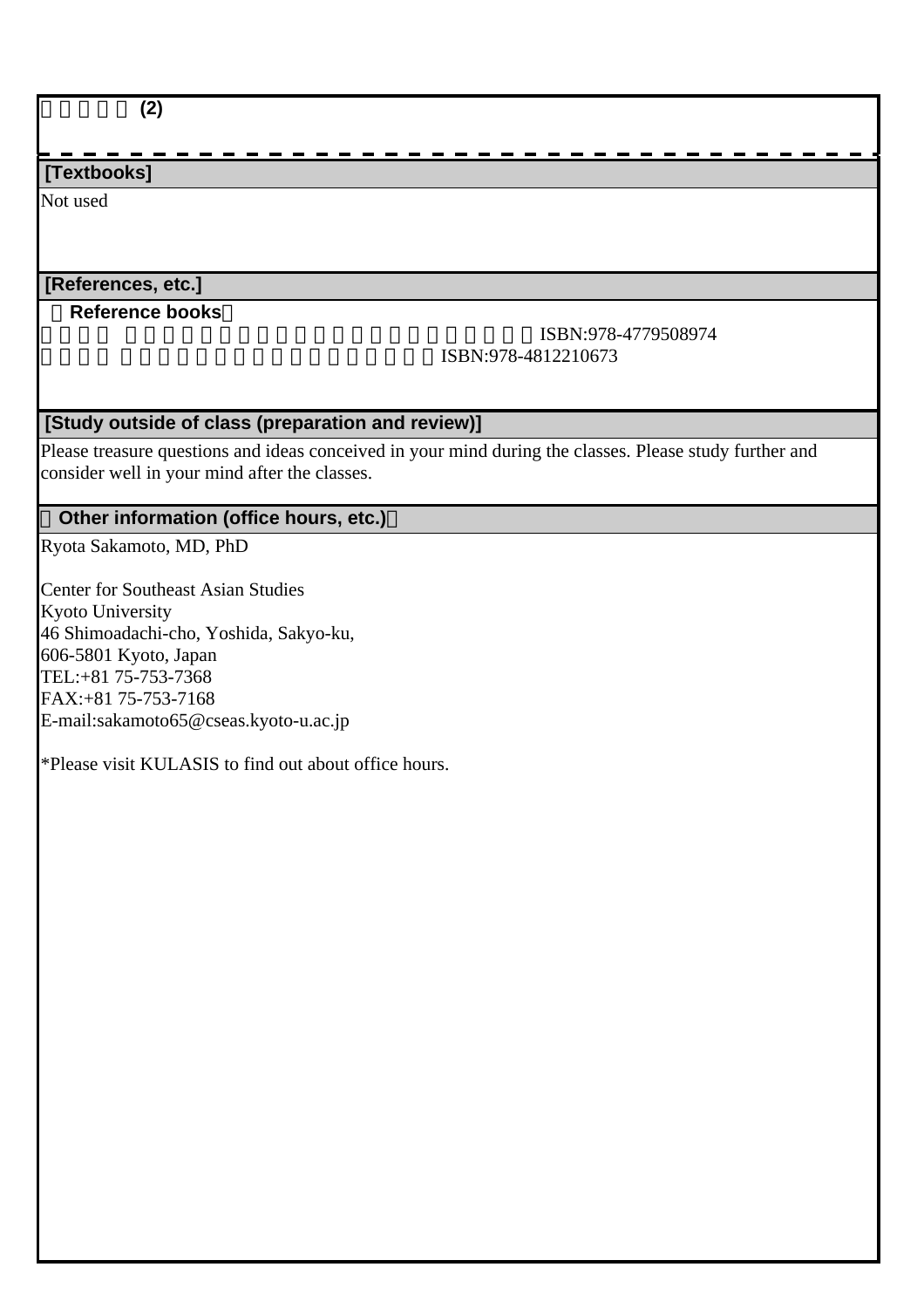(2)

**[Textbooks]**

Not used

**[References, etc.]**

**(Reference books)**

ISBN:978-4779508974

ISBN:978-4812210673

**[Study outside of class (preparation and review)]**

Please treasure questions and ideas conceived in your mind during the classes. Please study further and consider well in your mind after the classes.

**(Other information (office hours, etc.))**

Ryota Sakamoto, MD, PhD

Center for Southeast Asian Studies
Kyoto University
46 Shimoadachi-cho, Yoshida, Sakyo-ku,
606-5801 Kyoto, Japan
TEL:+81 75-753-7368
FAX:+81 75-753-7168
E-mail:sakamoto65@cseas.kyoto-u.ac.jp

*Please visit KULASIS to find out about office hours.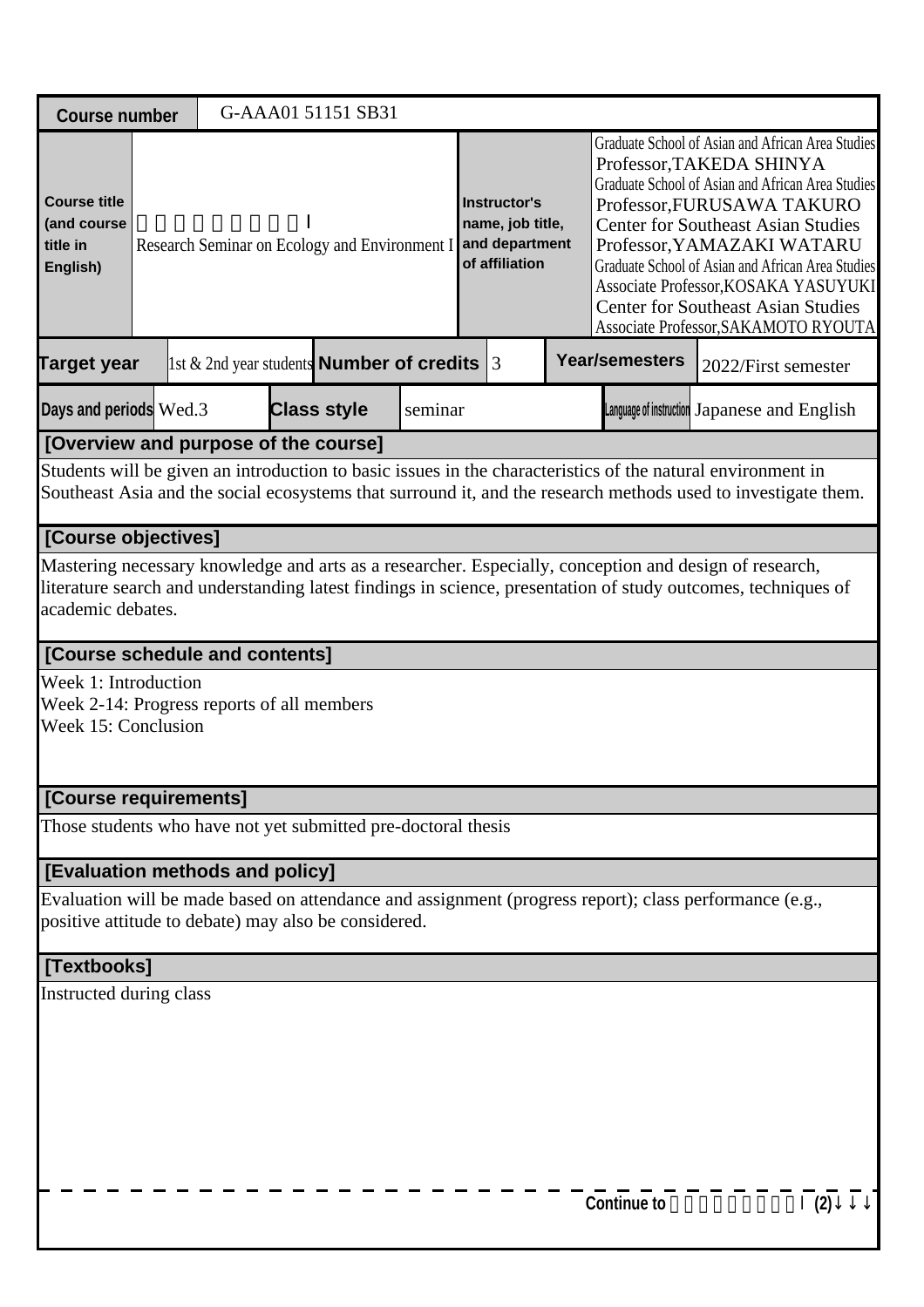| Course number | G-AAA01 51151 SB31 | | |
|---|---|---|---|
| Course title (and course title in English) | Ⅰ<br>Research Seminar on Ecology and Environment I | Instructor's name, job title, and department of affiliation | Graduate School of Asian and African Area Studies Professor,TAKEDA SHINYA<br>Graduate School of Asian and African Area Studies Professor,FURUSAWA TAKURO<br>Center for Southeast Asian Studies Professor,YAMAZAKI WATARU<br>Graduate School of Asian and African Area Studies Associate Professor,KOSAKA YASUYUKI<br>Center for Southeast Asian Studies Associate Professor,SAKAMOTO RYOUTA |

| Target year | 1st & 2nd year students | Number of credits | 3 | Year/semesters | 2022/First semester |
|---|---|---|---|---|---|
| Days and periods | Wed.3 | Class style | seminar | Language of instruction | Japanese and English |

## [Overview and purpose of the course]

Students will be given an introduction to basic issues in the characteristics of the natural environment in Southeast Asia and the social ecosystems that surround it, and the research methods used to investigate them.

## [Course objectives]

Mastering necessary knowledge and arts as a researcher. Especially, conception and design of research, literature search and understanding latest findings in science, presentation of study outcomes, techniques of academic debates.

## [Course schedule and contents]

Week 1: Introduction
Week 2-14: Progress reports of all members
Week 15: Conclusion

## [Course requirements]

Those students who have not yet submitted pre-doctoral thesis

## [Evaluation methods and policy]

Evaluation will be made based on attendance and assignment (progress report); class performance (e.g., positive attitude to debate) may also be considered.

## [Textbooks]

Instructed during class

Continue to Ⅰ (2)↓↓↓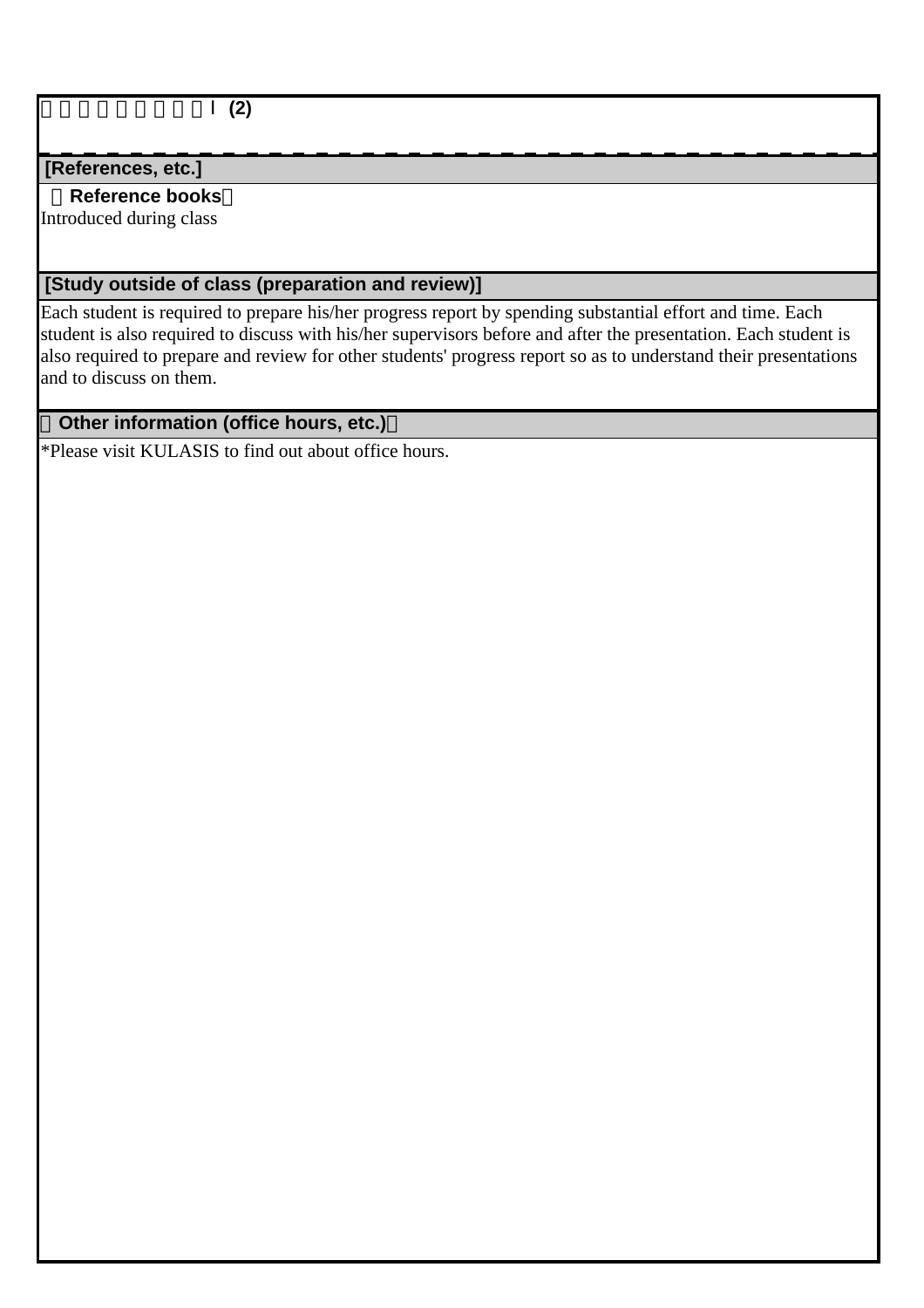Ⅰ (2)

## [References, etc.]

**【Reference books】**

Introduced during class

## [Study outside of class (preparation and review)]

Each student is required to prepare his/her progress report by spending substantial effort and time. Each student is also required to discuss with his/her supervisors before and after the presentation. Each student is also required to prepare and review for other students' progress report so as to understand their presentations and to discuss on them.

## 【Other information (office hours, etc.)】

*Please visit KULASIS to find out about office hours.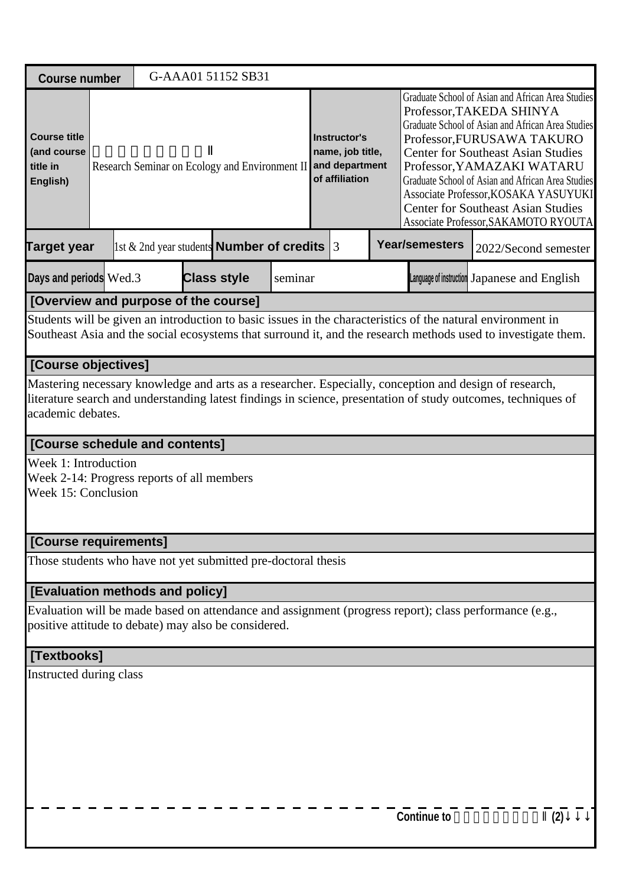| Course number | G-AAA01 51152 SB31 | | | | | | |
|---|---|---|---|---|---|---|---|
| Course title (and course title in English) | Ⅱ<br>Research Seminar on Ecology and Environment II | | | Instructor's name, job title, and department of affiliation | Graduate School of Asian and African Area Studies<br>Professor,TAKEDA SHINYA<br>Graduate School of Asian and African Area Studies<br>Professor,FURUSAWA TAKURO<br>Center for Southeast Asian Studies<br>Professor,YAMAZAKI WATARU<br>Graduate School of Asian and African Area Studies<br>Associate Professor,KOSAKA YASUYUKI<br>Center for Southeast Asian Studies<br>Associate Professor,SAKAMOTO RYOUTA | | |
| Target year | 1st & 2nd year students | Number of credits | 3 | Year/semesters | 2022/Second semester | | |
| Days and periods | Wed.3 | Class style | seminar | Language of instruction | Japanese and English | | |

## [Overview and purpose of the course]

Students will be given an introduction to basic issues in the characteristics of the natural environment in Southeast Asia and the social ecosystems that surround it, and the research methods used to investigate them.

## [Course objectives]

Mastering necessary knowledge and arts as a researcher. Especially, conception and design of research, literature search and understanding latest findings in science, presentation of study outcomes, techniques of academic debates.

## [Course schedule and contents]

Week 1: Introduction
Week 2-14: Progress reports of all members
Week 15: Conclusion

## [Course requirements]

Those students who have not yet submitted pre-doctoral thesis

## [Evaluation methods and policy]

Evaluation will be made based on attendance and assignment (progress report); class performance (e.g., positive attitude to debate) may also be considered.

## [Textbooks]

Instructed during class

Continue to Ⅱ (2)↓↓↓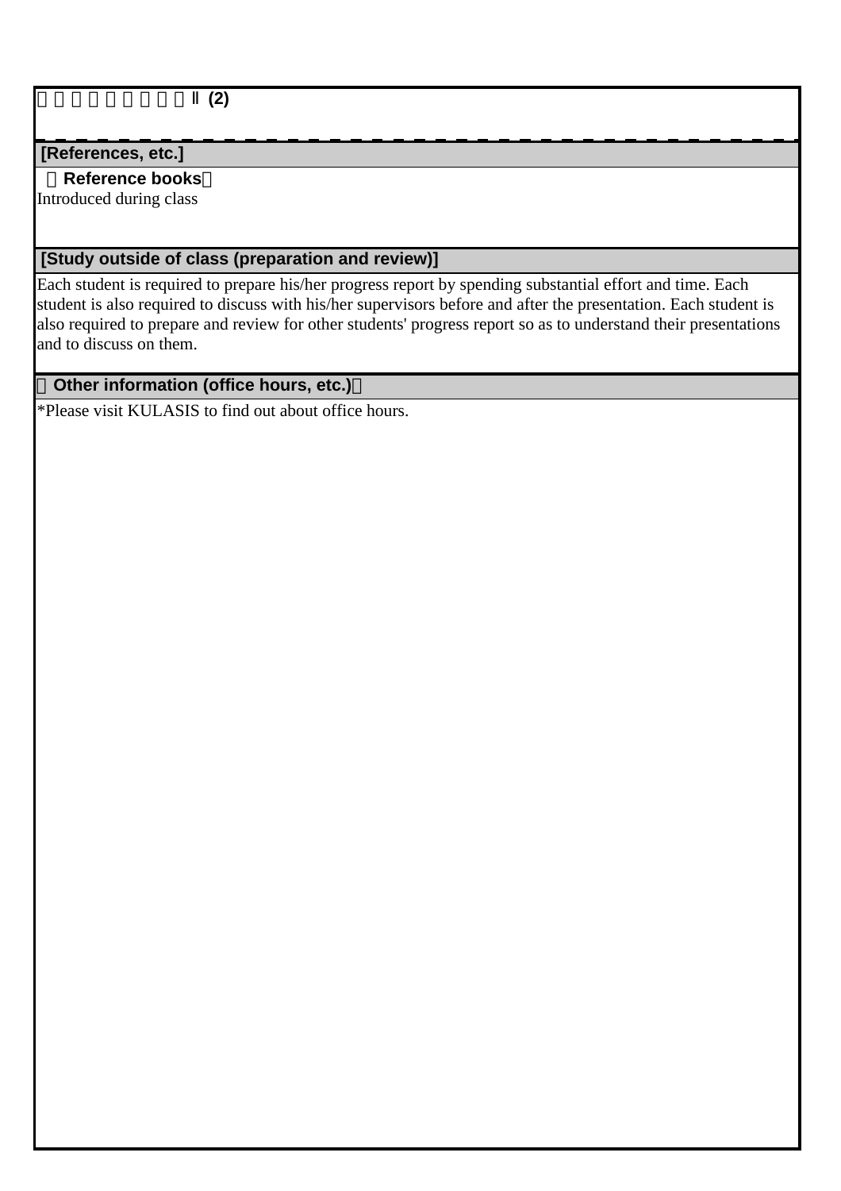□□□□□□□□Ⅱ (2)

## [References, etc.]

**［Reference books］**

Introduced during class

## [Study outside of class (preparation and review)]

Each student is required to prepare his/her progress report by spending substantial effort and time. Each student is also required to discuss with his/her supervisors before and after the presentation. Each student is also required to prepare and review for other students' progress report so as to understand their presentations and to discuss on them.

## （Other information (office hours, etc.)）

*Please visit KULASIS to find out about office hours.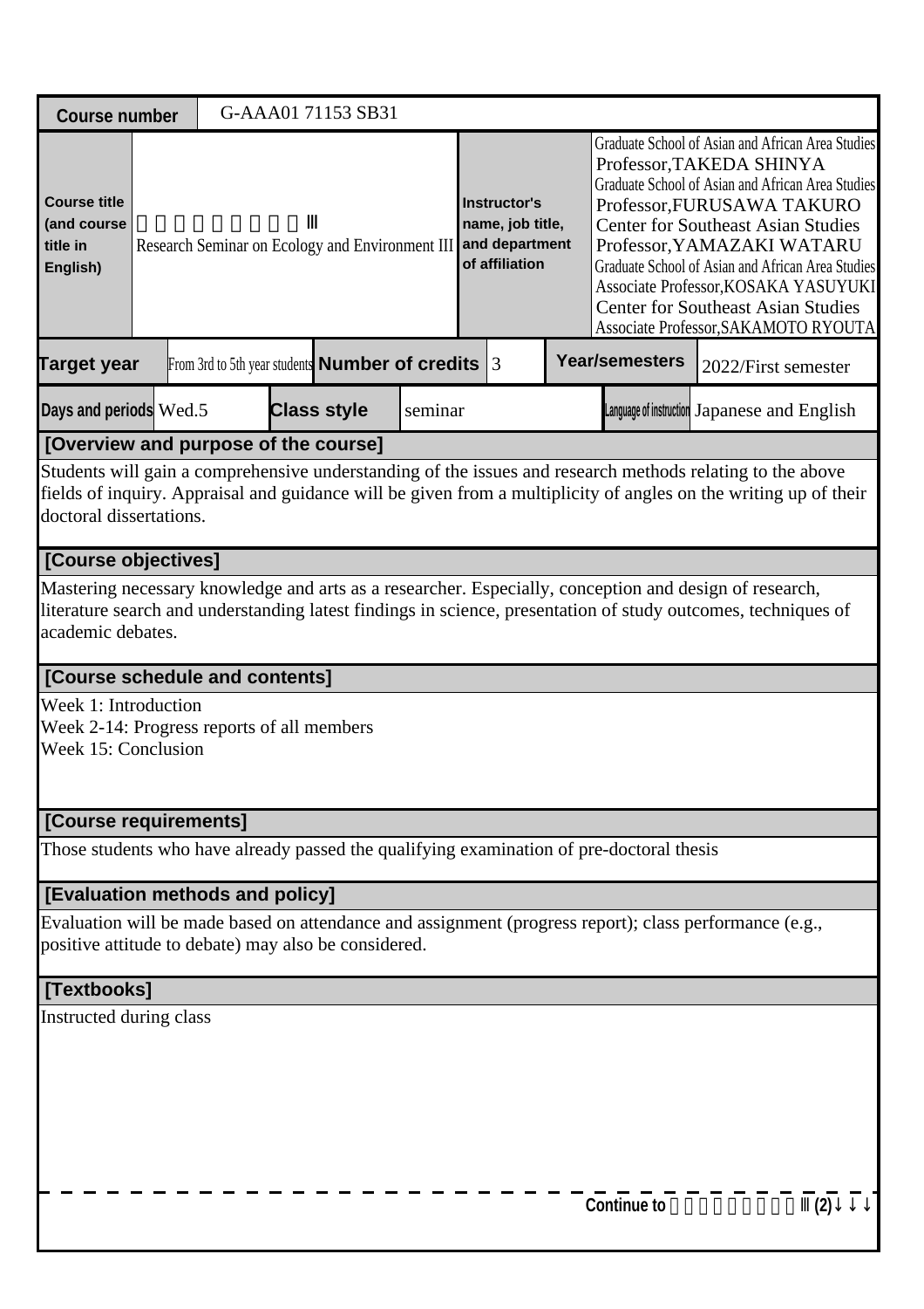| Course number | G-AAA01 71153 SB31 | | |
|---|---|---|---|
| Course title (and course title in English) | 　　　　　　　　Ⅲ<br>Research Seminar on Ecology and Environment III | Instructor's name, job title, and department of affiliation | Graduate School of Asian and African Area Studies<br>Professor,TAKEDA SHINYA<br>Graduate School of Asian and African Area Studies<br>Professor,FURUSAWA TAKURO<br>Center for Southeast Asian Studies<br>Professor,YAMAZAKI WATARU<br>Graduate School of Asian and African Area Studies<br>Associate Professor,KOSAKA YASUYUKI<br>Center for Southeast Asian Studies<br>Associate Professor,SAKAMOTO RYOUTA |

| Target year | From 3rd to 5th year students | Number of credits | 3 | Year/semesters | 2022/First semester |
|---|---|---|---|---|---|
| Days and periods | Wed.5 | Class style | seminar | Language of instruction | Japanese and English |

## [Overview and purpose of the course]

Students will gain a comprehensive understanding of the issues and research methods relating to the above fields of inquiry. Appraisal and guidance will be given from a multiplicity of angles on the writing up of their doctoral dissertations.

## [Course objectives]

Mastering necessary knowledge and arts as a researcher. Especially, conception and design of research, literature search and understanding latest findings in science, presentation of study outcomes, techniques of academic debates.

## [Course schedule and contents]

Week 1: Introduction
Week 2-14: Progress reports of all members
Week 15: Conclusion

## [Course requirements]

Those students who have already passed the qualifying examination of pre-doctoral thesis

## [Evaluation methods and policy]

Evaluation will be made based on attendance and assignment (progress report); class performance (e.g., positive attitude to debate) may also be considered.

## [Textbooks]

Instructed during class

Continue to 　　　　　　　　Ⅲ(2)↓↓↓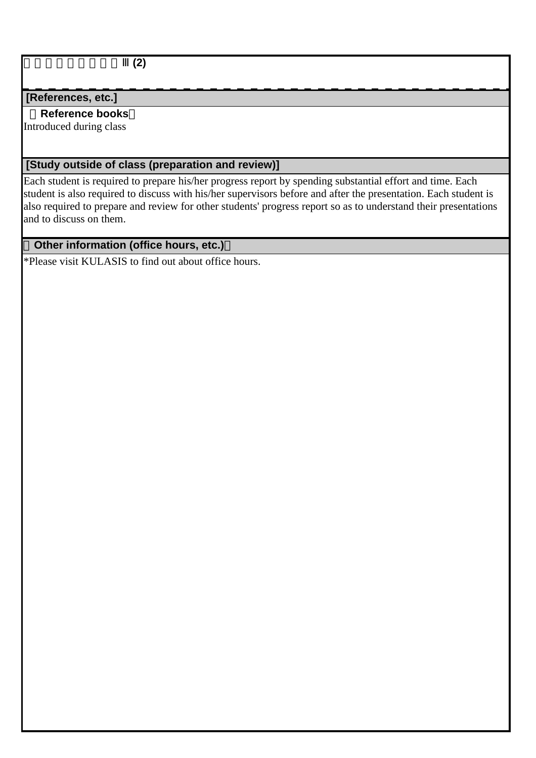**[References, etc.]**

**【Reference books】**

Introduced during class

**[Study outside of class (preparation and review)]**

Each student is required to prepare his/her progress report by spending substantial effort and time. Each student is also required to discuss with his/her supervisors before and after the presentation. Each student is also required to prepare and review for other students' progress report so as to understand their presentations and to discuss on them.

**【Other information (office hours, etc.)】**

*Please visit KULASIS to find out about office hours.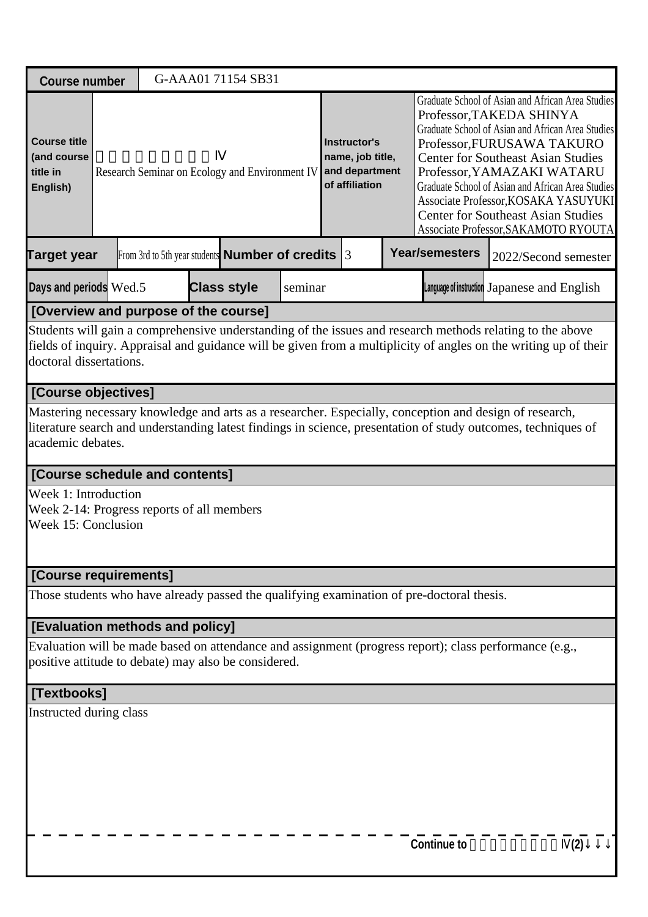| Course number | G-AAA01 71154 SB31 | | |
|---|---|---|---|
| Course title (and course title in English) | 　　　　　　　　Ⅳ<br>Research Seminar on Ecology and Environment IV | Instructor's name, job title, and department of affiliation | Graduate School of Asian and African Area Studies<br>Professor,TAKEDA SHINYA<br>Graduate School of Asian and African Area Studies<br>Professor,FURUSAWA TAKURO<br>Center for Southeast Asian Studies<br>Professor,YAMAZAKI WATARU<br>Graduate School of Asian and African Area Studies<br>Associate Professor,KOSAKA YASUYUKI<br>Center for Southeast Asian Studies<br>Associate Professor,SAKAMOTO RYOUTA |

| Target year | From 3rd to 5th year students | Number of credits | 3 | Year/semesters | 2022/Second semester |
|---|---|---|---|---|---|
| Days and periods | Wed.5 | Class style | seminar | Language of instruction | Japanese and English |

## [Overview and purpose of the course]

Students will gain a comprehensive understanding of the issues and research methods relating to the above fields of inquiry. Appraisal and guidance will be given from a multiplicity of angles on the writing up of their doctoral dissertations.

## [Course objectives]

Mastering necessary knowledge and arts as a researcher. Especially, conception and design of research, literature search and understanding latest findings in science, presentation of study outcomes, techniques of academic debates.

## [Course schedule and contents]

Week 1: Introduction
Week 2-14: Progress reports of all members
Week 15: Conclusion

## [Course requirements]

Those students who have already passed the qualifying examination of pre-doctoral thesis.

## [Evaluation methods and policy]

Evaluation will be made based on attendance and assignment (progress report); class performance (e.g., positive attitude to debate) may also be considered.

## [Textbooks]

Instructed during class

**Continue to 　　　　　　　　Ⅳ(2)↓↓↓**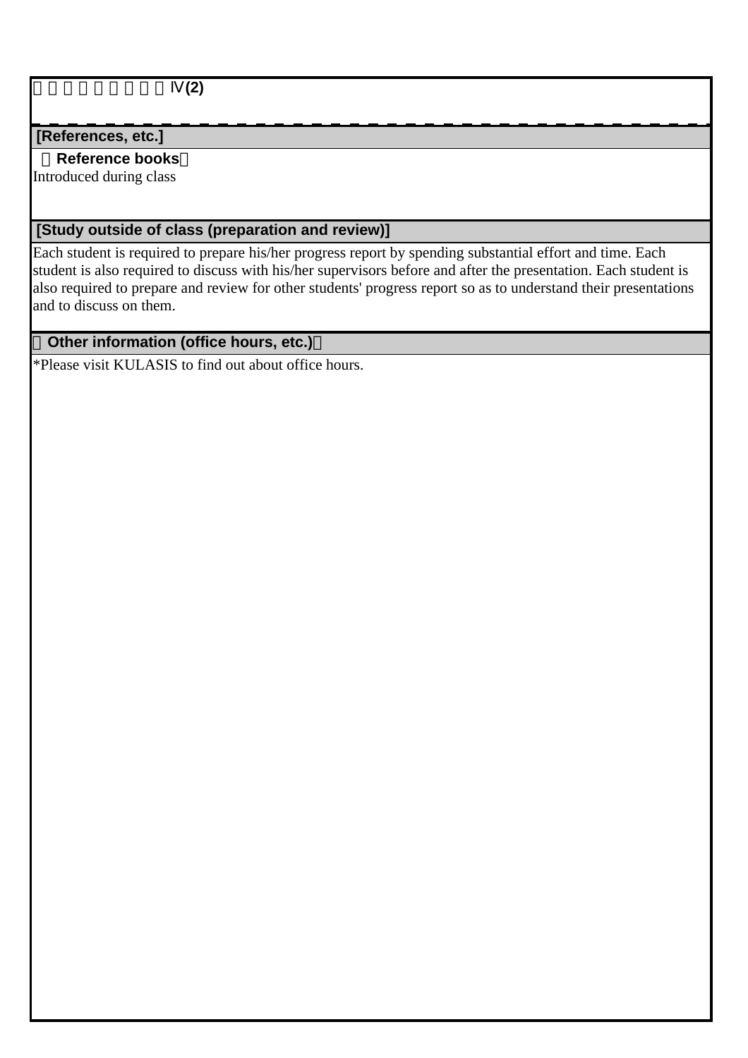□□□□□□□□□Ⅳ(2)

## [References, etc.]

（**Reference books**）

Introduced during class

## [Study outside of class (preparation and review)]

Each student is required to prepare his/her progress report by spending substantial effort and time. Each student is also required to discuss with his/her supervisors before and after the presentation. Each student is also required to prepare and review for other students' progress report so as to understand their presentations and to discuss on them.

## （Other information (office hours, etc.)）

*Please visit KULASIS to find out about office hours.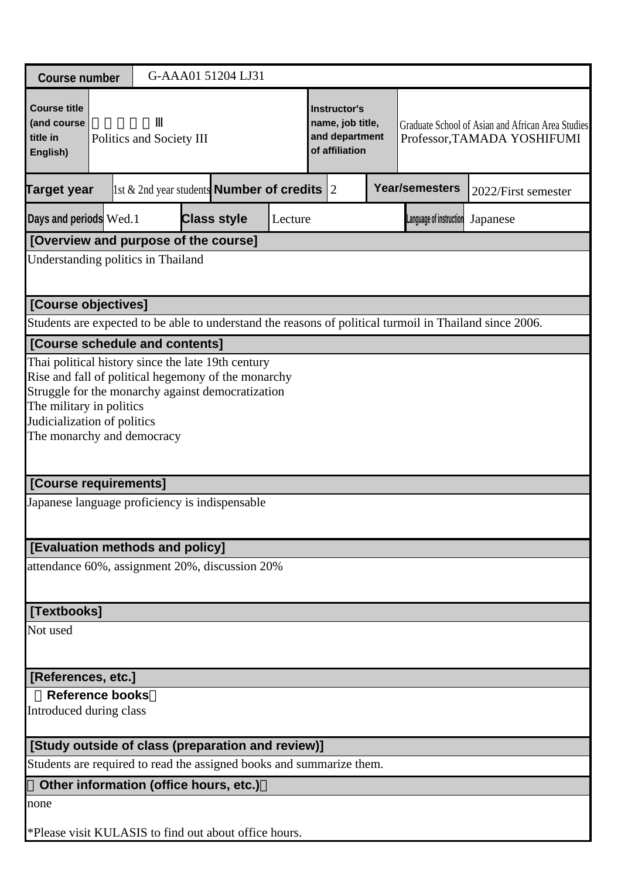| Course number | G-AAA01 51204 LJ31 | | |
| --- | --- | --- | --- |
| Course title (and course title in English) | 　　　　　Ⅲ<br>Politics and Society III | Instructor's name, job title, and department of affiliation | Graduate School of Asian and African Area Studies<br>Professor,TAMADA YOSHIFUMI |

| Target year | 1st & 2nd year students | Number of credits | 2 | Year/semesters | 2022/First semester |
| --- | --- | --- | --- | --- | --- |
| Days and periods | Wed.1 | Class style | Lecture | Language of instruction | Japanese |

## [Overview and purpose of the course]

Understanding politics in Thailand

## [Course objectives]

Students are expected to be able to understand the reasons of political turmoil in Thailand since 2006.

## [Course schedule and contents]

Thai political history since the late 19th century
Rise and fall of political hegemony of the monarchy
Struggle for the monarchy against democratization
The military in politics
Judicialization of politics
The monarchy and democracy

## [Course requirements]

Japanese language proficiency is indispensable

## [Evaluation methods and policy]

attendance 60%, assignment 20%, discussion 20%

## [Textbooks]

Not used

## [References, etc.]

**（Reference books）**

Introduced during class

## [Study outside of class (preparation and review)]

Students are required to read the assigned books and summarize them.

## （Other information (office hours, etc.)）

none

*Please visit KULASIS to find out about office hours.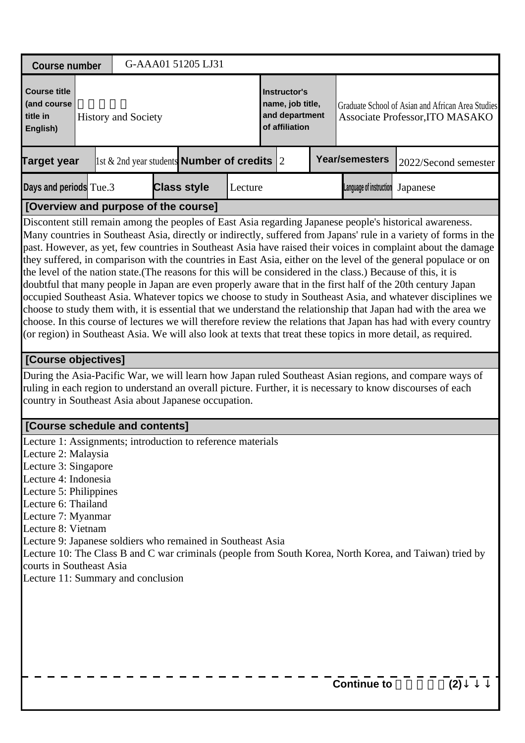| Course number | G-AAA01 51205 LJ31 | | |
|---|---|---|---|
| Course title (and course title in English) | History and Society | Instructor's name, job title, and department of affiliation | Graduate School of Asian and African Area Studies Associate Professor,ITO MASAKO |

| Target year | 1st & 2nd year students | Number of credits | 2 | Year/semesters | 2022/Second semester |
|---|---|---|---|---|---|
| Days and periods | Tue.3 | Class style | Lecture | Language of instruction | Japanese |

## [Overview and purpose of the course]

Discontent still remain among the peoples of East Asia regarding Japanese people's historical awareness. Many countries in Southeast Asia, directly or indirectly, suffered from Japans' rule in a variety of forms in the past. However, as yet, few countries in Southeast Asia have raised their voices in complaint about the damage they suffered, in comparison with the countries in East Asia, either on the level of the general populace or on the level of the nation state.(The reasons for this will be considered in the class.) Because of this, it is doubtful that many people in Japan are even properly aware that in the first half of the 20th century Japan occupied Southeast Asia. Whatever topics we choose to study in Southeast Asia, and whatever disciplines we choose to study them with, it is essential that we understand the relationship that Japan had with the area we choose. In this course of lectures we will therefore review the relations that Japan has had with every country (or region) in Southeast Asia. We will also look at texts that treat these topics in more detail, as required.

## [Course objectives]

During the Asia-Pacific War, we will learn how Japan ruled Southeast Asian regions, and compare ways of ruling in each region to understand an overall picture. Further, it is necessary to know discourses of each country in Southeast Asia about Japanese occupation.

## [Course schedule and contents]

Lecture 1: Assignments; introduction to reference materials
Lecture 2: Malaysia
Lecture 3: Singapore
Lecture 4: Indonesia
Lecture 5: Philippines
Lecture 6: Thailand
Lecture 7: Myanmar
Lecture 8: Vietnam
Lecture 9: Japanese soldiers who remained in Southeast Asia
Lecture 10: The Class B and C war criminals (people from South Korea, North Korea, and Taiwan) tried by courts in Southeast Asia
Lecture 11: Summary and conclusion

Continue to (2)↓↓↓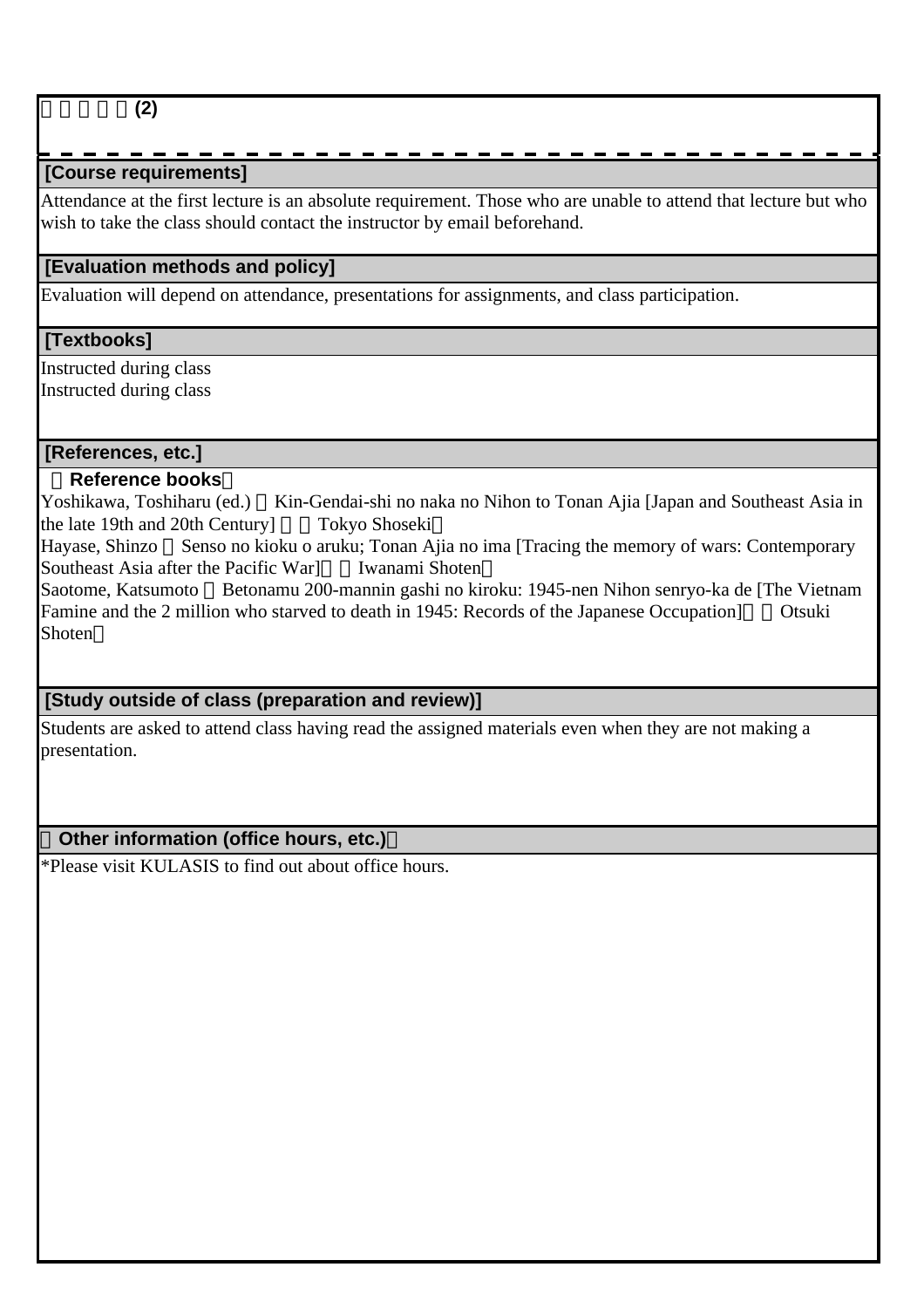□□□□□(2)

## [Course requirements]

Attendance at the first lecture is an absolute requirement. Those who are unable to attend that lecture but who wish to take the class should contact the instructor by email beforehand.

## [Evaluation methods and policy]

Evaluation will depend on attendance, presentations for assignments, and class participation.

## [Textbooks]

Instructed during class
Instructed during class

## [References, etc.]

□**Reference books**□

Yoshikawa, Toshiharu (ed.) □Kin-Gendai-shi no naka no Nihon to Tonan Ajia [Japan and Southeast Asia in the late 19th and 20th Century] □ □Tokyo Shoseki□

Hayase, Shinzo □Senso no kioku o aruku; Tonan Ajia no ima [Tracing the memory of wars: Contemporary Southeast Asia after the Pacific War]□ □Iwanami Shoten□

Saotome, Katsumoto □Betonamu 200-mannin gashi no kiroku: 1945-nen Nihon senryo-ka de [The Vietnam Famine and the 2 million who starved to death in 1945: Records of the Japanese Occupation]□ □Otsuki Shoten□

## [Study outside of class (preparation and review)]

Students are asked to attend class having read the assigned materials even when they are not making a presentation.

## □Other information (office hours, etc.)□

*Please visit KULASIS to find out about office hours.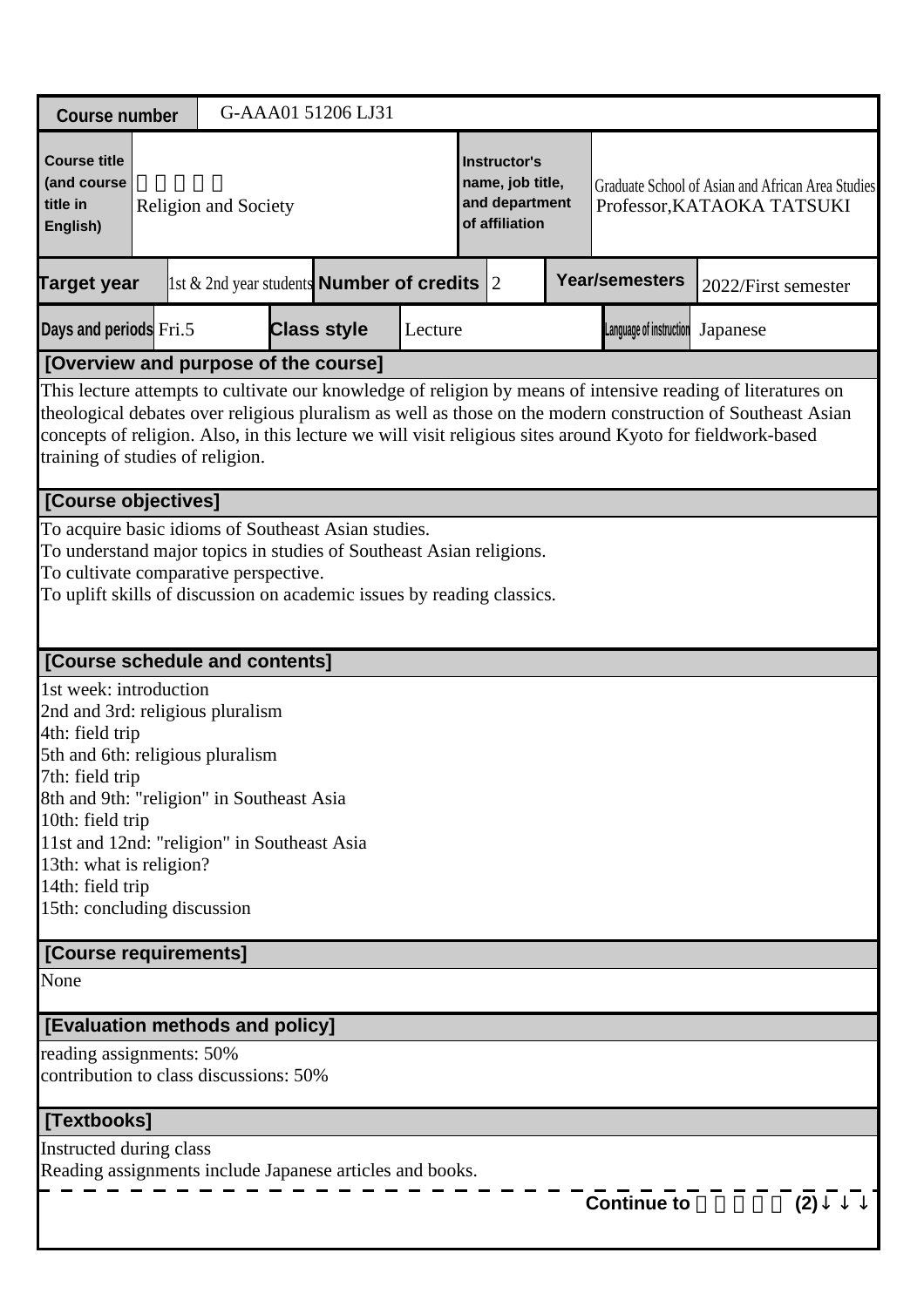| Course number | G-AAA01 51206 LJ31 | | | | | | |
|---|---|---|---|---|---|---|---|
| Course title (and course title in English) | Religion and Society | | | Instructor's name, job title, and department of affiliation | Graduate School of Asian and African Area Studies Professor,KATAOKA TATSUKI | | |
| Target year | 1st & 2nd year students | Number of credits | 2 | Year/semesters | 2022/First semester | | |
| Days and periods | Fri.5 | Class style | Lecture | Language of instruction | Japanese | | |

**[Overview and purpose of the course]**

This lecture attempts to cultivate our knowledge of religion by means of intensive reading of literatures on theological debates over religious pluralism as well as those on the modern construction of Southeast Asian concepts of religion. Also, in this lecture we will visit religious sites around Kyoto for fieldwork-based training of studies of religion.

**[Course objectives]**

To acquire basic idioms of Southeast Asian studies.
To understand major topics in studies of Southeast Asian religions.
To cultivate comparative perspective.
To uplift skills of discussion on academic issues by reading classics.

**[Course schedule and contents]**

1st week: introduction
2nd and 3rd: religious pluralism
4th: field trip
5th and 6th: religious pluralism
7th: field trip
8th and 9th: "religion" in Southeast Asia
10th: field trip
11st and 12nd: "religion" in Southeast Asia
13th: what is religion?
14th: field trip
15th: concluding discussion

**[Course requirements]**

None

**[Evaluation methods and policy]**

reading assignments: 50%
contribution to class discussions: 50%

**[Textbooks]**

Instructed during class
Reading assignments include Japanese articles and books.

Continue to (2)↓↓↓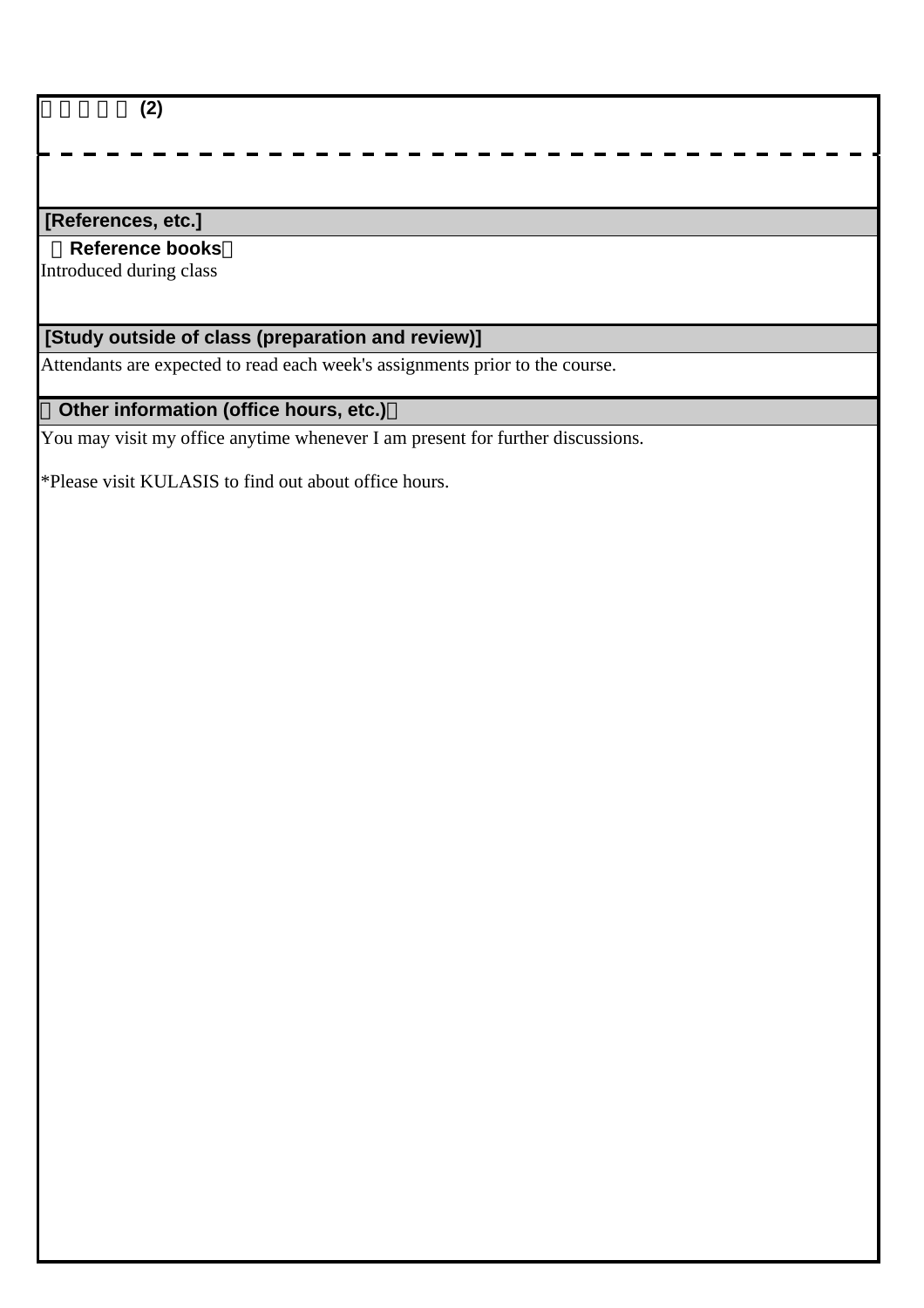□□□□□ (2)

## [References, etc.]

**□Reference books□**

Introduced during class

## [Study outside of class (preparation and review)]

Attendants are expected to read each week's assignments prior to the course.

## □Other information (office hours, etc.)□

You may visit my office anytime whenever I am present for further discussions.

*Please visit KULASIS to find out about office hours.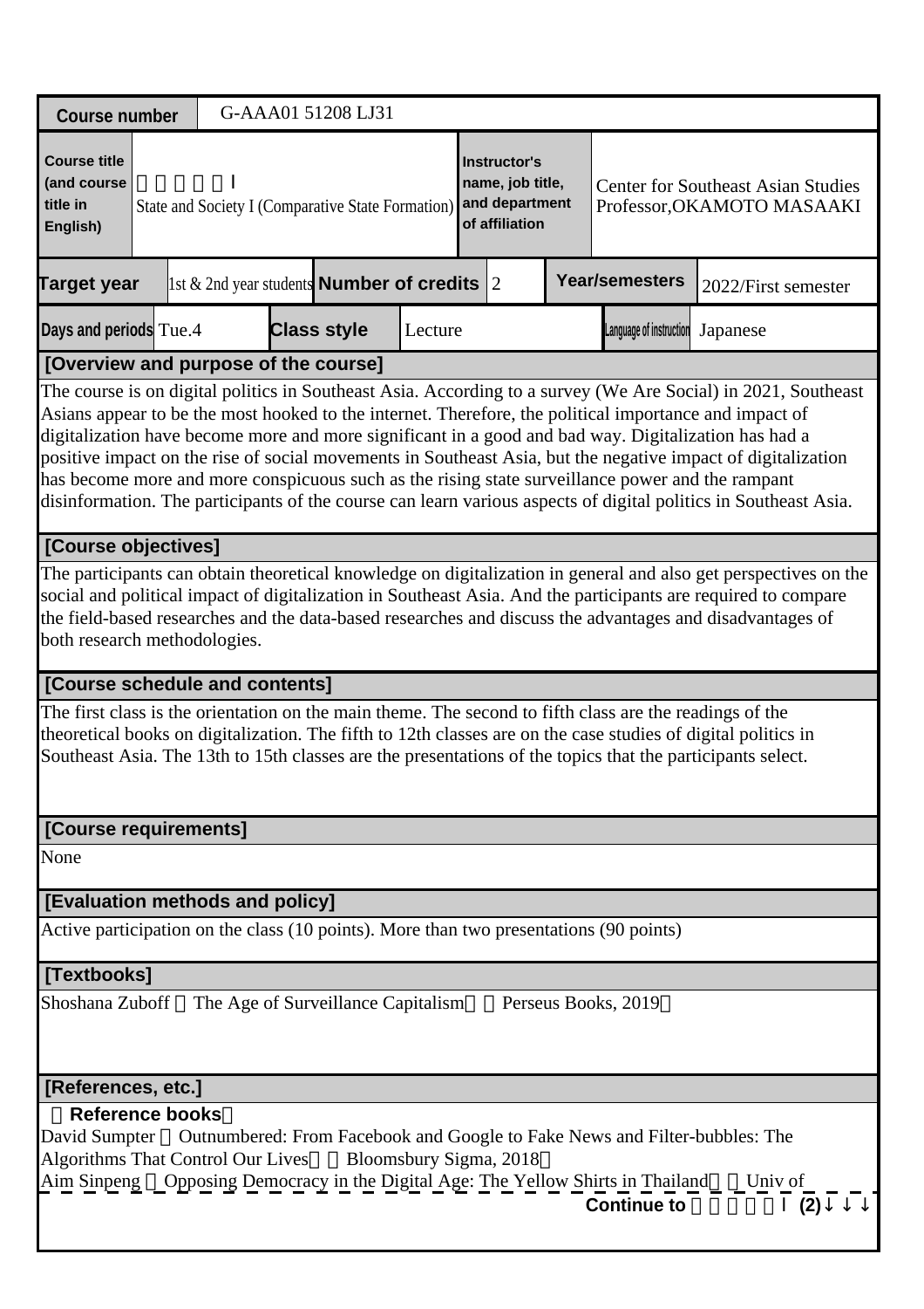| Course number | G-AAA01 51208 LJ31 | | | | |
|---|---|---|---|---|---|
| Course title (and course title in English) | 国家と社会Ⅰ<br>State and Society I (Comparative State Formation) | Instructor's name, job title, and department of affiliation | Center for Southeast Asian Studies<br>Professor,OKAMOTO MASAAKI | | |
| Target year | 1st & 2nd year students | Number of credits | 2 | Year/semesters | 2022/First semester |
| Days and periods | Tue.4 | Class style | Lecture | Language of instruction | Japanese |

**[Overview and purpose of the course]**

The course is on digital politics in Southeast Asia. According to a survey (We Are Social) in 2021, Southeast Asians appear to be the most hooked to the internet. Therefore, the political importance and impact of digitalization have become more and more significant in a good and bad way. Digitalization has had a positive impact on the rise of social movements in Southeast Asia, but the negative impact of digitalization has become more and more conspicuous such as the rising state surveillance power and the rampant disinformation. The participants of the course can learn various aspects of digital politics in Southeast Asia.

**[Course objectives]**

The participants can obtain theoretical knowledge on digitalization in general and also get perspectives on the social and political impact of digitalization in Southeast Asia. And the participants are required to compare the field-based researches and the data-based researches and discuss the advantages and disadvantages of both research methodologies.

**[Course schedule and contents]**

The first class is the orientation on the main theme. The second to fifth class are the readings of the theoretical books on digitalization. The fifth to 12th classes are on the case studies of digital politics in Southeast Asia. The 13th to 15th classes are the presentations of the topics that the participants select.

**[Course requirements]**

None

**[Evaluation methods and policy]**

Active participation on the class (10 points). More than two presentations (90 points)

**[Textbooks]**

Shoshana Zuboff 『The Age of Surveillance Capitalism』（Perseus Books, 2019）

**[References, etc.]**

（Reference books）

David Sumpter 『Outnumbered: From Facebook and Google to Fake News and Filter-bubbles: The Algorithms That Control Our Lives』（Bloomsbury Sigma, 2018）

Aim Sinpeng 『Opposing Democracy in the Digital Age: The Yellow Shirts in Thailand』（Univ of

Continue to 国家と社会Ⅰ(2)↓↓↓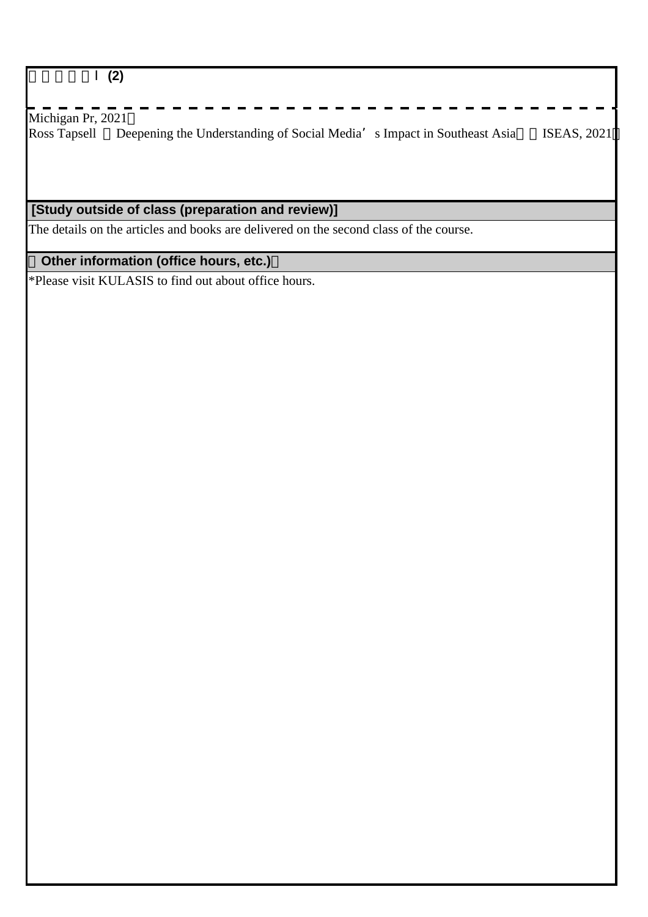□□□□□Ⅰ (2)

Michigan Pr, 2021）
Ross Tapsell 『Deepening the Understanding of Social Media’s Impact in Southeast Asia』（ISEAS, 2021）

## [Study outside of class (preparation and review)]

The details on the articles and books are delivered on the second class of the course.

## 【Other information (office hours, etc.)】

*Please visit KULASIS to find out about office hours.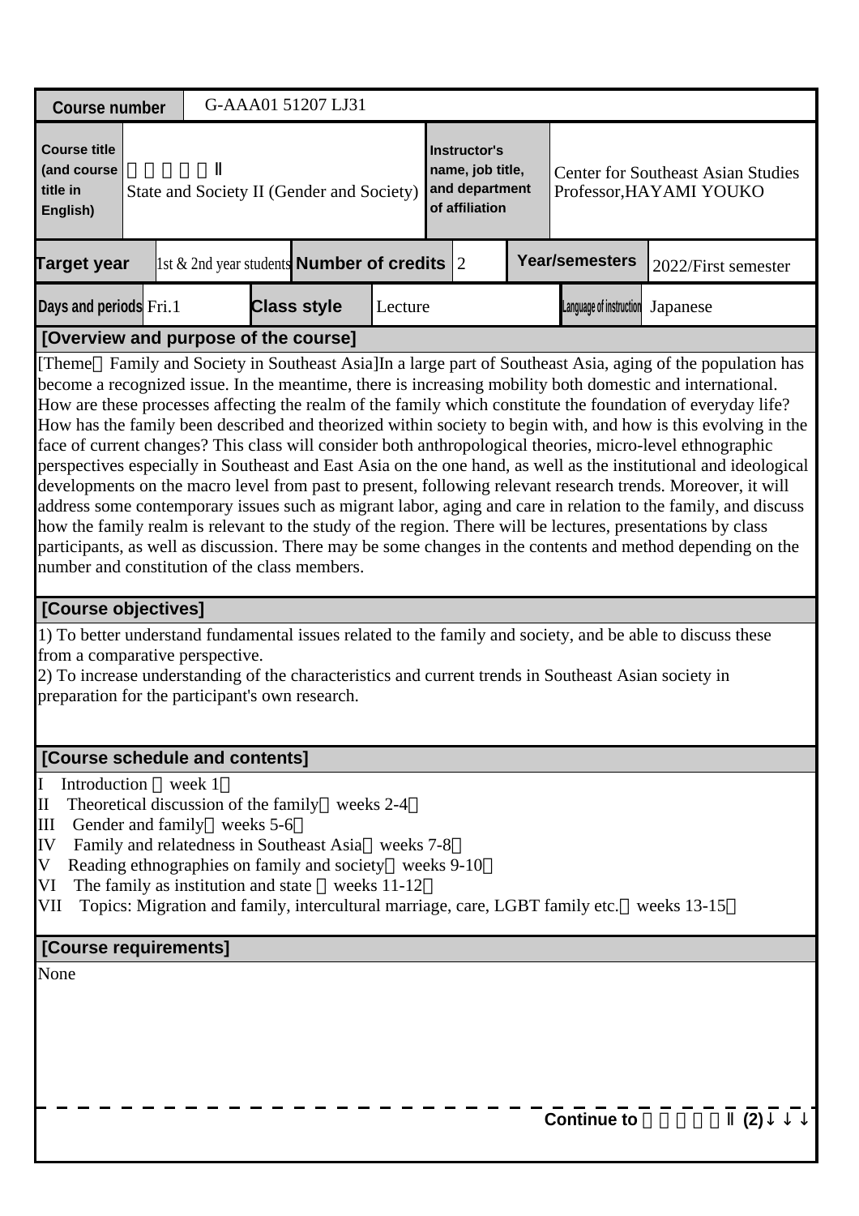| Course number | G-AAA01 51207 LJ31 | | | | |
|---|---|---|---|---|---|
| Course title (and course title in English) | Ⅱ<br>State and Society II (Gender and Society) | Instructor's name, job title, and department of affiliation | Center for Southeast Asian Studies<br>Professor,HAYAMI YOUKO | | |
| Target year | 1st & 2nd year students | Number of credits | 2 | Year/semesters | 2022/First semester |
| Days and periods | Fri.1 | Class style | Lecture | Language of instruction | Japanese |

## [Overview and purpose of the course]

[Theme Family and Society in Southeast Asia]In a large part of Southeast Asia, aging of the population has become a recognized issue. In the meantime, there is increasing mobility both domestic and international. How are these processes affecting the realm of the family which constitute the foundation of everyday life? How has the family been described and theorized within society to begin with, and how is this evolving in the face of current changes? This class will consider both anthropological theories, micro-level ethnographic perspectives especially in Southeast and East Asia on the one hand, as well as the institutional and ideological developments on the macro level from past to present, following relevant research trends. Moreover, it will address some contemporary issues such as migrant labor, aging and care in relation to the family, and discuss how the family realm is relevant to the study of the region. There will be lectures, presentations by class participants, as well as discussion. There may be some changes in the contents and method depending on the number and constitution of the class members.

## [Course objectives]

1) To better understand fundamental issues related to the family and society, and be able to discuss these from a comparative perspective.
2) To increase understanding of the characteristics and current trends in Southeast Asian society in preparation for the participant's own research.

## [Course schedule and contents]

I Introduction week 1
II Theoretical discussion of the family weeks 2-4
III Gender and family weeks 5-6
IV Family and relatedness in Southeast Asia weeks 7-8
V Reading ethnographies on family and society weeks 9-10
VI The family as institution and state weeks 11-12
VII Topics: Migration and family, intercultural marriage, care, LGBT family etc. weeks 13-15

## [Course requirements]

None

Continue to Ⅱ (2)↓↓↓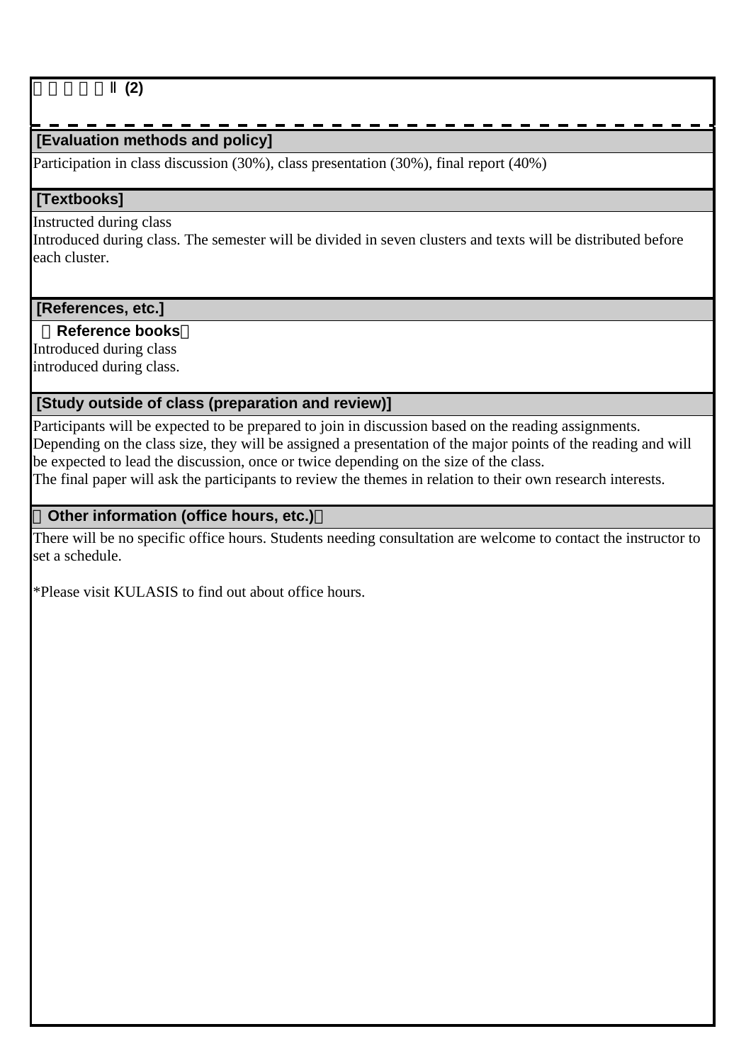□□□□□Ⅱ (2)

## [Evaluation methods and policy]

Participation in class discussion (30%), class presentation (30%), final report (40%)

## [Textbooks]

Instructed during class
Introduced during class. The semester will be divided in seven clusters and texts will be distributed before each cluster.

## [References, etc.]

**□Reference books□**

Introduced during class
introduced during class.

## [Study outside of class (preparation and review)]

Participants will be expected to be prepared to join in discussion based on the reading assignments. Depending on the class size, they will be assigned a presentation of the major points of the reading and will be expected to lead the discussion, once or twice depending on the size of the class.
The final paper will ask the participants to review the themes in relation to their own research interests.

## □Other information (office hours, etc.)□

There will be no specific office hours. Students needing consultation are welcome to contact the instructor to set a schedule.

*Please visit KULASIS to find out about office hours.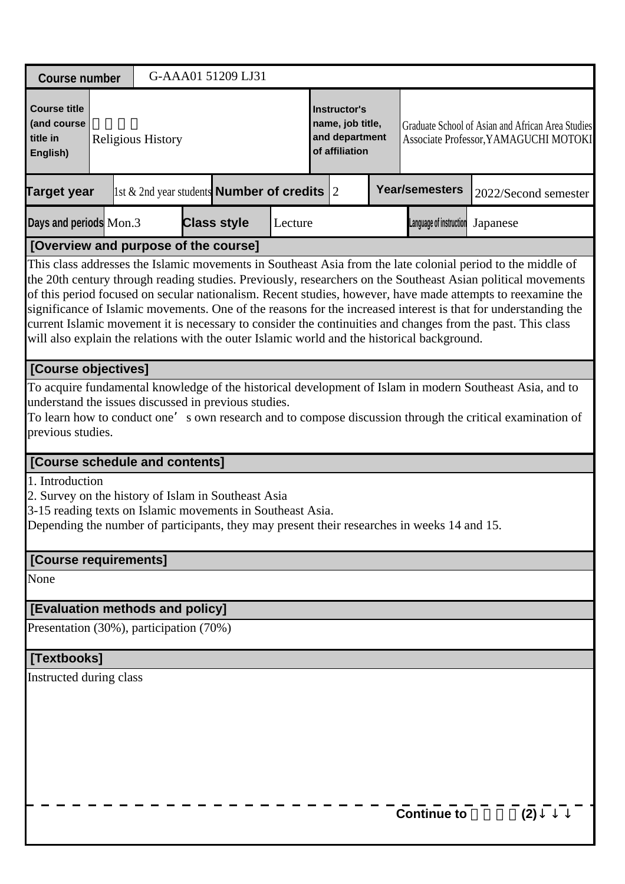| Course number | G-AAA01 51209 LJ31 | | |
|---|---|---|---|
| Course title (and course title in English) | 宗教史 Religious History | Instructor's name, job title, and department of affiliation | Graduate School of Asian and African Area Studies Associate Professor,YAMAGUCHI MOTOKI |

| Target year | 1st & 2nd year students | Number of credits | 2 | Year/semesters | 2022/Second semester |
|---|---|---|---|---|---|
| Days and periods | Mon.3 | Class style | Lecture | Language of instruction | Japanese |

**[Overview and purpose of the course]**

This class addresses the Islamic movements in Southeast Asia from the late colonial period to the middle of the 20th century through reading studies. Previously, researchers on the Southeast Asian political movements of this period focused on secular nationalism. Recent studies, however, have made attempts to reexamine the significance of Islamic movements. One of the reasons for the increased interest is that for understanding the current Islamic movement it is necessary to consider the continuities and changes from the past. This class will also explain the relations with the outer Islamic world and the historical background.

**[Course objectives]**

To acquire fundamental knowledge of the historical development of Islam in modern Southeast Asia, and to understand the issues discussed in previous studies.
To learn how to conduct one’ s own research and to compose discussion through the critical examination of previous studies.

**[Course schedule and contents]**

1. Introduction
2. Survey on the history of Islam in Southeast Asia
3-15 reading texts on Islamic movements in Southeast Asia.
Depending the number of participants, they may present their researches in weeks 14 and 15.

**[Course requirements]**

None

**[Evaluation methods and policy]**

Presentation (30%), participation (70%)

**[Textbooks]**

Instructed during class

Continue to 宗教史(2)↓↓↓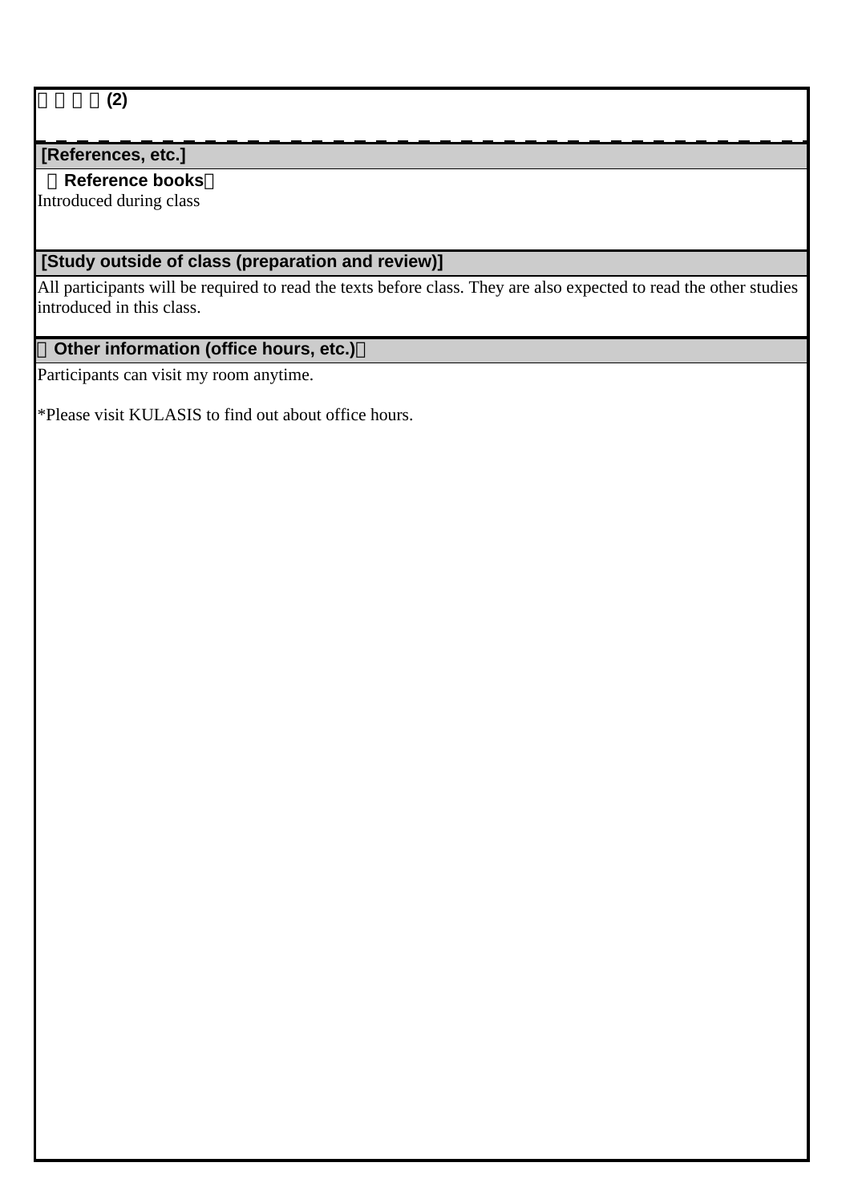□□□□(2)

**[References, etc.]**

**□Reference books□**

Introduced during class

**[Study outside of class (preparation and review)]**

All participants will be required to read the texts before class. They are also expected to read the other studies introduced in this class.

**□Other information (office hours, etc.)□**

Participants can visit my room anytime.

*Please visit KULASIS to find out about office hours.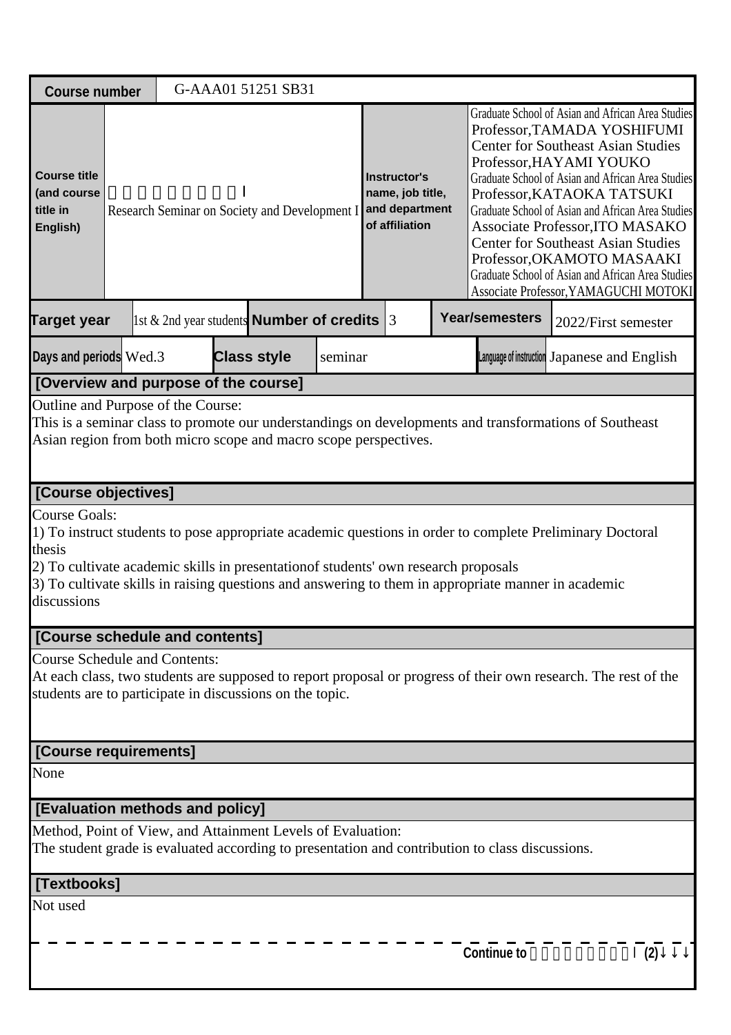| Course number | G-AAA01 51251 SB31 | | |
|---|---|---|---|
| Course title (and course title in English) | 　　　　　　　　Ｉ<br>Research Seminar on Society and Development I | Instructor's name, job title, and department of affiliation | Graduate School of Asian and African Area Studies<br>Professor,TAMADA YOSHIFUMI<br>Center for Southeast Asian Studies<br>Professor,HAYAMI YOUKO<br>Graduate School of Asian and African Area Studies<br>Professor,KATAOKA TATSUKI<br>Graduate School of Asian and African Area Studies<br>Associate Professor,ITO MASAKO<br>Center for Southeast Asian Studies<br>Professor,OKAMOTO MASAAKI<br>Graduate School of Asian and African Area Studies<br>Associate Professor,YAMAGUCHI MOTOKI |

| Target year | 1st & 2nd year students | Number of credits | 3 | Year/semesters | 2022/First semester |
|---|---|---|---|---|---|
| Days and periods | Wed.3 | Class style | seminar | Language of instruction | Japanese and English |

## [Overview and purpose of the course]

Outline and Purpose of the Course:
This is a seminar class to promote our understandings on developments and transformations of Southeast Asian region from both micro scope and macro scope perspectives.

## [Course objectives]

Course Goals:
1) To instruct students to pose appropriate academic questions in order to complete Preliminary Doctoral thesis
2) To cultivate academic skills in presentationof students' own research proposals
3) To cultivate skills in raising questions and answering to them in appropriate manner in academic discussions

## [Course schedule and contents]

Course Schedule and Contents:
At each class, two students are supposed to report proposal or progress of their own research. The rest of the students are to participate in discussions on the topic.

## [Course requirements]

None

## [Evaluation methods and policy]

Method, Point of View, and Attainment Levels of Evaluation:
The student grade is evaluated according to presentation and contribution to class discussions.

## [Textbooks]

Not used

Continue to 　　　　　　　　Ｉ (2)↓↓↓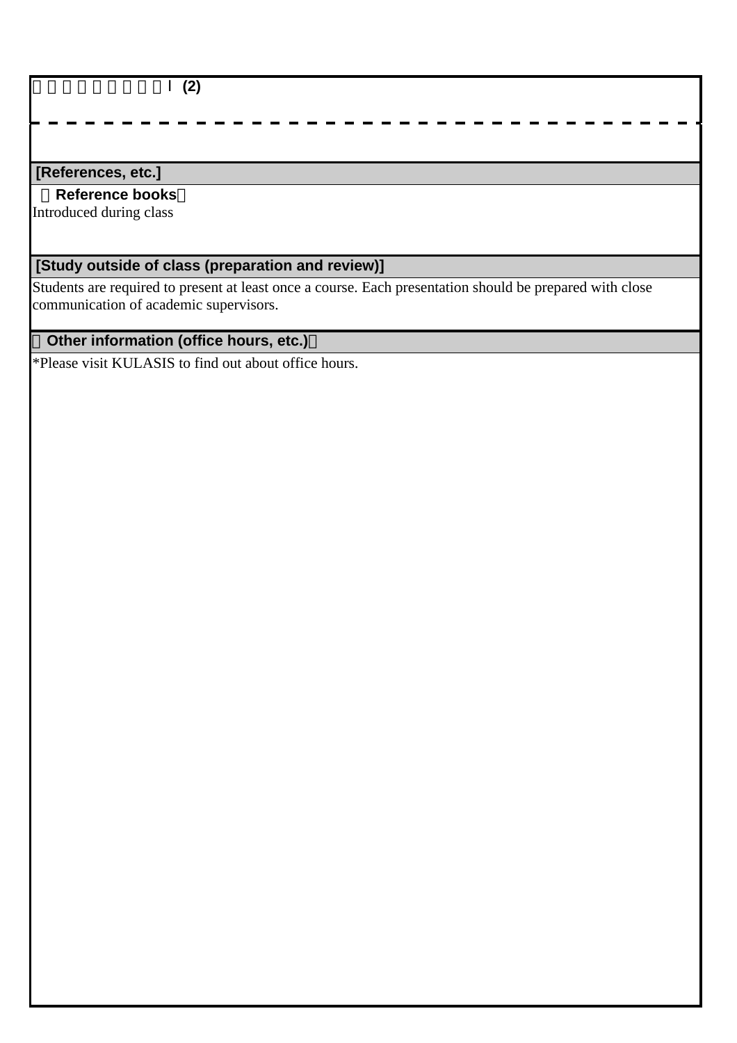□□□□□□□□□Ⅰ (2)

## [References, etc.]

**（Reference books）**

Introduced during class

## [Study outside of class (preparation and review)]

Students are required to present at least once a course. Each presentation should be prepared with close communication of academic supervisors.

## （Other information (office hours, etc.)）

*Please visit KULASIS to find out about office hours.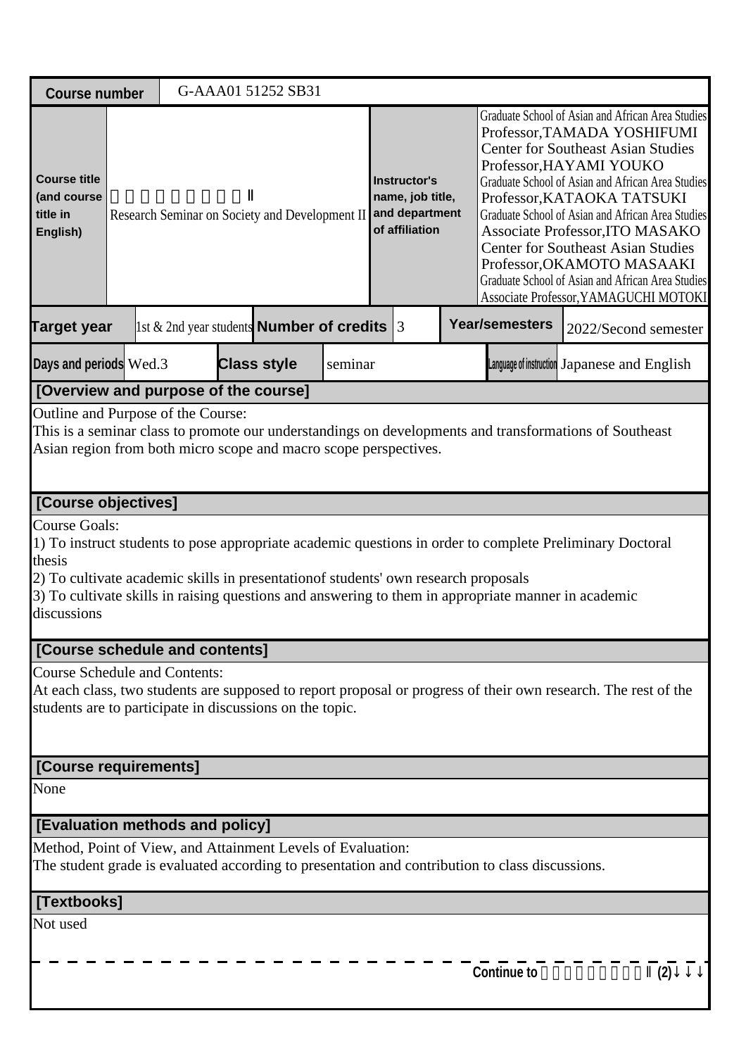| Course number | G-AAA01 51252 SB31 | | |
|---|---|---|---|
| Course title (and course title in English) | Ⅱ<br>Research Seminar on Society and Development II | Instructor's name, job title, and department of affiliation | Graduate School of Asian and African Area Studies<br>Professor,TAMADA YOSHIFUMI<br>Center for Southeast Asian Studies<br>Professor,HAYAMI YOUKO<br>Graduate School of Asian and African Area Studies<br>Professor,KATAOKA TATSUKI<br>Graduate School of Asian and African Area Studies<br>Associate Professor,ITO MASAKO<br>Center for Southeast Asian Studies<br>Professor,OKAMOTO MASAAKI<br>Graduate School of Asian and African Area Studies<br>Associate Professor,YAMAGUCHI MOTOKI |

| Target year | 1st & 2nd year students | Number of credits | 3 | Year/semesters | 2022/Second semester |
|---|---|---|---|---|---|
| Days and periods | Wed.3 | Class style | seminar | Language of instruction | Japanese and English |

## [Overview and purpose of the course]

Outline and Purpose of the Course:
This is a seminar class to promote our understandings on developments and transformations of Southeast Asian region from both micro scope and macro scope perspectives.

## [Course objectives]

Course Goals:
1) To instruct students to pose appropriate academic questions in order to complete Preliminary Doctoral thesis
2) To cultivate academic skills in presentationof students' own research proposals
3) To cultivate skills in raising questions and answering to them in appropriate manner in academic discussions

## [Course schedule and contents]

Course Schedule and Contents:
At each class, two students are supposed to report proposal or progress of their own research. The rest of the students are to participate in discussions on the topic.

## [Course requirements]

None

## [Evaluation methods and policy]

Method, Point of View, and Attainment Levels of Evaluation:
The student grade is evaluated according to presentation and contribution to class discussions.

## [Textbooks]

Not used

Continue to Ⅱ (2)↓↓↓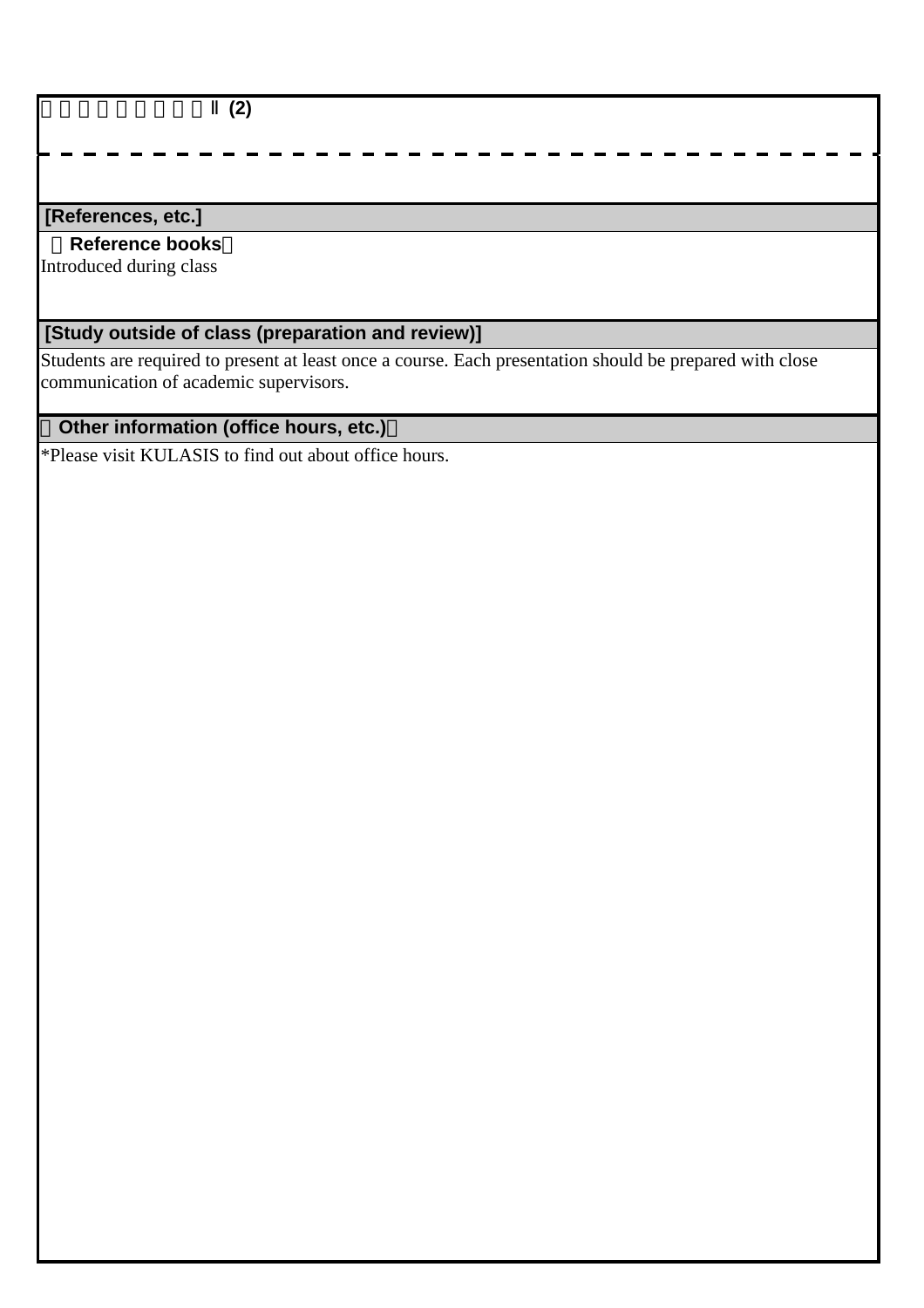**[References, etc.]**

**（Reference books）**

Introduced during class

**[Study outside of class (preparation and review)]**

Students are required to present at least once a course. Each presentation should be prepared with close communication of academic supervisors.

**（Other information (office hours, etc.)）**

*Please visit KULASIS to find out about office hours.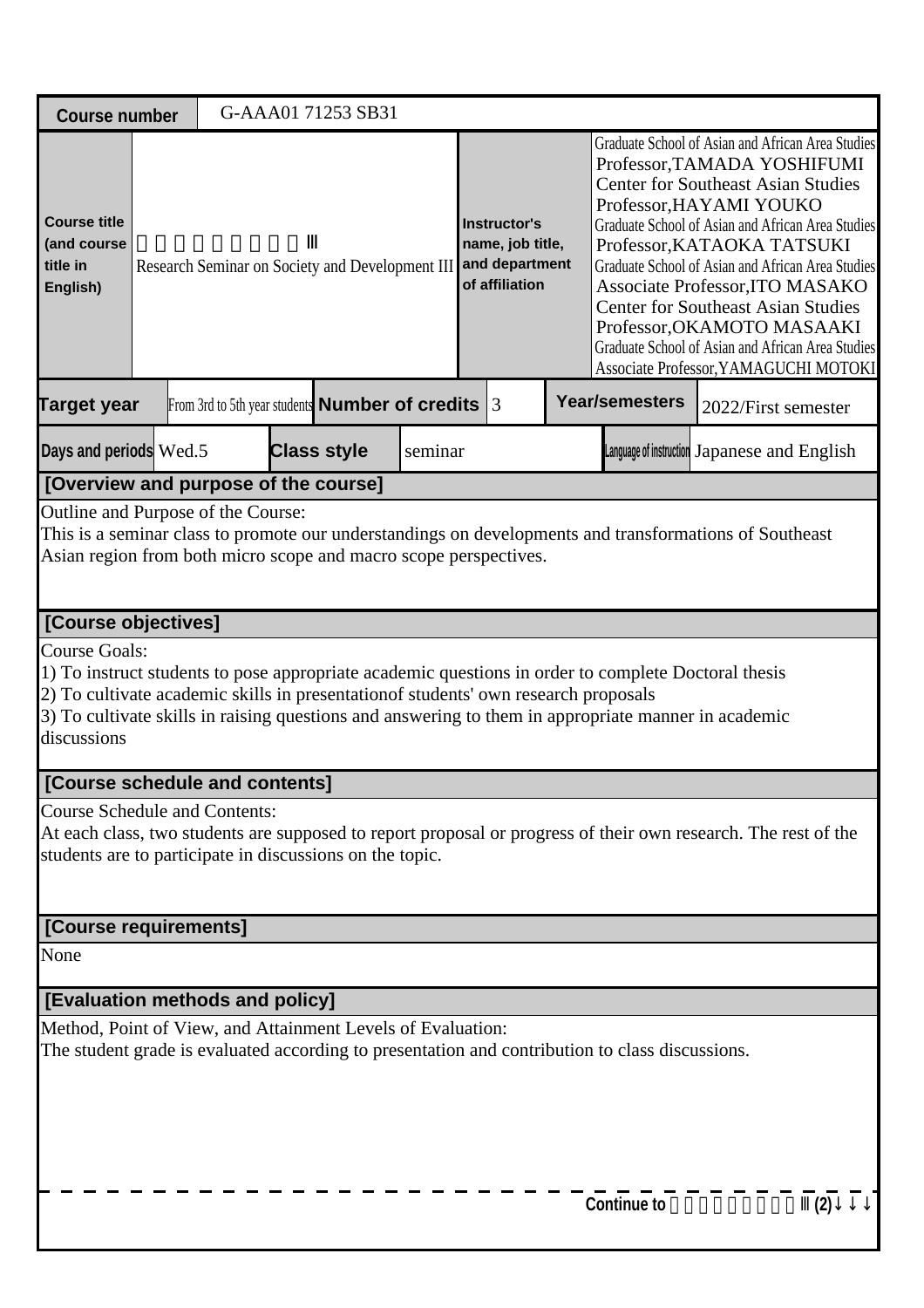| Course number | G-AAA01 71253 SB31 | | |
|---|---|---|---|
| Course title (and course title in English) | Ⅲ<br>Research Seminar on Society and Development III | Instructor's name, job title, and department of affiliation | Graduate School of Asian and African Area Studies<br>Professor,TAMADA YOSHIFUMI<br>Center for Southeast Asian Studies<br>Professor,HAYAMI YOUKO<br>Graduate School of Asian and African Area Studies<br>Professor,KATAOKA TATSUKI<br>Graduate School of Asian and African Area Studies<br>Associate Professor,ITO MASAKO<br>Center for Southeast Asian Studies<br>Professor,OKAMOTO MASAAKI<br>Graduate School of Asian and African Area Studies<br>Associate Professor,YAMAGUCHI MOTOKI |

| Target year | From 3rd to 5th year students | Number of credits | 3 | Year/semesters | 2022/First semester |
|---|---|---|---|---|---|
| Days and periods | Wed.5 | Class style | seminar | Language of instruction | Japanese and English |

## [Overview and purpose of the course]

Outline and Purpose of the Course:
This is a seminar class to promote our understandings on developments and transformations of Southeast Asian region from both micro scope and macro scope perspectives.

## [Course objectives]

Course Goals:
1) To instruct students to pose appropriate academic questions in order to complete Doctoral thesis
2) To cultivate academic skills in presentationof students' own research proposals
3) To cultivate skills in raising questions and answering to them in appropriate manner in academic discussions

## [Course schedule and contents]

Course Schedule and Contents:
At each class, two students are supposed to report proposal or progress of their own research. The rest of the students are to participate in discussions on the topic.

## [Course requirements]

None

## [Evaluation methods and policy]

Method, Point of View, and Attainment Levels of Evaluation:
The student grade is evaluated according to presentation and contribution to class discussions.

Continue to Ⅲ(2)↓↓↓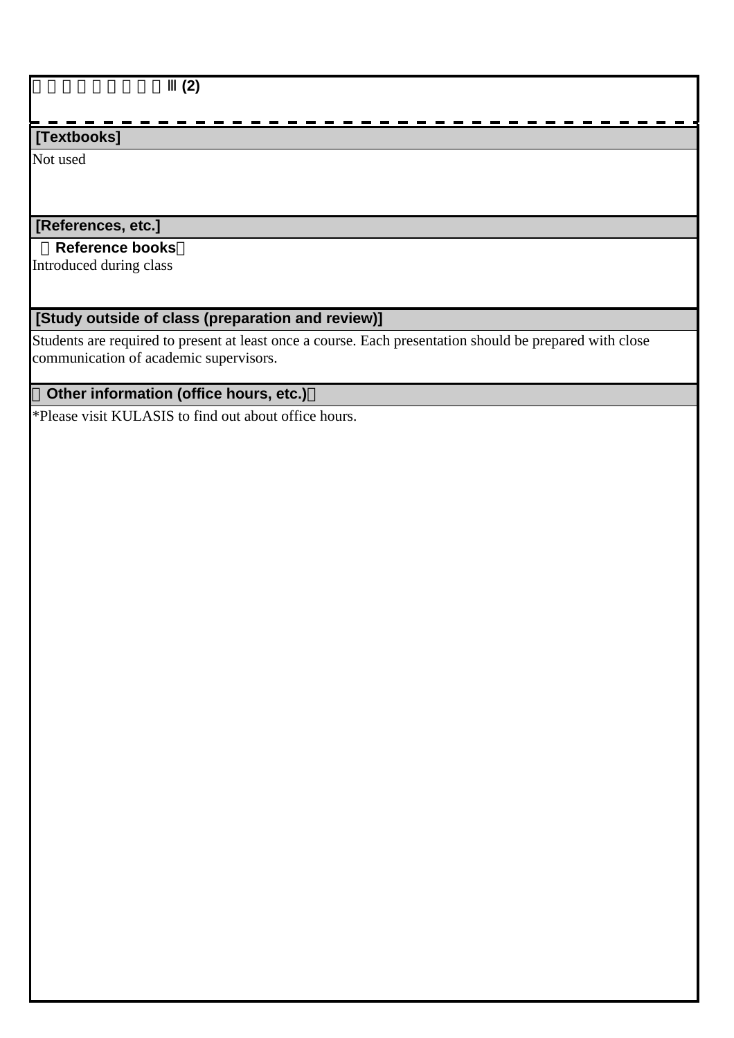□□□□□□□□□Ⅲ(2)

**[Textbooks]**

Not used

**[References, etc.]**

**（Reference books）**

Introduced during class

**[Study outside of class (preparation and review)]**

Students are required to present at least once a course. Each presentation should be prepared with close communication of academic supervisors.

**（Other information (office hours, etc.)）**

*Please visit KULASIS to find out about office hours.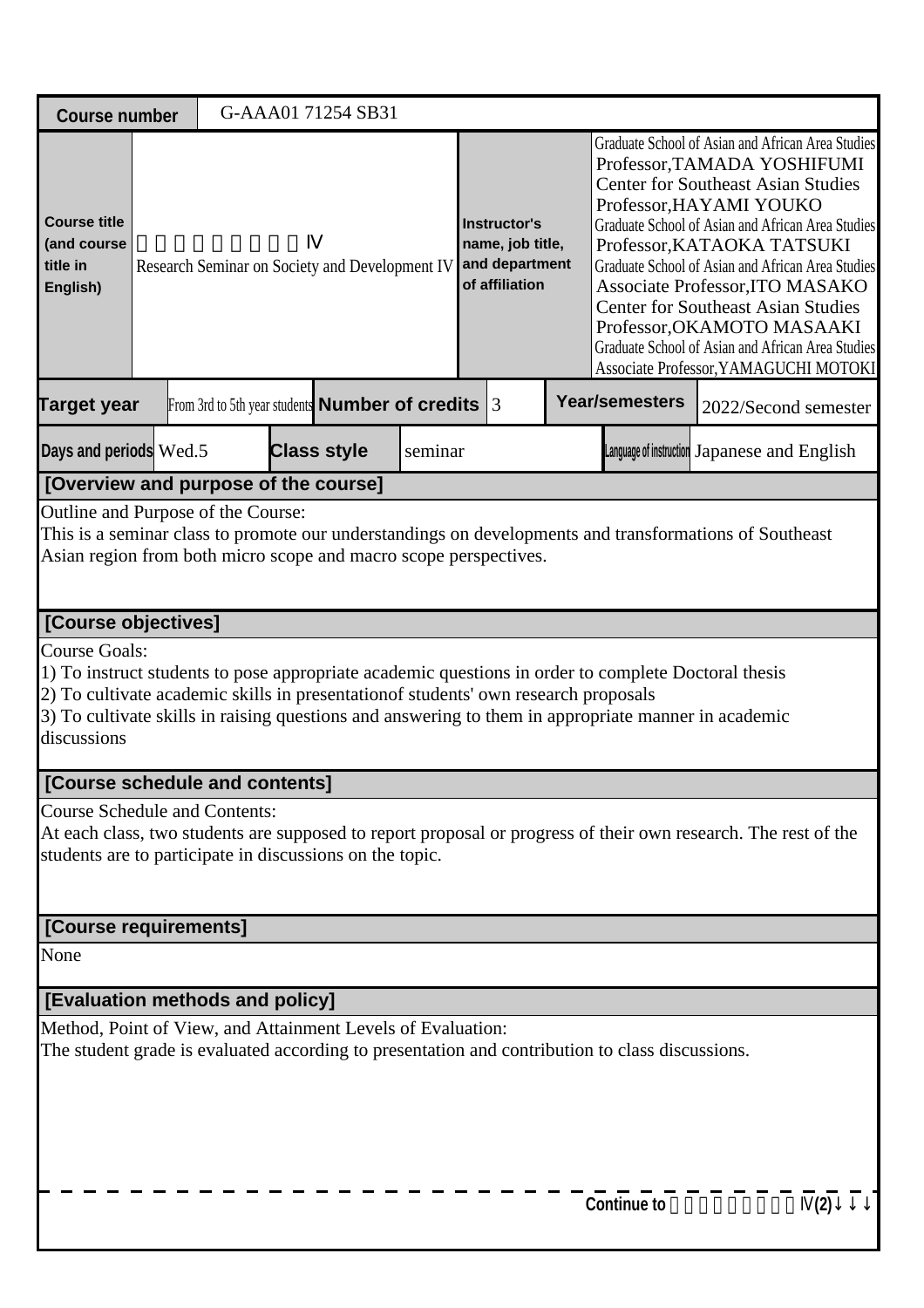| Course number | G-AAA01 71254 SB31 |
|---|---|

| Course title (and course title in English) | Ⅳ<br>Research Seminar on Society and Development IV | Instructor's name, job title, and department of affiliation | Graduate School of Asian and African Area Studies<br>Professor,TAMADA YOSHIFUMI<br>Center for Southeast Asian Studies<br>Professor,HAYAMI YOUKO<br>Graduate School of Asian and African Area Studies<br>Professor,KATAOKA TATSUKI<br>Graduate School of Asian and African Area Studies<br>Associate Professor,ITO MASAKO<br>Center for Southeast Asian Studies<br>Professor,OKAMOTO MASAAKI<br>Graduate School of Asian and African Area Studies<br>Associate Professor,YAMAGUCHI MOTOKI |
|---|---|---|---|

| Target year | From 3rd to 5th year students | Number of credits | 3 | Year/semesters | 2022/Second semester |
|---|---|---|---|---|---|
| Days and periods | Wed.5 | Class style | seminar | Language of instruction | Japanese and English |

## [Overview and purpose of the course]

Outline and Purpose of the Course:
This is a seminar class to promote our understandings on developments and transformations of Southeast Asian region from both micro scope and macro scope perspectives.

## [Course objectives]

Course Goals:
1) To instruct students to pose appropriate academic questions in order to complete Doctoral thesis
2) To cultivate academic skills in presentationof students' own research proposals
3) To cultivate skills in raising questions and answering to them in appropriate manner in academic discussions

## [Course schedule and contents]

Course Schedule and Contents:
At each class, two students are supposed to report proposal or progress of their own research. The rest of the students are to participate in discussions on the topic.

## [Course requirements]

None

## [Evaluation methods and policy]

Method, Point of View, and Attainment Levels of Evaluation:
The student grade is evaluated according to presentation and contribution to class discussions.

Continue to Ⅳ(2)↓↓↓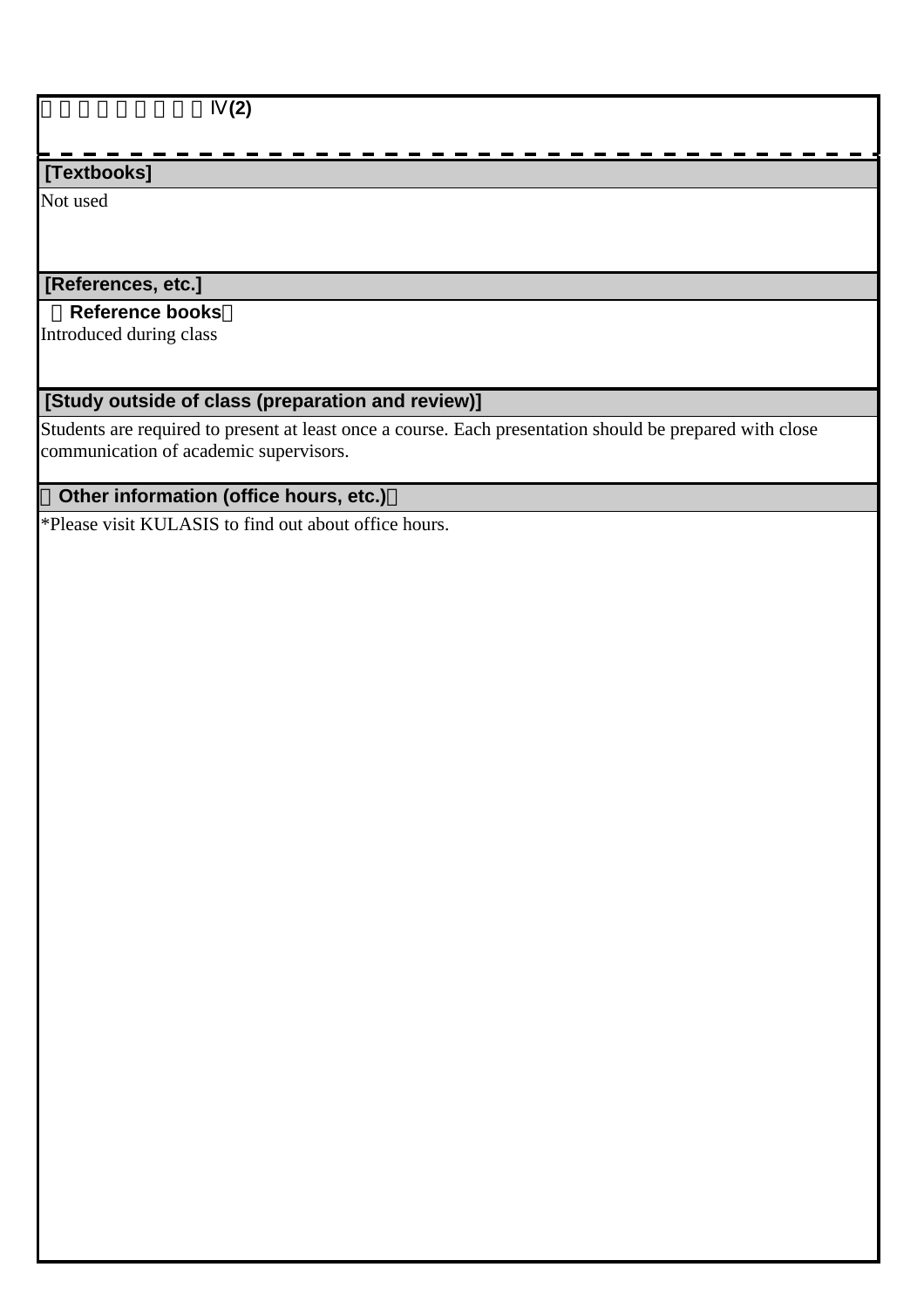Ⅳ(2)

## [Textbooks]

Not used

## [References, etc.]

**Reference books**

Introduced during class

## [Study outside of class (preparation and review)]

Students are required to present at least once a course. Each presentation should be prepared with close communication of academic supervisors.

## Other information (office hours, etc.)

*Please visit KULASIS to find out about office hours.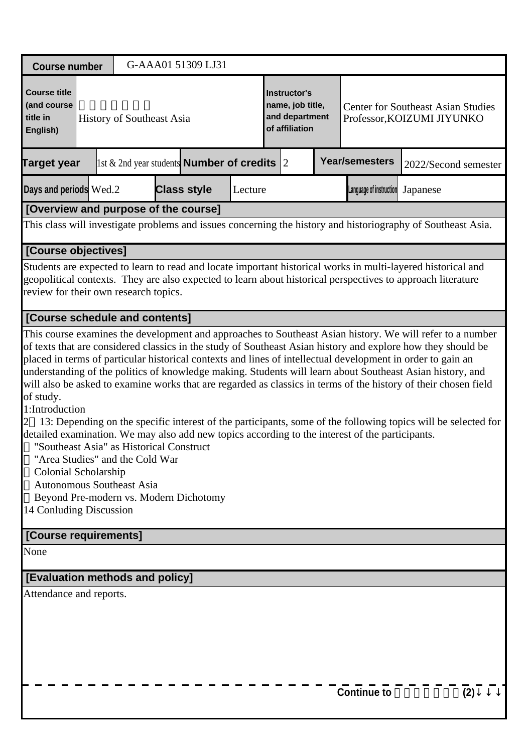| Course number | G-AAA01 51309 LJ31 | | | | | | |
|---|---|---|---|---|---|---|---|
| Course title (and course title in English) | 東南アジア史 History of Southeast Asia | | | Instructor's name, job title, and department of affiliation | Center for Southeast Asian Studies Professor,KOIZUMI JIYUNKO | | |
| Target year | 1st & 2nd year students | Number of credits | 2 | Year/semesters | 2022/Second semester | | |
| Days and periods | Wed.2 | Class style | Lecture | Language of instruction | Japanese | | |

**[Overview and purpose of the course]**

This class will investigate problems and issues concerning the history and historiography of Southeast Asia.

**[Course objectives]**

Students are expected to learn to read and locate important historical works in multi-layered historical and geopolitical contexts. They are also expected to learn about historical perspectives to approach literature review for their own research topics.

**[Course schedule and contents]**

This course examines the development and approaches to Southeast Asian history. We will refer to a number of texts that are considered classics in the study of Southeast Asian history and explore how they should be placed in terms of particular historical contexts and lines of intellectual development in order to gain an understanding of the politics of knowledge making. Students will learn about Southeast Asian history, and will also be asked to examine works that are regarded as classics in terms of the history of their chosen field of study.

1:Introduction

2～13: Depending on the specific interest of the participants, some of the following topics will be selected for detailed examination. We may also add new topics according to the interest of the participants.

・"Southeast Asia" as Historical Construct
・"Area Studies" and the Cold War
・Colonial Scholarship
・Autonomous Southeast Asia
・Beyond Pre-modern vs. Modern Dichotomy

14 Conluding Discussion

**[Course requirements]**

None

**[Evaluation methods and policy]**

Attendance and reports.

Continue to 東南アジア史(2)↓↓↓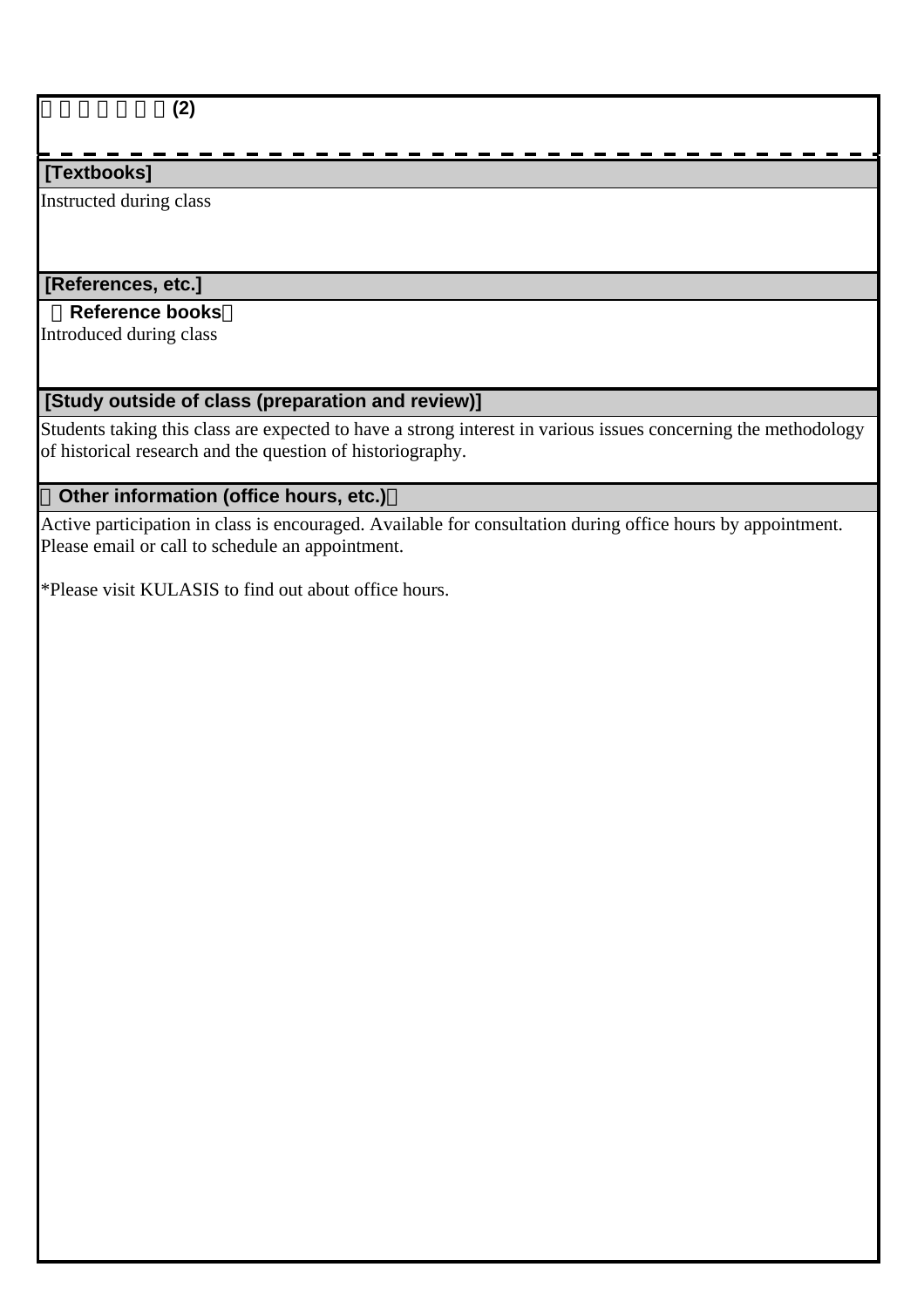□□□□□□□(2)

## [Textbooks]

Instructed during class

## [References, etc.]

**（Reference books）**

Introduced during class

## [Study outside of class (preparation and review)]

Students taking this class are expected to have a strong interest in various issues concerning the methodology of historical research and the question of historiography.

## （Other information (office hours, etc.)）

Active participation in class is encouraged. Available for consultation during office hours by appointment. Please email or call to schedule an appointment.

*Please visit KULASIS to find out about office hours.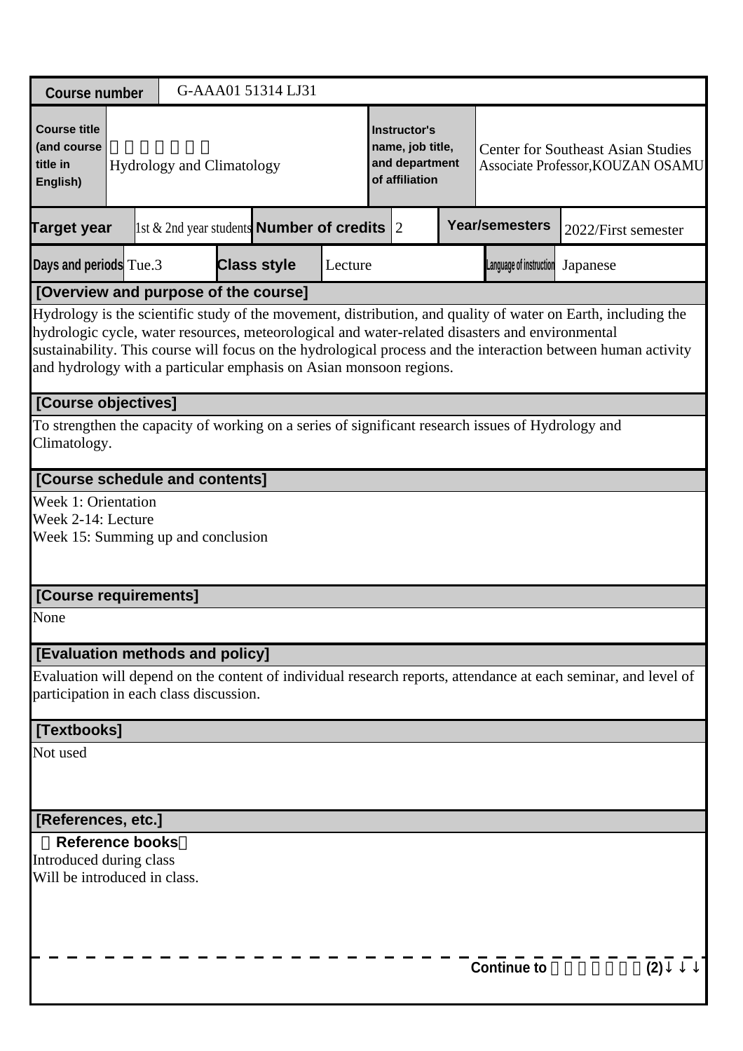| Course number | G-AAA01 51314 LJ31 | | | | |
|---|---|---|---|---|---|
| Course title (and course title in English) | □□□□□□ Hydrology and Climatology | | Instructor's name, job title, and department of affiliation | Center for Southeast Asian Studies Associate Professor,KOUZAN OSAMU | |
| Target year | 1st & 2nd year students | Number of credits | 2 | Year/semesters | 2022/First semester |
| Days and periods | Tue.3 | Class style | Lecture | Language of instruction | Japanese |

**[Overview and purpose of the course]**

Hydrology is the scientific study of the movement, distribution, and quality of water on Earth, including the hydrologic cycle, water resources, meteorological and water-related disasters and environmental sustainability. This course will focus on the hydrological process and the interaction between human activity and hydrology with a particular emphasis on Asian monsoon regions.

**[Course objectives]**

To strengthen the capacity of working on a series of significant research issues of Hydrology and Climatology.

**[Course schedule and contents]**

Week 1: Orientation
Week 2-14: Lecture
Week 15: Summing up and conclusion

**[Course requirements]**

None

**[Evaluation methods and policy]**

Evaluation will depend on the content of individual research reports, attendance at each seminar, and level of participation in each class discussion.

**[Textbooks]**

Not used

**[References, etc.]**

（**Reference books**）
Introduced during class
Will be introduced in class.

Continue to □□□□□□(2)↓↓↓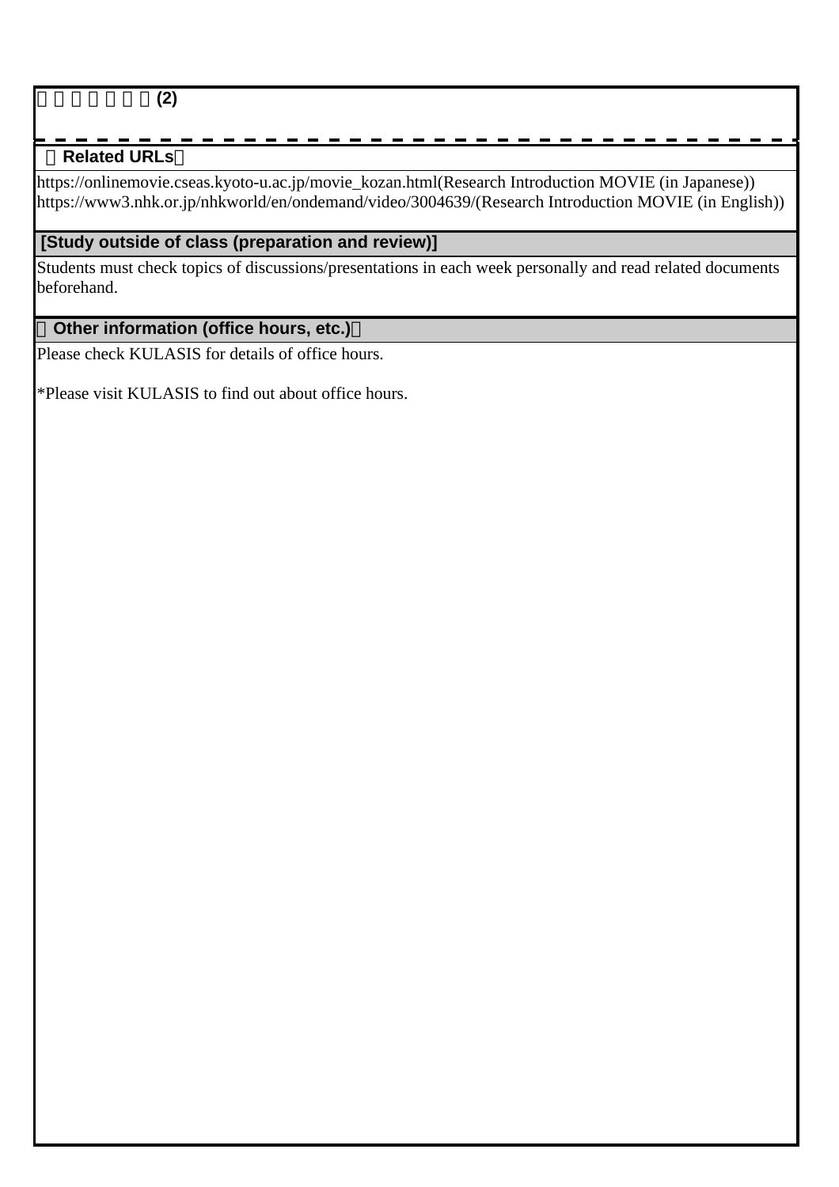(2)

**Related URLs**

https://onlinemovie.cseas.kyoto-u.ac.jp/movie_kozan.html(Research Introduction MOVIE (in Japanese))
https://www3.nhk.or.jp/nhkworld/en/ondemand/video/3004639/(Research Introduction MOVIE (in English))

**[Study outside of class (preparation and review)]**

Students must check topics of discussions/presentations in each week personally and read related documents beforehand.

**Other information (office hours, etc.)**

Please check KULASIS for details of office hours.

*Please visit KULASIS to find out about office hours.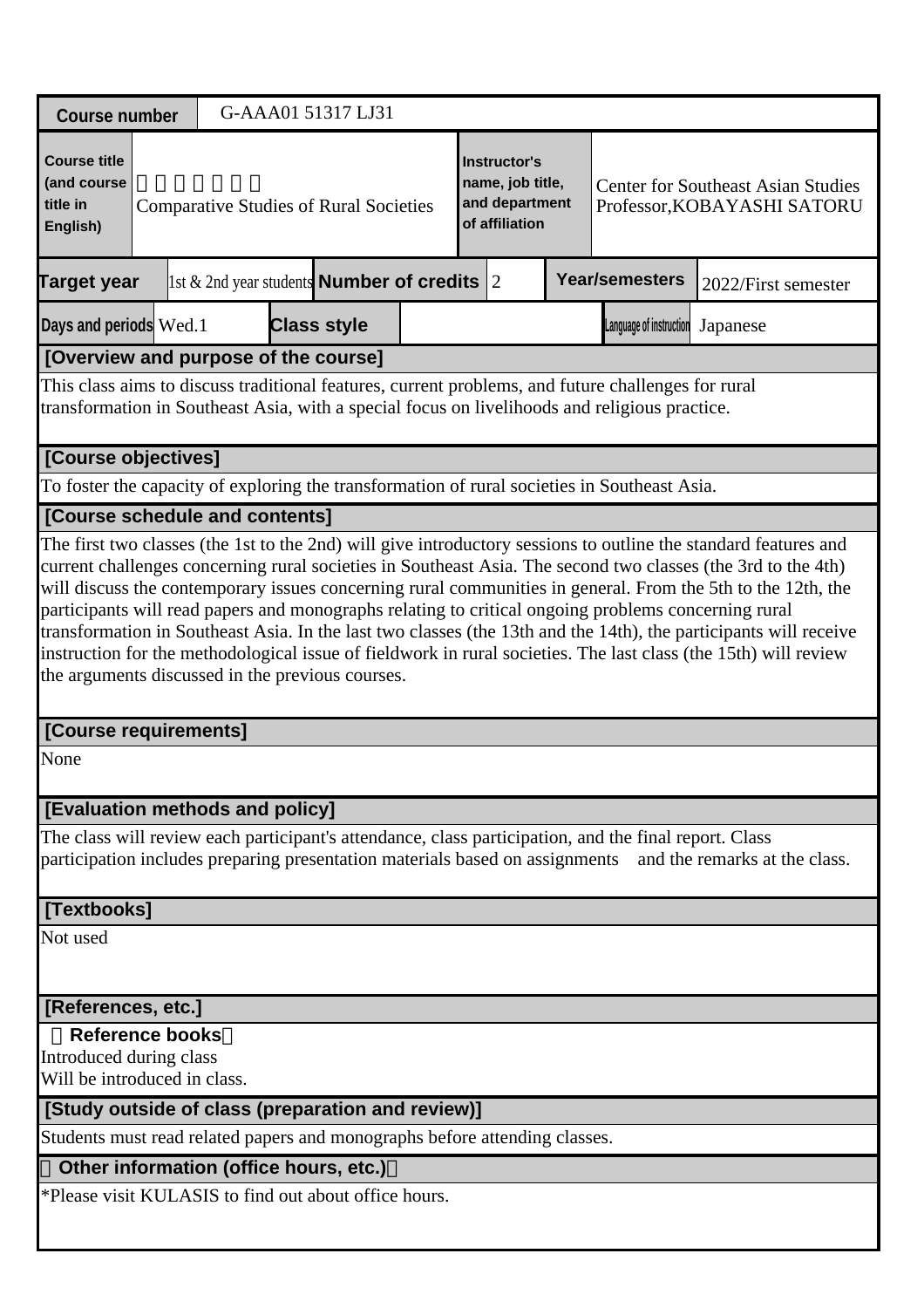| Course number | G-AAA01 51317 LJ31 | | | | |
|---|---|---|---|---|---|
| Course title (and course title in English) | 　　　　　　<br>Comparative Studies of Rural Societies | | Instructor's name, job title, and department of affiliation | Center for Southeast Asian Studies<br>Professor,KOBAYASHI SATORU | |
| Target year | 1st & 2nd year students | Number of credits | 2 | Year/semesters | 2022/First semester |
| Days and periods | Wed.1 | Class style | | Language of instruction | Japanese |

**[Overview and purpose of the course]**

This class aims to discuss traditional features, current problems, and future challenges for rural transformation in Southeast Asia, with a special focus on livelihoods and religious practice.

**[Course objectives]**

To foster the capacity of exploring the transformation of rural societies in Southeast Asia.

**[Course schedule and contents]**

The first two classes (the 1st to the 2nd) will give introductory sessions to outline the standard features and current challenges concerning rural societies in Southeast Asia. The second two classes (the 3rd to the 4th) will discuss the contemporary issues concerning rural communities in general. From the 5th to the 12th, the participants will read papers and monographs relating to critical ongoing problems concerning rural transformation in Southeast Asia. In the last two classes (the 13th and the 14th), the participants will receive instruction for the methodological issue of fieldwork in rural societies. The last class (the 15th) will review the arguments discussed in the previous courses.

**[Course requirements]**

None

**[Evaluation methods and policy]**

The class will review each participant's attendance, class participation, and the final report. Class participation includes preparing presentation materials based on assignments and the remarks at the class.

**[Textbooks]**

Not used

**[References, etc.]**

**Reference books**

Introduced during class
Will be introduced in class.

**[Study outside of class (preparation and review)]**

Students must read related papers and monographs before attending classes.

**Other information (office hours, etc.)**

*Please visit KULASIS to find out about office hours.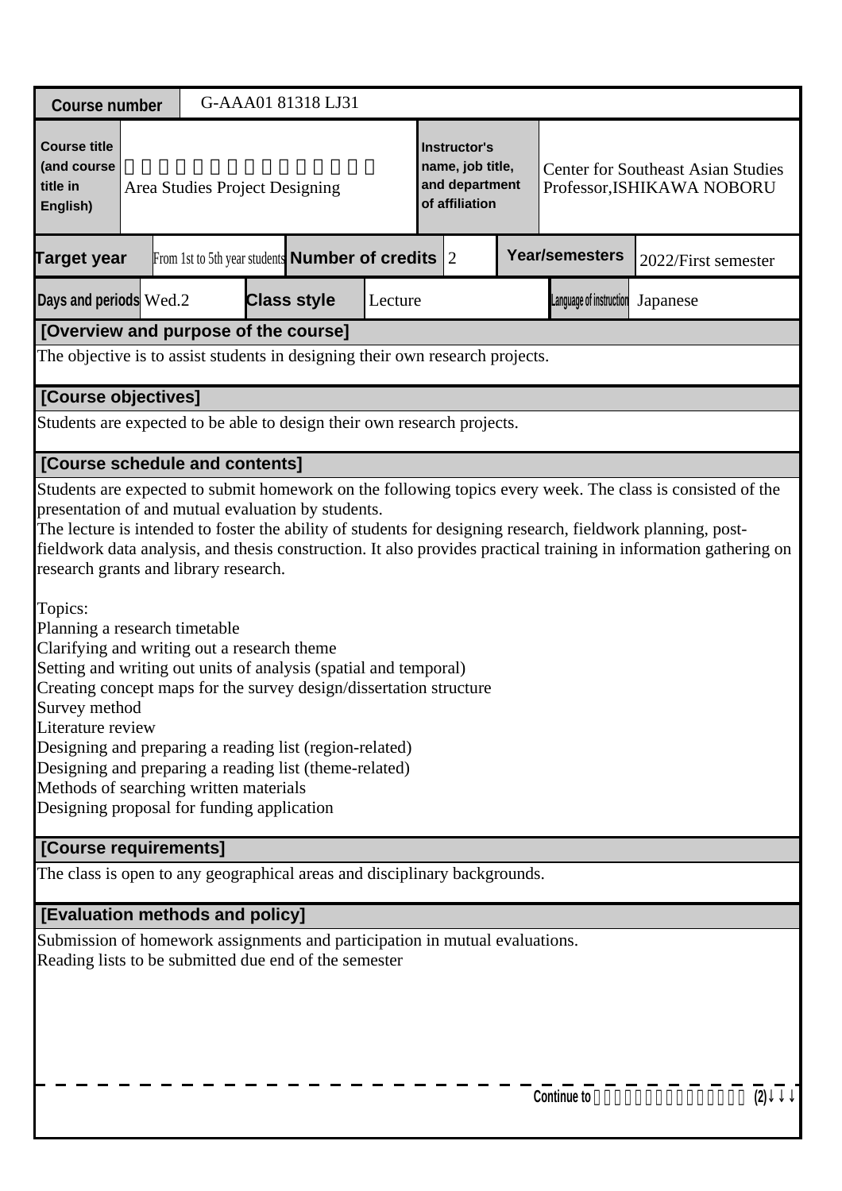| Course number | G-AAA01 81318 LJ31 | | |
|---|---|---|---|
| Course title (and course title in English) | 　　　　　　　　　　　　　 Area Studies Project Designing | Instructor's name, job title, and department of affiliation | Center for Southeast Asian Studies Professor,ISHIKAWA NOBORU |

| Target year | From 1st to 5th year students | Number of credits | 2 | Year/semesters | 2022/First semester |
|---|---|---|---|---|---|
| Days and periods | Wed.2 | Class style | Lecture | Language of instruction | Japanese |

**[Overview and purpose of the course]**

The objective is to assist students in designing their own research projects.

**[Course objectives]**

Students are expected to be able to design their own research projects.

**[Course schedule and contents]**

Students are expected to submit homework on the following topics every week. The class is consisted of the presentation of and mutual evaluation by students.
The lecture is intended to foster the ability of students for designing research, fieldwork planning, post-fieldwork data analysis, and thesis construction. It also provides practical training in information gathering on research grants and library research.

Topics:
Planning a research timetable
Clarifying and writing out a research theme
Setting and writing out units of analysis (spatial and temporal)
Creating concept maps for the survey design/dissertation structure
Survey method
Literature review
Designing and preparing a reading list (region-related)
Designing and preparing a reading list (theme-related)
Methods of searching written materials
Designing proposal for funding application

**[Course requirements]**

The class is open to any geographical areas and disciplinary backgrounds.

**[Evaluation methods and policy]**

Submission of homework assignments and participation in mutual evaluations.
Reading lists to be submitted due end of the semester

Continue to 　　　　　　　　　　　　　 (2)↓↓↓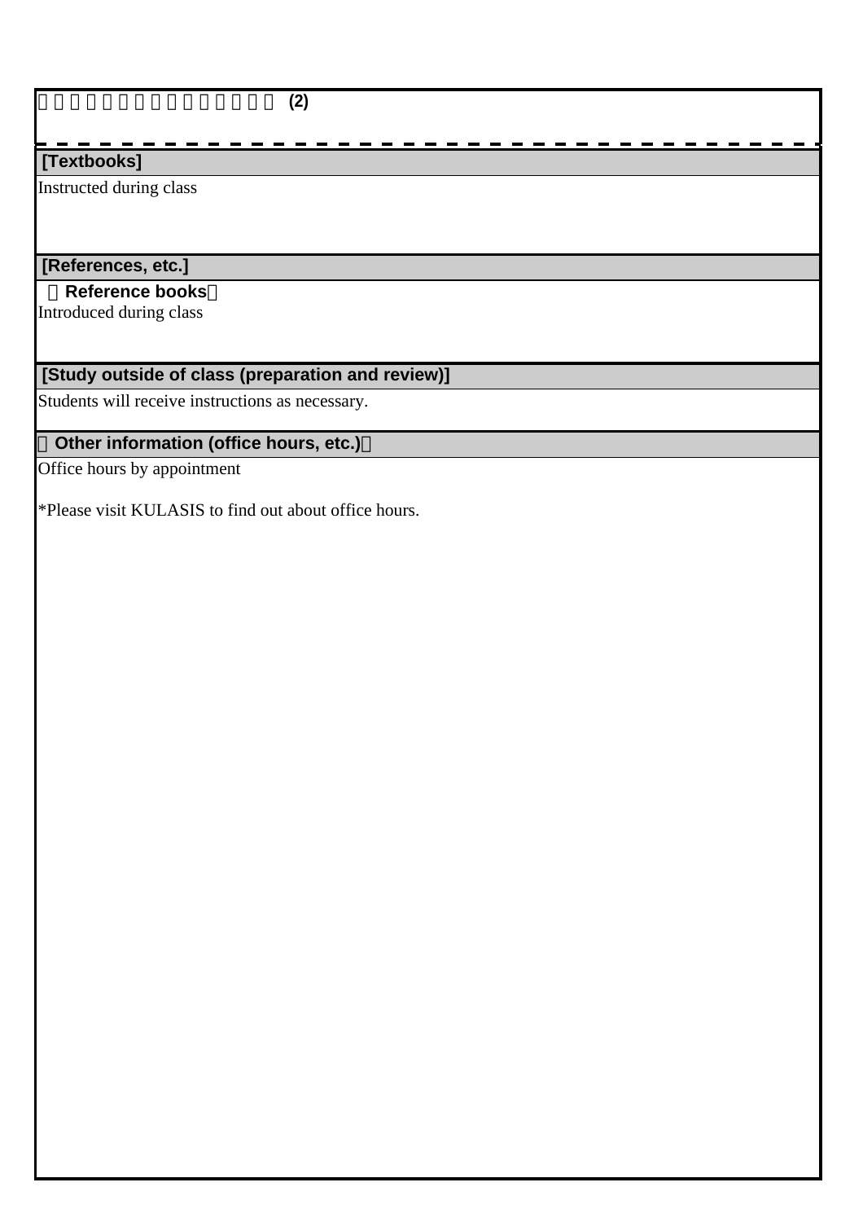(2)

**[Textbooks]**

Instructed during class

**[References, etc.]**

**【Reference books】**

Introduced during class

**[Study outside of class (preparation and review)]**

Students will receive instructions as necessary.

**【Other information (office hours, etc.)】**

Office hours by appointment

*Please visit KULASIS to find out about office hours.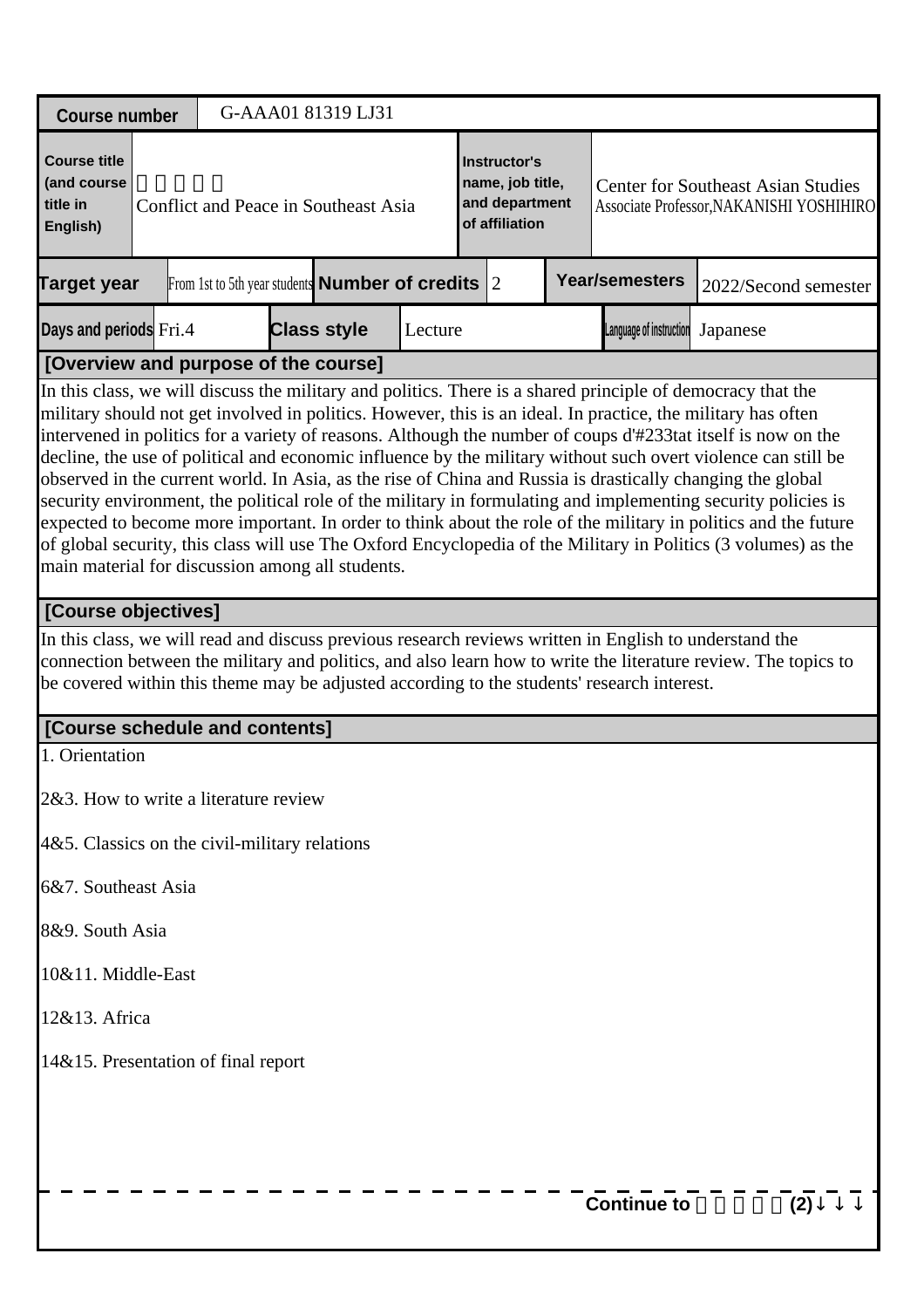| Course number | G-AAA01 81319 LJ31 | | |
|---|---|---|---|
| Course title (and course title in English) | 　　　　　 Conflict and Peace in Southeast Asia | Instructor's name, job title, and department of affiliation | Center for Southeast Asian Studies Associate Professor,NAKANISHI YOSHIHIRO |

| Target year | From 1st to 5th year students | Number of credits | 2 | Year/semesters | 2022/Second semester |
|---|---|---|---|---|---|
| Days and periods | Fri.4 | Class style | Lecture | Language of instruction | Japanese |

## [Overview and purpose of the course]

In this class, we will discuss the military and politics. There is a shared principle of democracy that the military should not get involved in politics. However, this is an ideal. In practice, the military has often intervened in politics for a variety of reasons. Although the number of coups d'#233tat itself is now on the decline, the use of political and economic influence by the military without such overt violence can still be observed in the current world. In Asia, as the rise of China and Russia is drastically changing the global security environment, the political role of the military in formulating and implementing security policies is expected to become more important. In order to think about the role of the military in politics and the future of global security, this class will use The Oxford Encyclopedia of the Military in Politics (3 volumes) as the main material for discussion among all students.

## [Course objectives]

In this class, we will read and discuss previous research reviews written in English to understand the connection between the military and politics, and also learn how to write the literature review. The topics to be covered within this theme may be adjusted according to the students' research interest.

## [Course schedule and contents]

1. Orientation

2&3. How to write a literature review

4&5. Classics on the civil-military relations

6&7. Southeast Asia

8&9. South Asia

10&11. Middle-East

12&13. Africa

14&15. Presentation of final report

**Continue to 　　　　　(2)↓↓↓**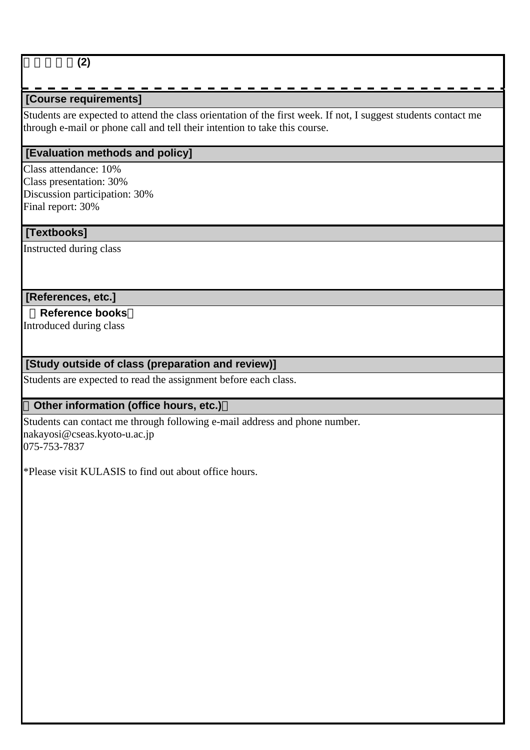□□□□□(2)

## [Course requirements]

Students are expected to attend the class orientation of the first week. If not, I suggest students contact me through e-mail or phone call and tell their intention to take this course.

## [Evaluation methods and policy]

Class attendance: 10%
Class presentation: 30%
Discussion participation: 30%
Final report: 30%

## [Textbooks]

Instructed during class

## [References, etc.]

**（Reference books）**

Introduced during class

## [Study outside of class (preparation and review)]

Students are expected to read the assignment before each class.

## （Other information (office hours, etc.)）

Students can contact me through following e-mail address and phone number.
nakayosi@cseas.kyoto-u.ac.jp
075-753-7837

*Please visit KULASIS to find out about office hours.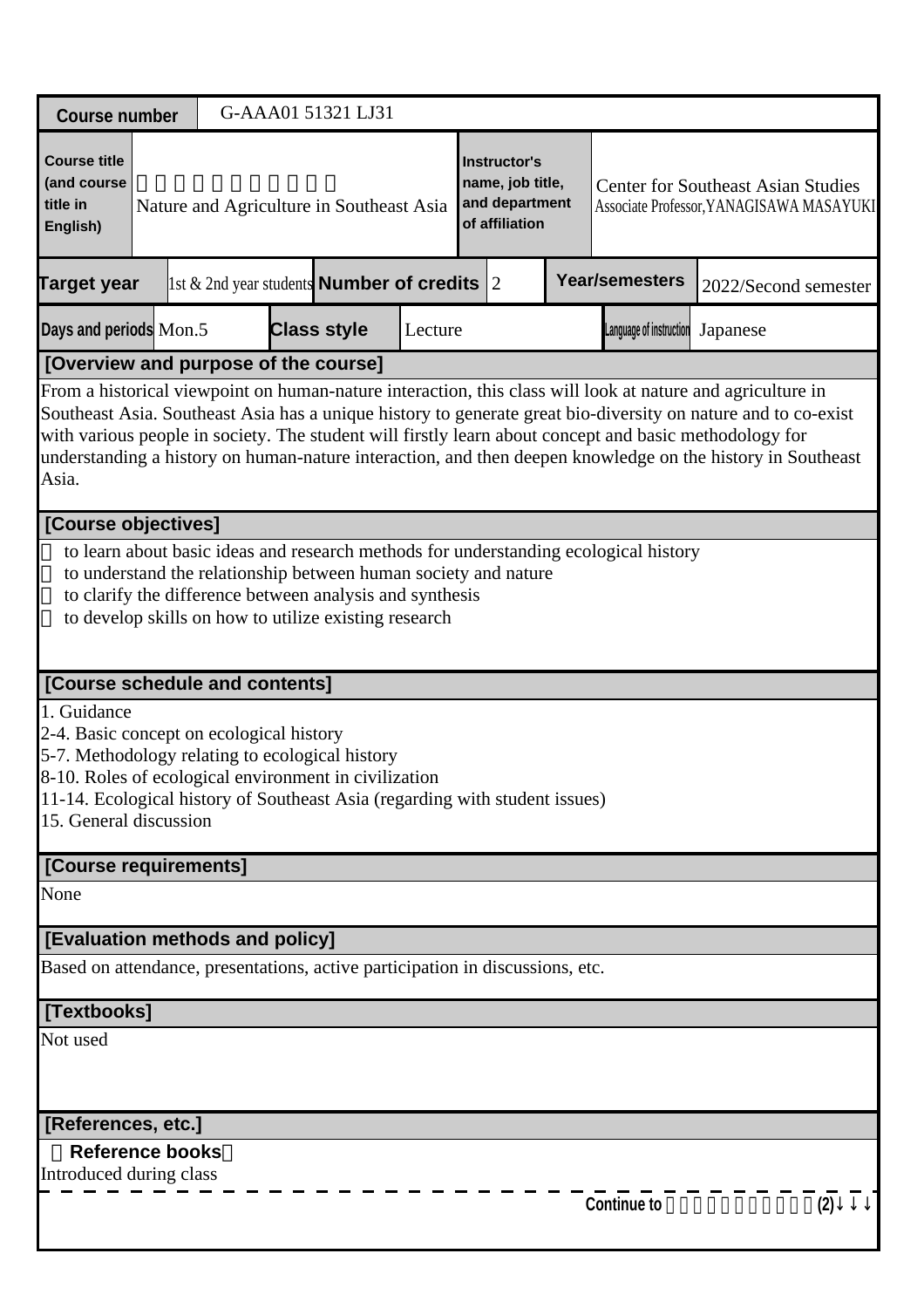| Course number | G-AAA01 51321 LJ31 | | | | |
|---|---|---|---|---|---|
| Course title (and course title in English) | 　　　　　　　　　　<br>Nature and Agriculture in Southeast Asia | | Instructor's name, job title, and department of affiliation | Center for Southeast Asian Studies<br>Associate Professor,YANAGISAWA MASAYUKI | |
| Target year | 1st & 2nd year students | Number of credits | 2 | Year/semesters | 2022/Second semester |
| Days and periods | Mon.5 | Class style | Lecture | Language of instruction | Japanese |

## [Overview and purpose of the course]

From a historical viewpoint on human-nature interaction, this class will look at nature and agriculture in Southeast Asia. Southeast Asia has a unique history to generate great bio-diversity on nature and to co-exist with various people in society. The student will firstly learn about concept and basic methodology for understanding a history on human-nature interaction, and then deepen knowledge on the history in Southeast Asia.

## [Course objectives]

- to learn about basic ideas and research methods for understanding ecological history
- to understand the relationship between human society and nature
- to clarify the difference between analysis and synthesis
- to develop skills on how to utilize existing research

## [Course schedule and contents]

1. Guidance
2-4. Basic concept on ecological history
5-7. Methodology relating to ecological history
8-10. Roles of ecological environment in civilization
11-14. Ecological history of Southeast Asia (regarding with student issues)
15. General discussion

## [Course requirements]

None

## [Evaluation methods and policy]

Based on attendance, presentations, active participation in discussions, etc.

## [Textbooks]

Not used

## [References, etc.]

**Reference books**

Introduced during class

Continue to 　　　　　　　　　　(2)↓↓↓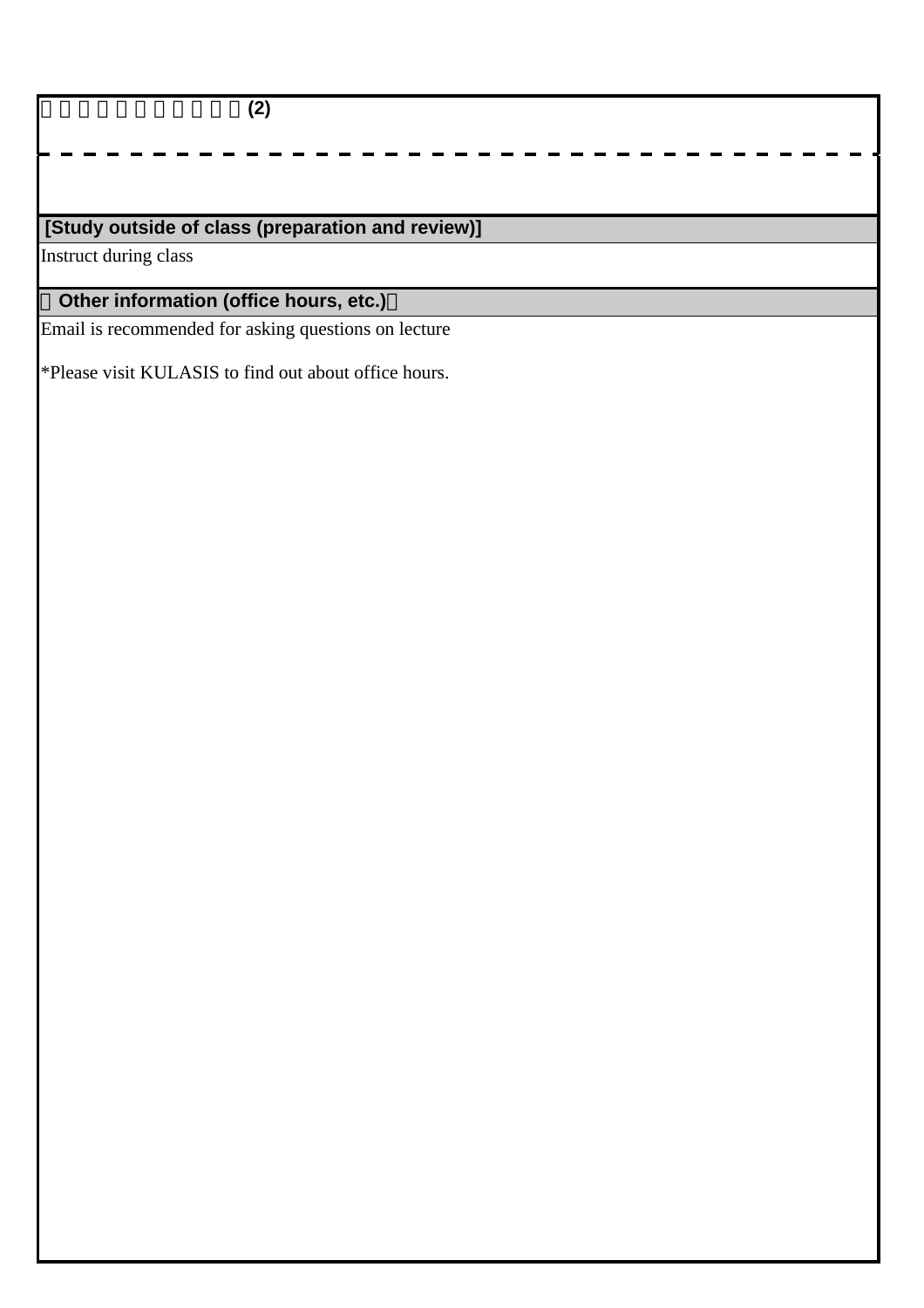□□□□□□□□□□□(2)

**[Study outside of class (preparation and review)]**

Instruct during class

**【Other information (office hours, etc.)】**

Email is recommended for asking questions on lecture

*Please visit KULASIS to find out about office hours.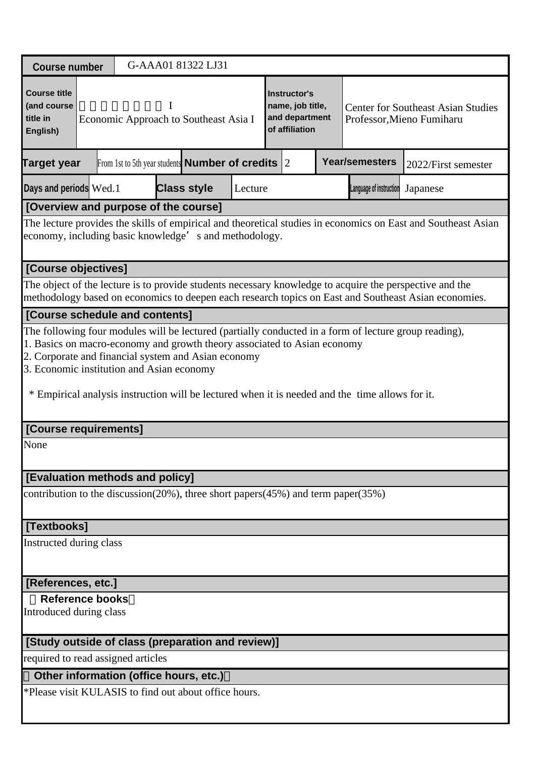| Course number | G-AAA01 81322 LJ31 | | |
|---|---|---|---|
| Course title (and course title in English) | 　　　　　　　I<br>Economic Approach to Southeast Asia I | Instructor's name, job title, and department of affiliation | Center for Southeast Asian Studies<br>Professor,Mieno Fumiharu |

| Target year | From 1st to 5th year students | Number of credits | 2 | Year/semesters | 2022/First semester |
|---|---|---|---|---|---|
| Days and periods | Wed.1 | Class style | Lecture | Language of instruction | Japanese |

## [Overview and purpose of the course]

The lecture provides the skills of empirical and theoretical studies in economics on East and Southeast Asian economy, including basic knowledge’ s and methodology.

## [Course objectives]

The object of the lecture is to provide students necessary knowledge to acquire the perspective and the methodology based on economics to deepen each research topics on East and Southeast Asian economies.

## [Course schedule and contents]

The following four modules will be lectured (partially conducted in a form of lecture group reading),
1. Basics on macro-economy and growth theory associated to Asian economy
2. Corporate and financial system and Asian economy
3. Economic institution and Asian economy

 * Empirical analysis instruction will be lectured when it is needed and the time allows for it.

## [Course requirements]

None

## [Evaluation methods and policy]

contribution to the discussion(20%), three short papers(45%) and term paper(35%)

## [Textbooks]

Instructed during class

## [References, etc.]

**Reference books**

Introduced during class

## [Study outside of class (preparation and review)]

required to read assigned articles

## Other information (office hours, etc.)

*Please visit KULASIS to find out about office hours.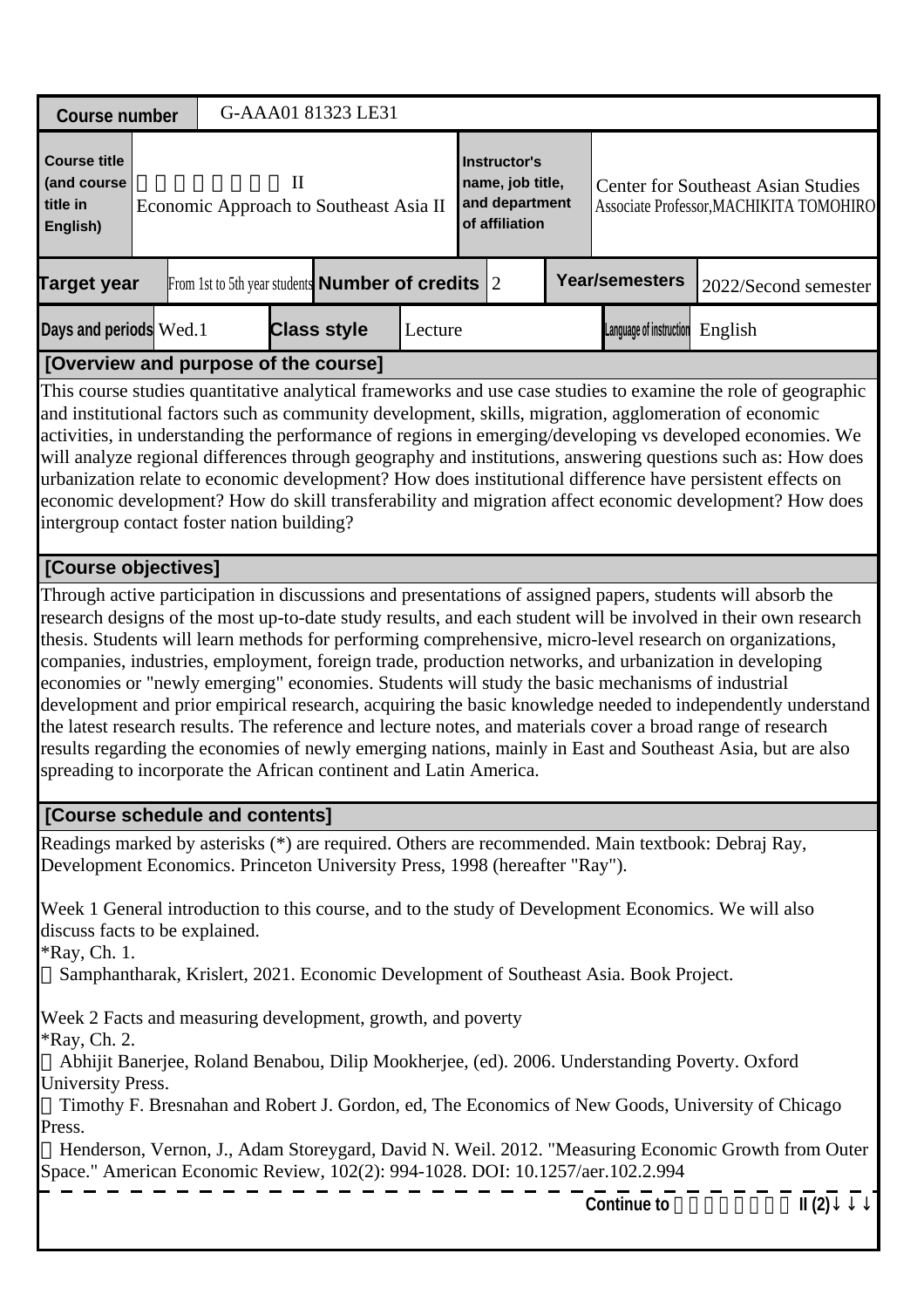| Course number | G-AAA01 81323 LE31 | | | | | |
|---|---|---|---|---|---|---|
| Course title (and course title in English) | 　　　　　　　II<br>Economic Approach to Southeast Asia II | | Instructor's name, job title, and department of affiliation | Center for Southeast Asian Studies<br>Associate Professor,MACHIKITA TOMOHIRO | | |
| Target year | From 1st to 5th year students | Number of credits | 2 | Year/semesters | 2022/Second semester | |
| Days and periods | Wed.1 | Class style | Lecture | Language of instruction | English | |

## [Overview and purpose of the course]

This course studies quantitative analytical frameworks and use case studies to examine the role of geographic and institutional factors such as community development, skills, migration, agglomeration of economic activities, in understanding the performance of regions in emerging/developing vs developed economies. We will analyze regional differences through geography and institutions, answering questions such as: How does urbanization relate to economic development? How does institutional difference have persistent effects on economic development? How do skill transferability and migration affect economic development? How does intergroup contact foster nation building?

## [Course objectives]

Through active participation in discussions and presentations of assigned papers, students will absorb the research designs of the most up-to-date study results, and each student will be involved in their own research thesis. Students will learn methods for performing comprehensive, micro-level research on organizations, companies, industries, employment, foreign trade, production networks, and urbanization in developing economies or "newly emerging" economies. Students will study the basic mechanisms of industrial development and prior empirical research, acquiring the basic knowledge needed to independently understand the latest research results. The reference and lecture notes, and materials cover a broad range of research results regarding the economies of newly emerging nations, mainly in East and Southeast Asia, but are also spreading to incorporate the African continent and Latin America.

## [Course schedule and contents]

Readings marked by asterisks (*) are required. Others are recommended. Main textbook: Debraj Ray, Development Economics. Princeton University Press, 1998 (hereafter "Ray").

Week 1 General introduction to this course, and to the study of Development Economics. We will also discuss facts to be explained.
*Ray, Ch. 1.
　Samphantharak, Krislert, 2021. Economic Development of Southeast Asia. Book Project.

Week 2 Facts and measuring development, growth, and poverty
*Ray, Ch. 2.
　Abhijit Banerjee, Roland Benabou, Dilip Mookherjee, (ed). 2006. Understanding Poverty. Oxford University Press.
　Timothy F. Bresnahan and Robert J. Gordon, ed, The Economics of New Goods, University of Chicago Press.
　Henderson, Vernon, J., Adam Storeygard, David N. Weil. 2012. "Measuring Economic Growth from Outer Space." American Economic Review, 102(2): 994-1028. DOI: 10.1257/aer.102.2.994

Continue to 　　　　　　　II (2)↓↓↓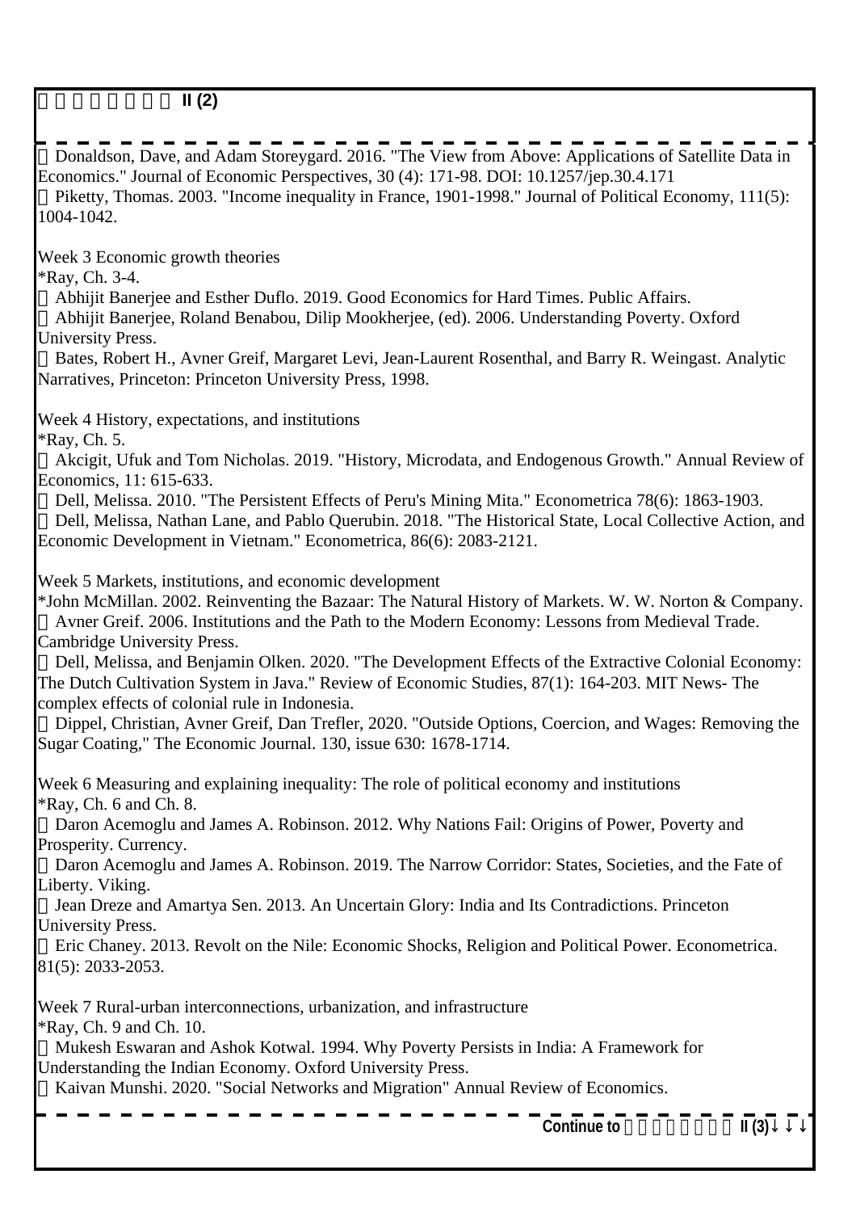□□□□□□□ II (2)

- Donaldson, Dave, and Adam Storeygard. 2016. "The View from Above: Applications of Satellite Data in Economics." Journal of Economic Perspectives, 30 (4): 171-98. DOI: 10.1257/jep.30.4.171
- Piketty, Thomas. 2003. "Income inequality in France, 1901-1998." Journal of Political Economy, 111(5): 1004-1042.

Week 3 Economic growth theories

*Ray, Ch. 3-4.

- Abhijit Banerjee and Esther Duflo. 2019. Good Economics for Hard Times. Public Affairs.
- Abhijit Banerjee, Roland Benabou, Dilip Mookherjee, (ed). 2006. Understanding Poverty. Oxford University Press.
- Bates, Robert H., Avner Greif, Margaret Levi, Jean-Laurent Rosenthal, and Barry R. Weingast. Analytic Narratives, Princeton: Princeton University Press, 1998.

Week 4 History, expectations, and institutions

*Ray, Ch. 5.

- Akcigit, Ufuk and Tom Nicholas. 2019. "History, Microdata, and Endogenous Growth." Annual Review of Economics, 11: 615-633.
- Dell, Melissa. 2010. "The Persistent Effects of Peru's Mining Mita." Econometrica 78(6): 1863-1903.
- Dell, Melissa, Nathan Lane, and Pablo Querubin. 2018. "The Historical State, Local Collective Action, and Economic Development in Vietnam." Econometrica, 86(6): 2083-2121.

Week 5 Markets, institutions, and economic development

*John McMillan. 2002. Reinventing the Bazaar: The Natural History of Markets. W. W. Norton & Company.

- Avner Greif. 2006. Institutions and the Path to the Modern Economy: Lessons from Medieval Trade. Cambridge University Press.
- Dell, Melissa, and Benjamin Olken. 2020. "The Development Effects of the Extractive Colonial Economy: The Dutch Cultivation System in Java." Review of Economic Studies, 87(1): 164-203. MIT News- The complex effects of colonial rule in Indonesia.
- Dippel, Christian, Avner Greif, Dan Trefler, 2020. "Outside Options, Coercion, and Wages: Removing the Sugar Coating," The Economic Journal. 130, issue 630: 1678-1714.

Week 6 Measuring and explaining inequality: The role of political economy and institutions

*Ray, Ch. 6 and Ch. 8.

- Daron Acemoglu and James A. Robinson. 2012. Why Nations Fail: Origins of Power, Poverty and Prosperity. Currency.
- Daron Acemoglu and James A. Robinson. 2019. The Narrow Corridor: States, Societies, and the Fate of Liberty. Viking.
- Jean Dreze and Amartya Sen. 2013. An Uncertain Glory: India and Its Contradictions. Princeton University Press.
- Eric Chaney. 2013. Revolt on the Nile: Economic Shocks, Religion and Political Power. Econometrica. 81(5): 2033-2053.

Week 7 Rural-urban interconnections, urbanization, and infrastructure

*Ray, Ch. 9 and Ch. 10.

- Mukesh Eswaran and Ashok Kotwal. 1994. Why Poverty Persists in India: A Framework for Understanding the Indian Economy. Oxford University Press.
- Kaivan Munshi. 2020. "Social Networks and Migration" Annual Review of Economics.

**Continue to □□□□□□□ II (3)↓ ↓ ↓**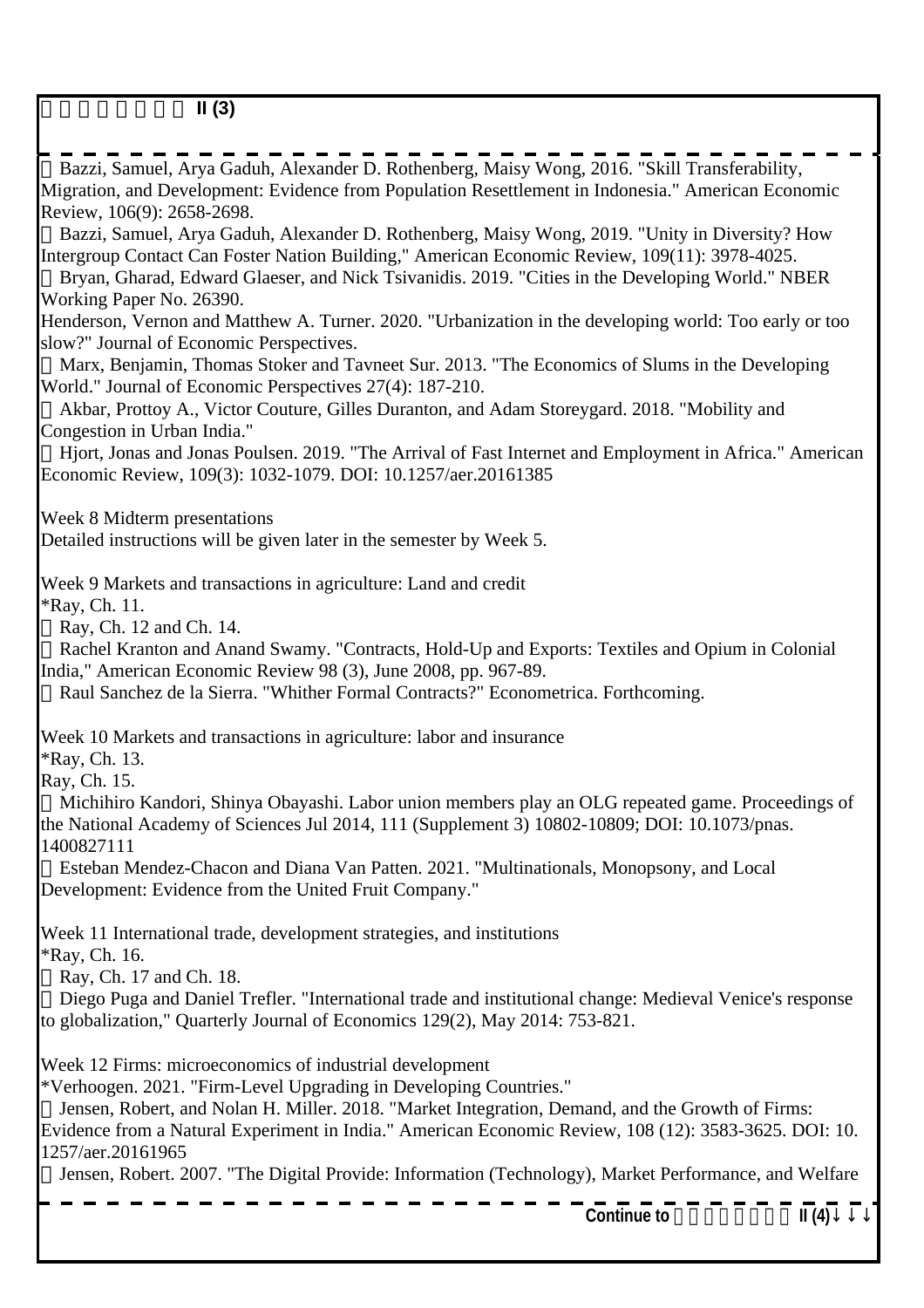II (3)

- Bazzi, Samuel, Arya Gaduh, Alexander D. Rothenberg, Maisy Wong, 2016. "Skill Transferability, Migration, and Development: Evidence from Population Resettlement in Indonesia." American Economic Review, 106(9): 2658-2698.
- Bazzi, Samuel, Arya Gaduh, Alexander D. Rothenberg, Maisy Wong, 2019. "Unity in Diversity? How Intergroup Contact Can Foster Nation Building," American Economic Review, 109(11): 3978-4025.
- Bryan, Gharad, Edward Glaeser, and Nick Tsivanidis. 2019. "Cities in the Developing World." NBER Working Paper No. 26390.

Henderson, Vernon and Matthew A. Turner. 2020. "Urbanization in the developing world: Too early or too slow?" Journal of Economic Perspectives.

- Marx, Benjamin, Thomas Stoker and Tavneet Sur. 2013. "The Economics of Slums in the Developing World." Journal of Economic Perspectives 27(4): 187-210.
- Akbar, Prottoy A., Victor Couture, Gilles Duranton, and Adam Storeygard. 2018. "Mobility and Congestion in Urban India."
- Hjort, Jonas and Jonas Poulsen. 2019. "The Arrival of Fast Internet and Employment in Africa." American Economic Review, 109(3): 1032-1079. DOI: 10.1257/aer.20161385

Week 8 Midterm presentations
Detailed instructions will be given later in the semester by Week 5.

Week 9 Markets and transactions in agriculture: Land and credit
*Ray, Ch. 11.

- Ray, Ch. 12 and Ch. 14.
- Rachel Kranton and Anand Swamy. "Contracts, Hold-Up and Exports: Textiles and Opium in Colonial India," American Economic Review 98 (3), June 2008, pp. 967-89.
- Raul Sanchez de la Sierra. "Whither Formal Contracts?" Econometrica. Forthcoming.

Week 10 Markets and transactions in agriculture: labor and insurance
*Ray, Ch. 13.
Ray, Ch. 15.

- Michihiro Kandori, Shinya Obayashi. Labor union members play an OLG repeated game. Proceedings of the National Academy of Sciences Jul 2014, 111 (Supplement 3) 10802-10809; DOI: 10.1073/pnas.1400827111
- Esteban Mendez-Chacon and Diana Van Patten. 2021. "Multinationals, Monopsony, and Local Development: Evidence from the United Fruit Company."

Week 11 International trade, development strategies, and institutions
*Ray, Ch. 16.

- Ray, Ch. 17 and Ch. 18.
- Diego Puga and Daniel Trefler. "International trade and institutional change: Medieval Venice's response to globalization," Quarterly Journal of Economics 129(2), May 2014: 753-821.

Week 12 Firms: microeconomics of industrial development
*Verhoogen. 2021. "Firm-Level Upgrading in Developing Countries."

- Jensen, Robert, and Nolan H. Miller. 2018. "Market Integration, Demand, and the Growth of Firms: Evidence from a Natural Experiment in India." American Economic Review, 108 (12): 3583-3625. DOI: 10.1257/aer.20161965
- Jensen, Robert. 2007. "The Digital Provide: Information (Technology), Market Performance, and Welfare

Continue to II (4)↓↓↓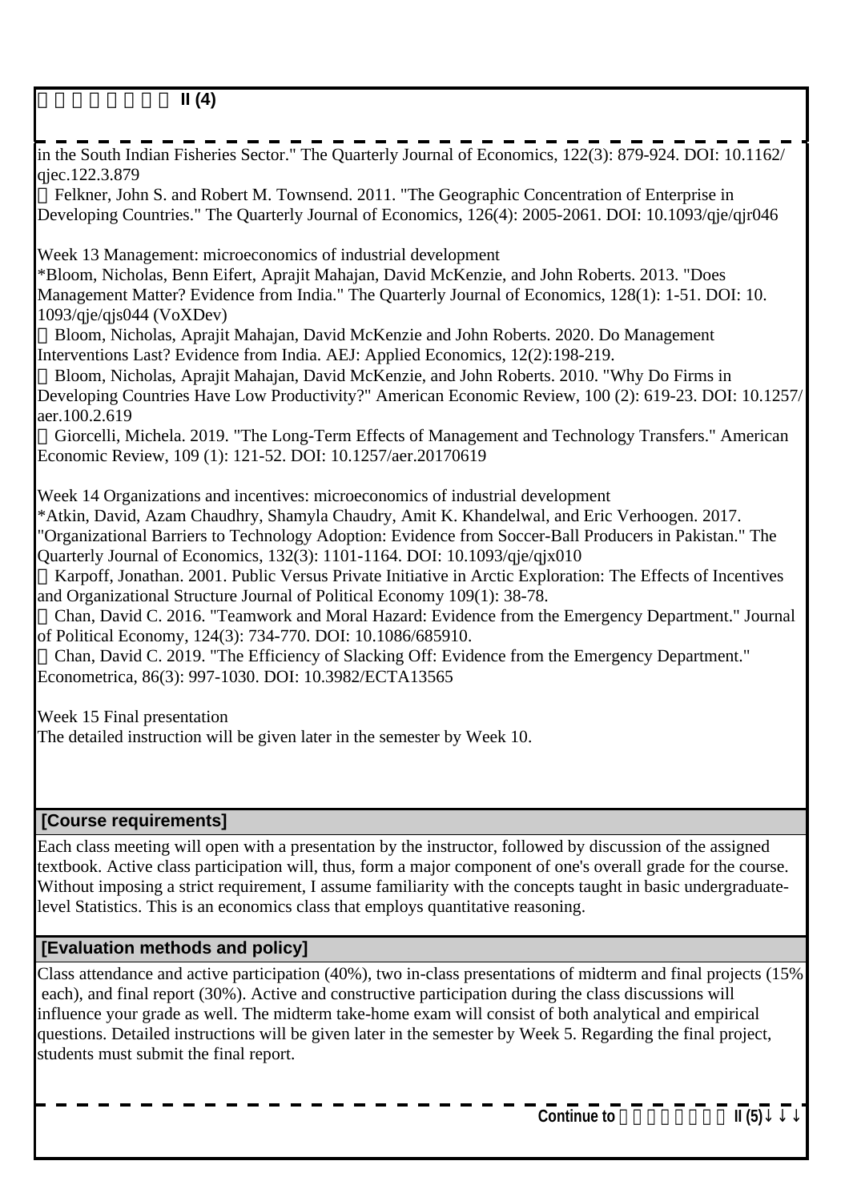in the South Indian Fisheries Sector." The Quarterly Journal of Economics, 122(3): 879-924. DOI: 10.1162/qjec.122.3.879

Felkner, John S. and Robert M. Townsend. 2011. "The Geographic Concentration of Enterprise in Developing Countries." The Quarterly Journal of Economics, 126(4): 2005-2061. DOI: 10.1093/qje/qjr046

Week 13 Management: microeconomics of industrial development

*Bloom, Nicholas, Benn Eifert, Aprajit Mahajan, David McKenzie, and John Roberts. 2013. "Does Management Matter? Evidence from India." The Quarterly Journal of Economics, 128(1): 1-51. DOI: 10.1093/qje/qjs044 (VoXDev)

Bloom, Nicholas, Aprajit Mahajan, David McKenzie and John Roberts. 2020. Do Management Interventions Last? Evidence from India. AEJ: Applied Economics, 12(2):198-219.

Bloom, Nicholas, Aprajit Mahajan, David McKenzie, and John Roberts. 2010. "Why Do Firms in Developing Countries Have Low Productivity?" American Economic Review, 100 (2): 619-23. DOI: 10.1257/aer.100.2.619

Giorcelli, Michela. 2019. "The Long-Term Effects of Management and Technology Transfers." American Economic Review, 109 (1): 121-52. DOI: 10.1257/aer.20170619

Week 14 Organizations and incentives: microeconomics of industrial development

*Atkin, David, Azam Chaudhry, Shamyla Chaudry, Amit K. Khandelwal, and Eric Verhoogen. 2017. "Organizational Barriers to Technology Adoption: Evidence from Soccer-Ball Producers in Pakistan." The Quarterly Journal of Economics, 132(3): 1101-1164. DOI: 10.1093/qje/qjx010

Karpoff, Jonathan. 2001. Public Versus Private Initiative in Arctic Exploration: The Effects of Incentives and Organizational Structure Journal of Political Economy 109(1): 38-78.

Chan, David C. 2016. "Teamwork and Moral Hazard: Evidence from the Emergency Department." Journal of Political Economy, 124(3): 734-770. DOI: 10.1086/685910.

Chan, David C. 2019. "The Efficiency of Slacking Off: Evidence from the Emergency Department." Econometrica, 86(3): 997-1030. DOI: 10.3982/ECTA13565

Week 15 Final presentation

The detailed instruction will be given later in the semester by Week 10.

## [Course requirements]

Each class meeting will open with a presentation by the instructor, followed by discussion of the assigned textbook. Active class participation will, thus, form a major component of one's overall grade for the course. Without imposing a strict requirement, I assume familiarity with the concepts taught in basic undergraduate-level Statistics. This is an economics class that employs quantitative reasoning.

## [Evaluation methods and policy]

Class attendance and active participation (40%), two in-class presentations of midterm and final projects (15% each), and final report (30%). Active and constructive participation during the class discussions will influence your grade as well. The midterm take-home exam will consist of both analytical and empirical questions. Detailed instructions will be given later in the semester by Week 5. Regarding the final project, students must submit the final report.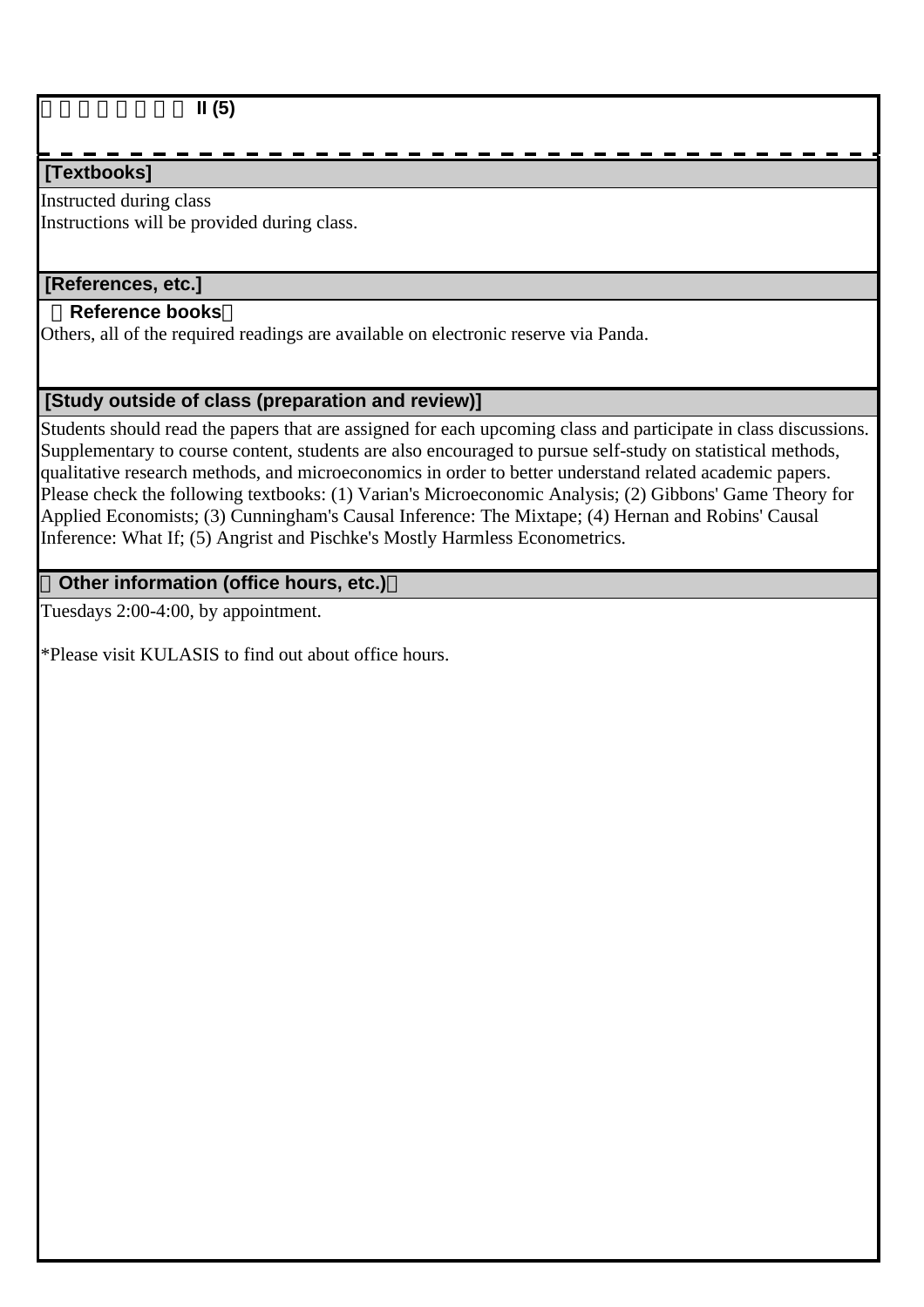# □□□□□□□ II (5)

## [Textbooks]

Instructed during class
Instructions will be provided during class.

## [References, etc.]

**（Reference books）**

Others, all of the required readings are available on electronic reserve via Panda.

## [Study outside of class (preparation and review)]

Students should read the papers that are assigned for each upcoming class and participate in class discussions. Supplementary to course content, students are also encouraged to pursue self-study on statistical methods, qualitative research methods, and microeconomics in order to better understand related academic papers. Please check the following textbooks: (1) Varian's Microeconomic Analysis; (2) Gibbons' Game Theory for Applied Economists; (3) Cunningham's Causal Inference: The Mixtape; (4) Hernan and Robins' Causal Inference: What If; (5) Angrist and Pischke's Mostly Harmless Econometrics.

## （Other information (office hours, etc.)）

Tuesdays 2:00-4:00, by appointment.

*Please visit KULASIS to find out about office hours.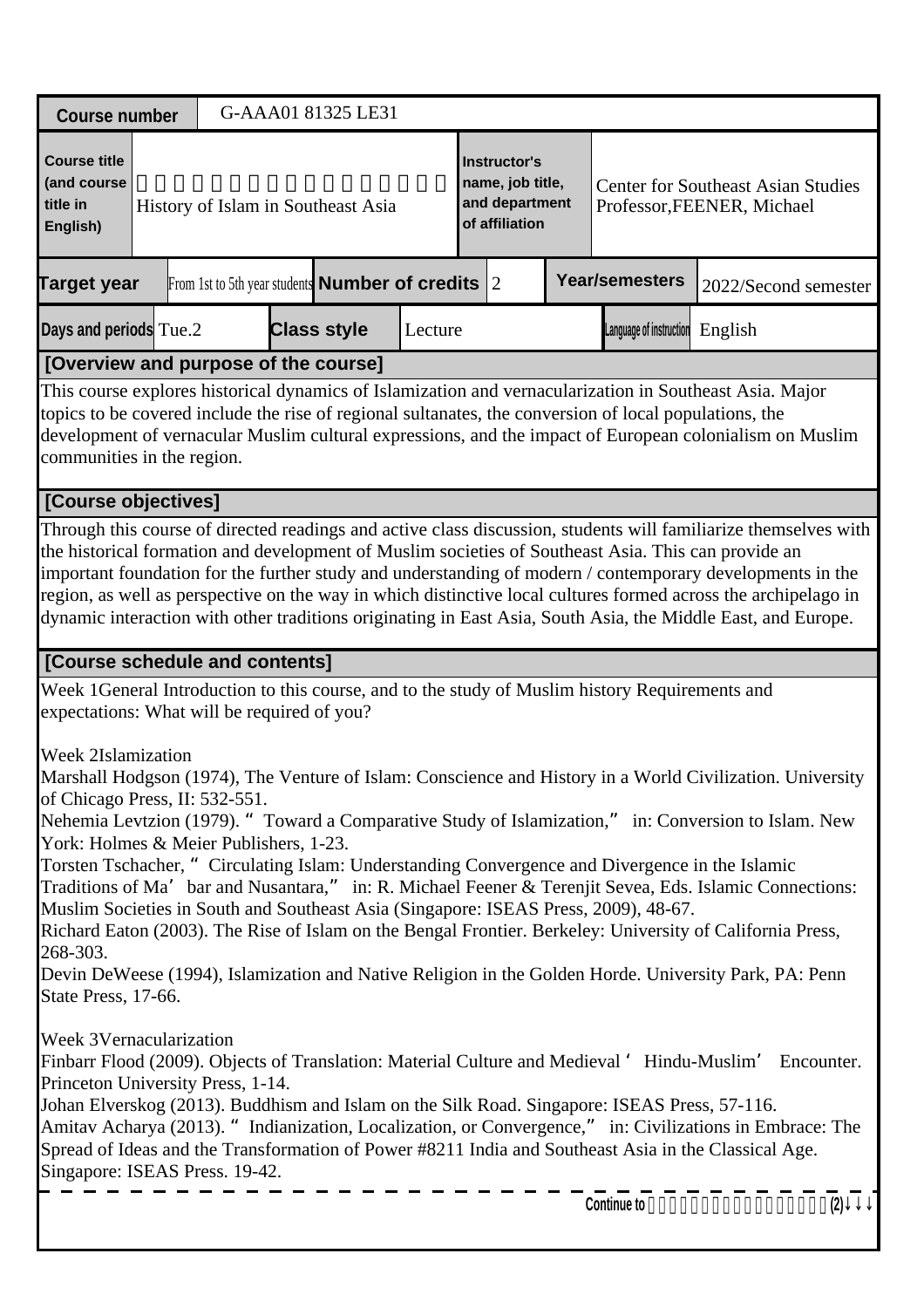| Course number | G-AAA01 81325 LE31 | | |
|---|---|---|---|
| Course title (and course title in English) | 　　　　　　　　　　　　　　　　　　<br>History of Islam in Southeast Asia | Instructor's name, job title, and department of affiliation | Center for Southeast Asian Studies Professor,FEENER, Michael |

| Target year | From 1st to 5th year students | Number of credits | 2 | Year/semesters | 2022/Second semester |
|---|---|---|---|---|---|
| Days and periods | Tue.2 | Class style | Lecture | Language of instruction | English |

**[Overview and purpose of the course]**

This course explores historical dynamics of Islamization and vernacularization in Southeast Asia. Major topics to be covered include the rise of regional sultanates, the conversion of local populations, the development of vernacular Muslim cultural expressions, and the impact of European colonialism on Muslim communities in the region.

**[Course objectives]**

Through this course of directed readings and active class discussion, students will familiarize themselves with the historical formation and development of Muslim societies of Southeast Asia. This can provide an important foundation for the further study and understanding of modern / contemporary developments in the region, as well as perspective on the way in which distinctive local cultures formed across the archipelago in dynamic interaction with other traditions originating in East Asia, South Asia, the Middle East, and Europe.

**[Course schedule and contents]**

Week 1General Introduction to this course, and to the study of Muslim history Requirements and expectations: What will be required of you?

Week 2Islamization
Marshall Hodgson (1974), The Venture of Islam: Conscience and History in a World Civilization. University of Chicago Press, II: 532-551.
Nehemia Levtzion (1979). " Toward a Comparative Study of Islamization," in: Conversion to Islam. New York: Holmes & Meier Publishers, 1-23.
Torsten Tschacher, " Circulating Islam: Understanding Convergence and Divergence in the Islamic Traditions of Ma' bar and Nusantara," in: R. Michael Feener & Terenjit Sevea, Eds. Islamic Connections: Muslim Societies in South and Southeast Asia (Singapore: ISEAS Press, 2009), 48-67.
Richard Eaton (2003). The Rise of Islam on the Bengal Frontier. Berkeley: University of California Press, 268-303.
Devin DeWeese (1994), Islamization and Native Religion in the Golden Horde. University Park, PA: Penn State Press, 17-66.

Week 3Vernacularization
Finbarr Flood (2009). Objects of Translation: Material Culture and Medieval ' Hindu-Muslim' Encounter. Princeton University Press, 1-14.
Johan Elverskog (2013). Buddhism and Islam on the Silk Road. Singapore: ISEAS Press, 57-116.
Amitav Acharya (2013). " Indianization, Localization, or Convergence," in: Civilizations in Embrace: The Spread of Ideas and the Transformation of Power #8211 India and Southeast Asia in the Classical Age. Singapore: ISEAS Press. 19-42.

Continue to 　　　　　　　　　　　　　　　　　(2)↓↓↓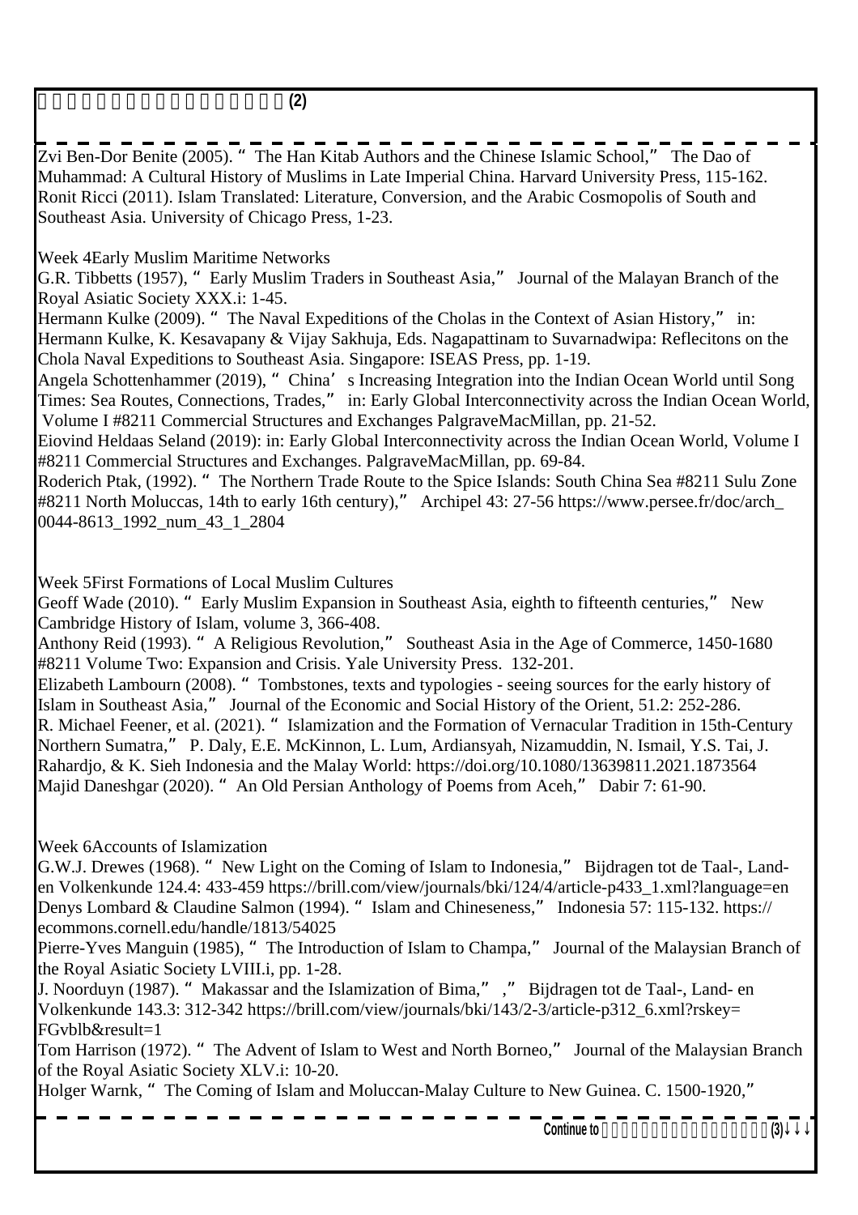Zvi Ben-Dor Benite (2005). "The Han Kitab Authors and the Chinese Islamic School," The Dao of Muhammad: A Cultural History of Muslims in Late Imperial China. Harvard University Press, 115-162.
Ronit Ricci (2011). Islam Translated: Literature, Conversion, and the Arabic Cosmopolis of South and Southeast Asia. University of Chicago Press, 1-23.

Week 4Early Muslim Maritime Networks
G.R. Tibbetts (1957), "Early Muslim Traders in Southeast Asia," Journal of the Malayan Branch of the Royal Asiatic Society XXX.i: 1-45.
Hermann Kulke (2009). "The Naval Expeditions of the Cholas in the Context of Asian History," in: Hermann Kulke, K. Kesavapany & Vijay Sakhuja, Eds. Nagapattinam to Suvarnadwipa: Reflecitons on the Chola Naval Expeditions to Southeast Asia. Singapore: ISEAS Press, pp. 1-19.
Angela Schottenhammer (2019), "China's Increasing Integration into the Indian Ocean World until Song Times: Sea Routes, Connections, Trades," in: Early Global Interconnectivity across the Indian Ocean World, Volume I #8211 Commercial Structures and Exchanges PalgraveMacMillan, pp. 21-52.
Eiovind Heldaas Seland (2019): in: Early Global Interconnectivity across the Indian Ocean World, Volume I #8211 Commercial Structures and Exchanges. PalgraveMacMillan, pp. 69-84.
Roderich Ptak, (1992). "The Northern Trade Route to the Spice Islands: South China Sea #8211 Sulu Zone #8211 North Moluccas, 14th to early 16th century)," Archipel 43: 27-56 https://www.persee.fr/doc/arch_0044-8613_1992_num_43_1_2804

Week 5First Formations of Local Muslim Cultures
Geoff Wade (2010). "Early Muslim Expansion in Southeast Asia, eighth to fifteenth centuries," New Cambridge History of Islam, volume 3, 366-408.
Anthony Reid (1993). "A Religious Revolution," Southeast Asia in the Age of Commerce, 1450-1680 #8211 Volume Two: Expansion and Crisis. Yale University Press. 132-201.
Elizabeth Lambourn (2008). "Tombstones, texts and typologies - seeing sources for the early history of Islam in Southeast Asia," Journal of the Economic and Social History of the Orient, 51.2: 252-286.
R. Michael Feener, et al. (2021). "Islamization and the Formation of Vernacular Tradition in 15th-Century Northern Sumatra," P. Daly, E.E. McKinnon, L. Lum, Ardiansyah, Nizamuddin, N. Ismail, Y.S. Tai, J. Rahardjo, & K. Sieh Indonesia and the Malay World: https://doi.org/10.1080/13639811.2021.1873564
Majid Daneshgar (2020). "An Old Persian Anthology of Poems from Aceh," Dabir 7: 61-90.

Week 6Accounts of Islamization
G.W.J. Drewes (1968). "New Light on the Coming of Islam to Indonesia," Bijdragen tot de Taal-, Land- en Volkenkunde 124.4: 433-459 https://brill.com/view/journals/bki/124/4/article-p433_1.xml?language=en
Denys Lombard & Claudine Salmon (1994). "Islam and Chineseness," Indonesia 57: 115-132. https://ecommons.cornell.edu/handle/1813/54025
Pierre-Yves Manguin (1985), "The Introduction of Islam to Champa," Journal of the Malaysian Branch of the Royal Asiatic Society LVIII.i, pp. 1-28.
J. Noorduyn (1987). "Makassar and the Islamization of Bima," ," Bijdragen tot de Taal-, Land- en Volkenkunde 143.3: 312-342 https://brill.com/view/journals/bki/143/2-3/article-p312_6.xml?rskey=FGvblb&result=1
Tom Harrison (1972). "The Advent of Islam to West and North Borneo," Journal of the Malaysian Branch of the Royal Asiatic Society XLV.i: 10-20.
Holger Warnk, "The Coming of Islam and Moluccan-Malay Culture to New Guinea. C. 1500-1920,"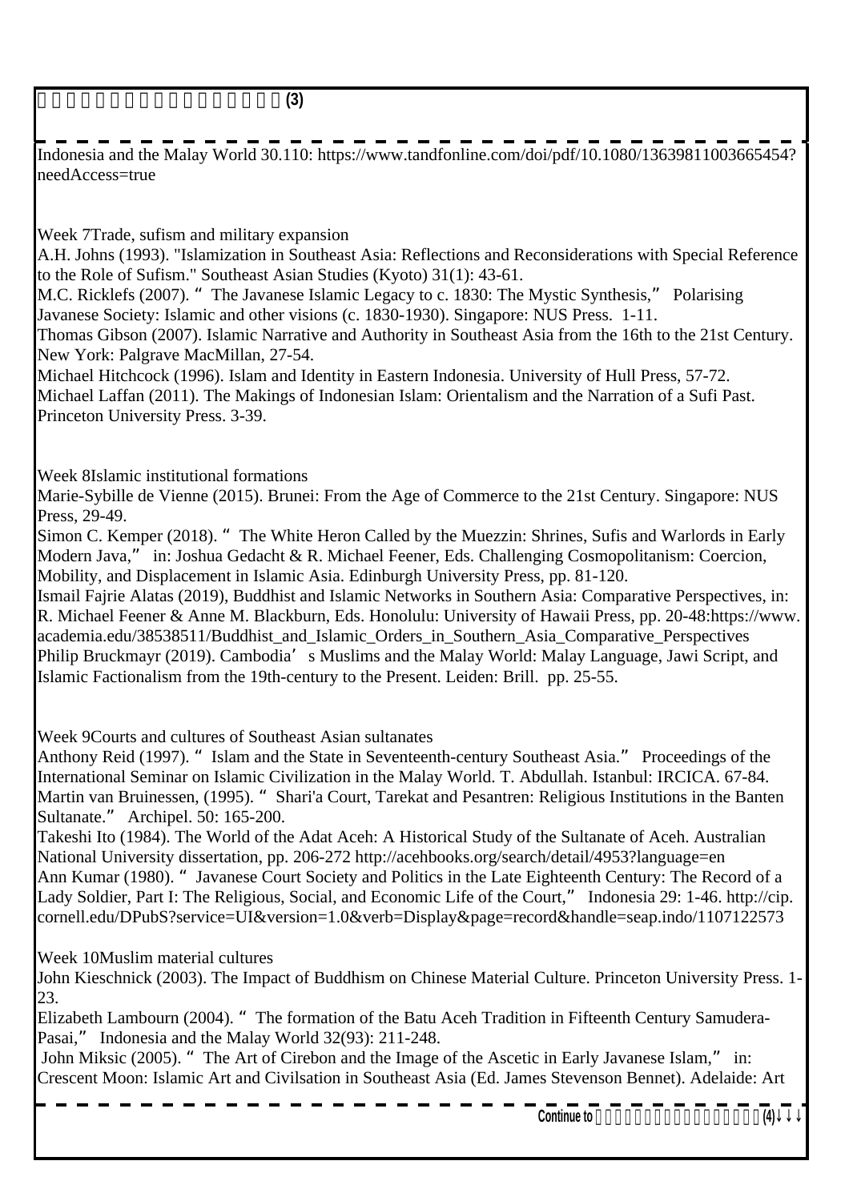Indonesia and the Malay World 30.110: https://www.tandfonline.com/doi/pdf/10.1080/13639811003665454?needAccess=true

Week 7Trade, sufism and military expansion
A.H. Johns (1993). "Islamization in Southeast Asia: Reflections and Reconsiderations with Special Reference to the Role of Sufism." Southeast Asian Studies (Kyoto) 31(1): 43-61.
M.C. Ricklefs (2007). " The Javanese Islamic Legacy to c. 1830: The Mystic Synthesis," Polarising Javanese Society: Islamic and other visions (c. 1830-1930). Singapore: NUS Press. 1-11.
Thomas Gibson (2007). Islamic Narrative and Authority in Southeast Asia from the 16th to the 21st Century. New York: Palgrave MacMillan, 27-54.
Michael Hitchcock (1996). Islam and Identity in Eastern Indonesia. University of Hull Press, 57-72.
Michael Laffan (2011). The Makings of Indonesian Islam: Orientalism and the Narration of a Sufi Past. Princeton University Press. 3-39.

Week 8Islamic institutional formations
Marie-Sybille de Vienne (2015). Brunei: From the Age of Commerce to the 21st Century. Singapore: NUS Press, 29-49.
Simon C. Kemper (2018). " The White Heron Called by the Muezzin: Shrines, Sufis and Warlords in Early Modern Java," in: Joshua Gedacht & R. Michael Feener, Eds. Challenging Cosmopolitanism: Coercion, Mobility, and Displacement in Islamic Asia. Edinburgh University Press, pp. 81-120.
Ismail Fajrie Alatas (2019), Buddhist and Islamic Networks in Southern Asia: Comparative Perspectives, in: R. Michael Feener & Anne M. Blackburn, Eds. Honolulu: University of Hawaii Press, pp. 20-48:https://www.academia.edu/38538511/Buddhist_and_Islamic_Orders_in_Southern_Asia_Comparative_Perspectives
Philip Bruckmayr (2019). Cambodia's Muslims and the Malay World: Malay Language, Jawi Script, and Islamic Factionalism from the 19th-century to the Present. Leiden: Brill. pp. 25-55.

Week 9Courts and cultures of Southeast Asian sultanates
Anthony Reid (1997). " Islam and the State in Seventeenth-century Southeast Asia." Proceedings of the International Seminar on Islamic Civilization in the Malay World. T. Abdullah. Istanbul: IRCICA. 67-84.
Martin van Bruinessen, (1995). " Shari'a Court, Tarekat and Pesantren: Religious Institutions in the Banten Sultanate." Archipel. 50: 165-200.
Takeshi Ito (1984). The World of the Adat Aceh: A Historical Study of the Sultanate of Aceh. Australian National University dissertation, pp. 206-272 http://acehbooks.org/search/detail/4953?language=en
Ann Kumar (1980). " Javanese Court Society and Politics in the Late Eighteenth Century: The Record of a Lady Soldier, Part I: The Religious, Social, and Economic Life of the Court," Indonesia 29: 1-46. http://cip.cornell.edu/DPubS?service=UI&version=1.0&verb=Display&page=record&handle=seap.indo/1107122573

Week 10Muslim material cultures
John Kieschnick (2003). The Impact of Buddhism on Chinese Material Culture. Princeton University Press. 1-23.
Elizabeth Lambourn (2004). " The formation of the Batu Aceh Tradition in Fifteenth Century Samudera-Pasai," Indonesia and the Malay World 32(93): 211-248.
John Miksic (2005). " The Art of Cirebon and the Image of the Ascetic in Early Javanese Islam," in: Crescent Moon: Islamic Art and Civilsation in Southeast Asia (Ed. James Stevenson Bennet). Adelaide: Art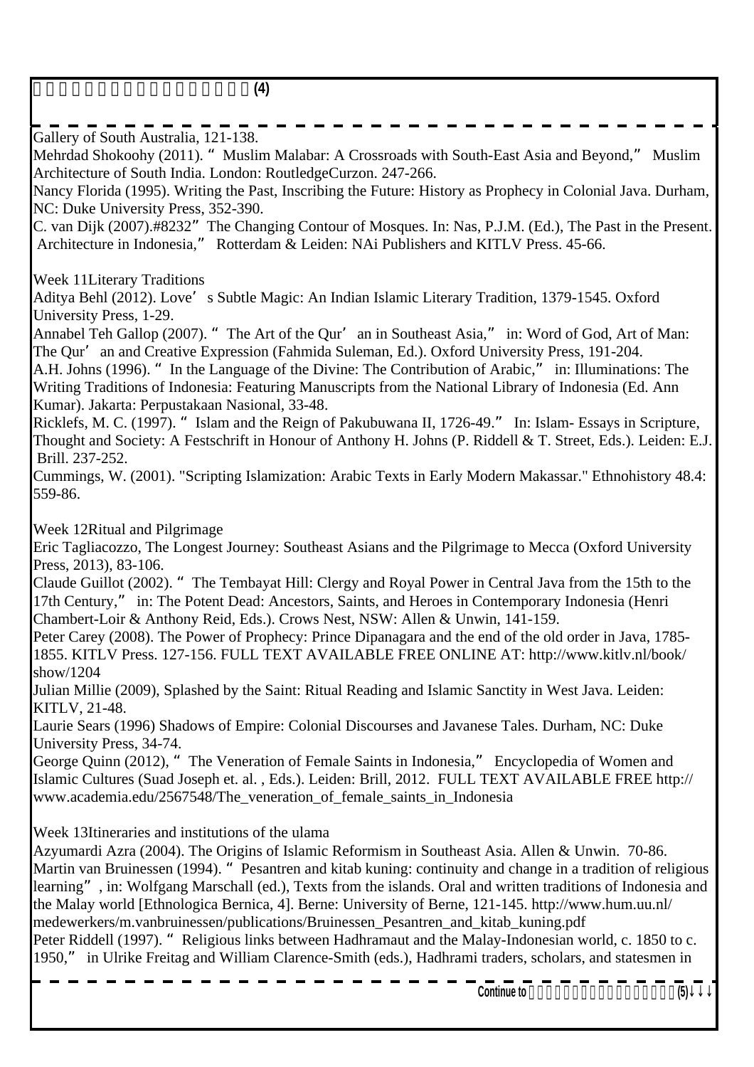Gallery of South Australia, 121-138.
Mehrdad Shokoohy (2011). “ Muslim Malabar: A Crossroads with South-East Asia and Beyond,” Muslim Architecture of South India. London: RoutledgeCurzon. 247-266.
Nancy Florida (1995). Writing the Past, Inscribing the Future: History as Prophecy in Colonial Java. Durham, NC: Duke University Press, 352-390.
C. van Dijk (2007).#8232” The Changing Contour of Mosques. In: Nas, P.J.M. (Ed.), The Past in the Present. Architecture in Indonesia,” Rotterdam & Leiden: NAi Publishers and KITLV Press. 45-66.

Week 11Literary Traditions
Aditya Behl (2012). Love’ s Subtle Magic: An Indian Islamic Literary Tradition, 1379-1545. Oxford University Press, 1-29.
Annabel Teh Gallop (2007). “ The Art of the Qur’ an in Southeast Asia,” in: Word of God, Art of Man: The Qur’ an and Creative Expression (Fahmida Suleman, Ed.). Oxford University Press, 191-204.
A.H. Johns (1996). “ In the Language of the Divine: The Contribution of Arabic,” in: Illuminations: The Writing Traditions of Indonesia: Featuring Manuscripts from the National Library of Indonesia (Ed. Ann Kumar). Jakarta: Perpustakaan Nasional, 33-48.
Ricklefs, M. C. (1997). “ Islam and the Reign of Pakubuwana II, 1726-49.” In: Islam- Essays in Scripture, Thought and Society: A Festschrift in Honour of Anthony H. Johns (P. Riddell & T. Street, Eds.). Leiden: E.J. Brill. 237-252.
Cummings, W. (2001). "Scripting Islamization: Arabic Texts in Early Modern Makassar." Ethnohistory 48.4: 559-86.

Week 12Ritual and Pilgrimage
Eric Tagliacozzo, The Longest Journey: Southeast Asians and the Pilgrimage to Mecca (Oxford University Press, 2013), 83-106.
Claude Guillot (2002). “ The Tembayat Hill: Clergy and Royal Power in Central Java from the 15th to the 17th Century,” in: The Potent Dead: Ancestors, Saints, and Heroes in Contemporary Indonesia (Henri Chambert-Loir & Anthony Reid, Eds.). Crows Nest, NSW: Allen & Unwin, 141-159.
Peter Carey (2008). The Power of Prophecy: Prince Dipanagara and the end of the old order in Java, 1785-1855. KITLV Press. 127-156. FULL TEXT AVAILABLE FREE ONLINE AT: http://www.kitlv.nl/book/show/1204
Julian Millie (2009), Splashed by the Saint: Ritual Reading and Islamic Sanctity in West Java. Leiden: KITLV, 21-48.
Laurie Sears (1996) Shadows of Empire: Colonial Discourses and Javanese Tales. Durham, NC: Duke University Press, 34-74.
George Quinn (2012), “ The Veneration of Female Saints in Indonesia,” Encyclopedia of Women and Islamic Cultures (Suad Joseph et. al. , Eds.). Leiden: Brill, 2012. FULL TEXT AVAILABLE FREE http://www.academia.edu/2567548/The_veneration_of_female_saints_in_Indonesia

Week 13Itineraries and institutions of the ulama
Azyumardi Azra (2004). The Origins of Islamic Reformism in Southeast Asia. Allen & Unwin. 70-86.
Martin van Bruinessen (1994). “ Pesantren and kitab kuning: continuity and change in a tradition of religious learning”, in: Wolfgang Marschall (ed.), Texts from the islands. Oral and written traditions of Indonesia and the Malay world [Ethnologica Bernica, 4]. Berne: University of Berne, 121-145. http://www.hum.uu.nl/medewerkers/m.vanbruinessen/publications/Bruinessen_Pesantren_and_kitab_kuning.pdf
Peter Riddell (1997). “ Religious links between Hadhramaut and the Malay-Indonesian world, c. 1850 to c. 1950,” in Ulrike Freitag and William Clarence-Smith (eds.), Hadhrami traders, scholars, and statesmen in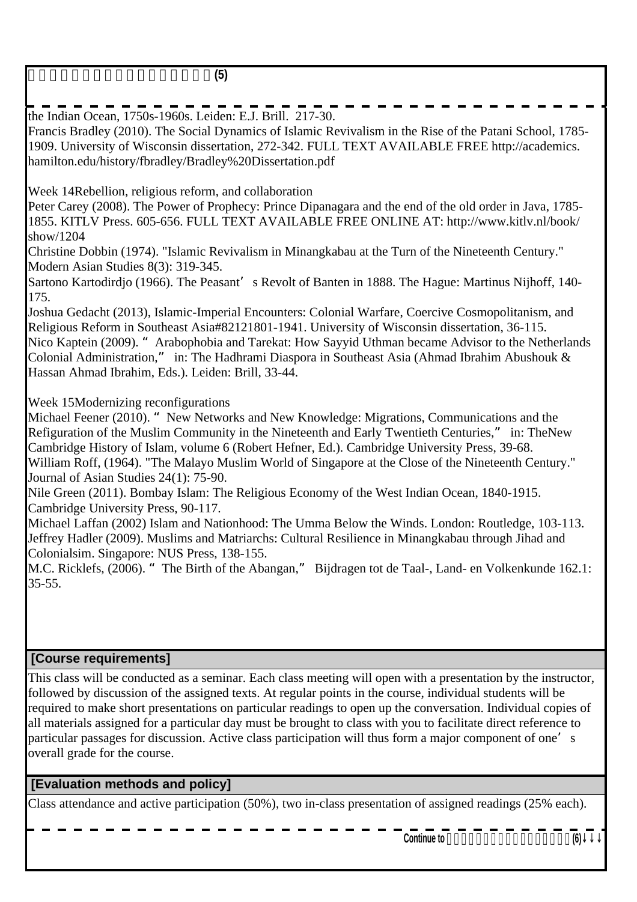the Indian Ocean, 1750s-1960s. Leiden: E.J. Brill. 217-30.
Francis Bradley (2010). The Social Dynamics of Islamic Revivalism in the Rise of the Patani School, 1785-1909. University of Wisconsin dissertation, 272-342. FULL TEXT AVAILABLE FREE http://academics.hamilton.edu/history/fbradley/Bradley%20Dissertation.pdf

Week 14Rebellion, religious reform, and collaboration
Peter Carey (2008). The Power of Prophecy: Prince Dipanagara and the end of the old order in Java, 1785-1855. KITLV Press. 605-656. FULL TEXT AVAILABLE FREE ONLINE AT: http://www.kitlv.nl/book/show/1204
Christine Dobbin (1974). "Islamic Revivalism in Minangkabau at the Turn of the Nineteenth Century." Modern Asian Studies 8(3): 319-345.
Sartono Kartodirdjo (1966). The Peasant's Revolt of Banten in 1888. The Hague: Martinus Nijhoff, 140-175.
Joshua Gedacht (2013), Islamic-Imperial Encounters: Colonial Warfare, Coercive Cosmopolitanism, and Religious Reform in Southeast Asia#82121801-1941. University of Wisconsin dissertation, 36-115.
Nico Kaptein (2009). " Arabophobia and Tarekat: How Sayyid Uthman became Advisor to the Netherlands Colonial Administration," in: The Hadhrami Diaspora in Southeast Asia (Ahmad Ibrahim Abushouk & Hassan Ahmad Ibrahim, Eds.). Leiden: Brill, 33-44.

Week 15Modernizing reconfigurations
Michael Feener (2010). " New Networks and New Knowledge: Migrations, Communications and the Refiguration of the Muslim Community in the Nineteenth and Early Twentieth Centuries," in: TheNew Cambridge History of Islam, volume 6 (Robert Hefner, Ed.). Cambridge University Press, 39-68.
William Roff, (1964). "The Malayo Muslim World of Singapore at the Close of the Nineteenth Century." Journal of Asian Studies 24(1): 75-90.
Nile Green (2011). Bombay Islam: The Religious Economy of the West Indian Ocean, 1840-1915. Cambridge University Press, 90-117.
Michael Laffan (2002) Islam and Nationhood: The Umma Below the Winds. London: Routledge, 103-113.
Jeffrey Hadler (2009). Muslims and Matriarchs: Cultural Resilience in Minangkabau through Jihad and Colonialsim. Singapore: NUS Press, 138-155.
M.C. Ricklefs, (2006). " The Birth of the Abangan," Bijdragen tot de Taal-, Land- en Volkenkunde 162.1: 35-55.

## [Course requirements]

This class will be conducted as a seminar. Each class meeting will open with a presentation by the instructor, followed by discussion of the assigned texts. At regular points in the course, individual students will be required to make short presentations on particular readings to open up the conversation. Individual copies of all materials assigned for a particular day must be brought to class with you to facilitate direct reference to particular passages for discussion. Active class participation will thus form a major component of one's overall grade for the course.

## [Evaluation methods and policy]

Class attendance and active participation (50%), two in-class presentation of assigned readings (25% each).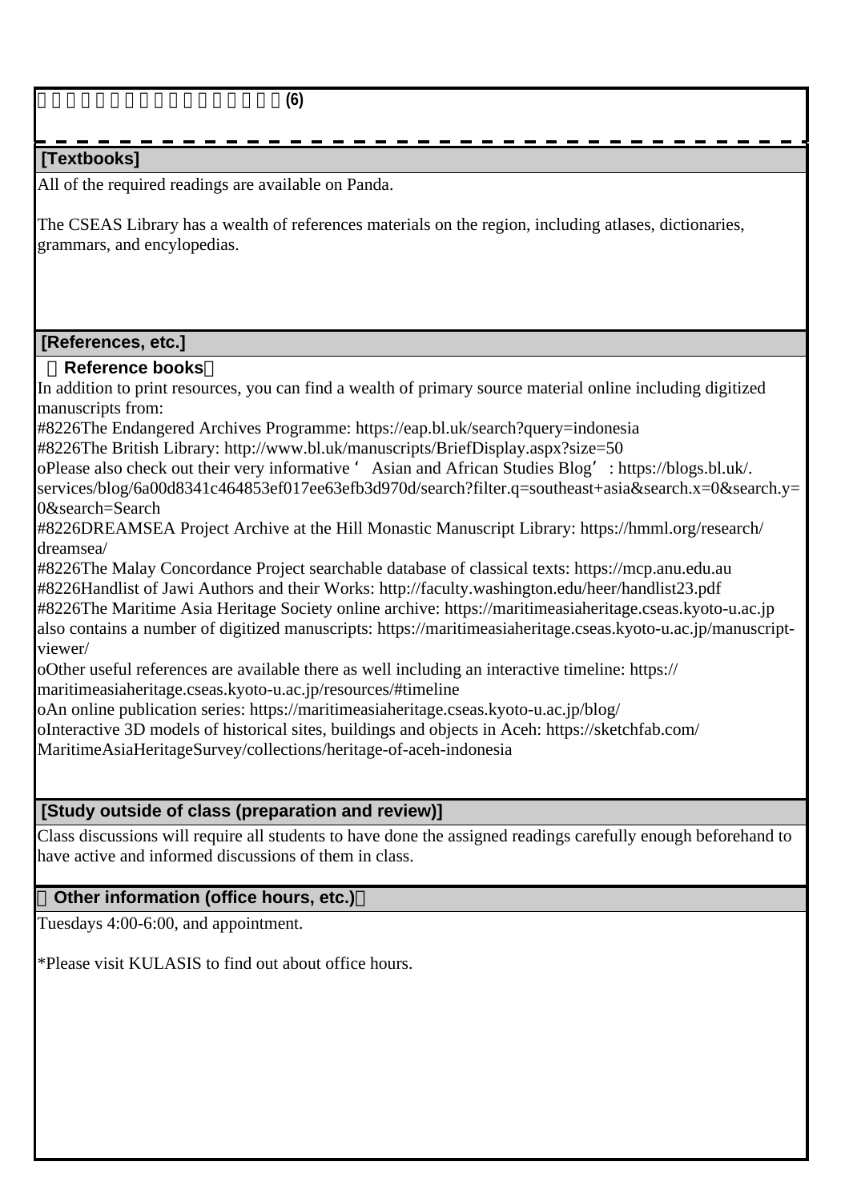□□□□□□□□□□□□□□□□□□□□(6)

**[Textbooks]**

All of the required readings are available on Panda.

The CSEAS Library has a wealth of references materials on the region, including atlases, dictionaries, grammars, and encylopedias.

**[References, etc.]**

**（Reference books）**

In addition to print resources, you can find a wealth of primary source material online including digitized manuscripts from:

#8226The Endangered Archives Programme: https://eap.bl.uk/search?query=indonesia
#8226The British Library: http://www.bl.uk/manuscripts/BriefDisplay.aspx?size=50
oPlease also check out their very informative ‘ Asian and African Studies Blog’ : https://blogs.bl.uk/.services/blog/6a00d8341c464853ef017ee63efb3d970d/search?filter.q=southeast+asia&search.x=0&search.y=0&search=Search
#8226DREAMSEA Project Archive at the Hill Monastic Manuscript Library: https://hmml.org/research/dreamsea/
#8226The Malay Concordance Project searchable database of classical texts: https://mcp.anu.edu.au
#8226Handlist of Jawi Authors and their Works: http://faculty.washington.edu/heer/handlist23.pdf
#8226The Maritime Asia Heritage Society online archive: https://maritimeasiaheritage.cseas.kyoto-u.ac.jp also contains a number of digitized manuscripts: https://maritimeasiaheritage.cseas.kyoto-u.ac.jp/manuscript-viewer/
oOther useful references are available there as well including an interactive timeline: https://maritimeasiaheritage.cseas.kyoto-u.ac.jp/resources/#timeline
oAn online publication series: https://maritimeasiaheritage.cseas.kyoto-u.ac.jp/blog/
oInteractive 3D models of historical sites, buildings and objects in Aceh: https://sketchfab.com/MaritimeAsiaHeritageSurvey/collections/heritage-of-aceh-indonesia

**[Study outside of class (preparation and review)]**

Class discussions will require all students to have done the assigned readings carefully enough beforehand to have active and informed discussions of them in class.

**（Other information (office hours, etc.)）**

Tuesdays 4:00-6:00, and appointment.

*Please visit KULASIS to find out about office hours.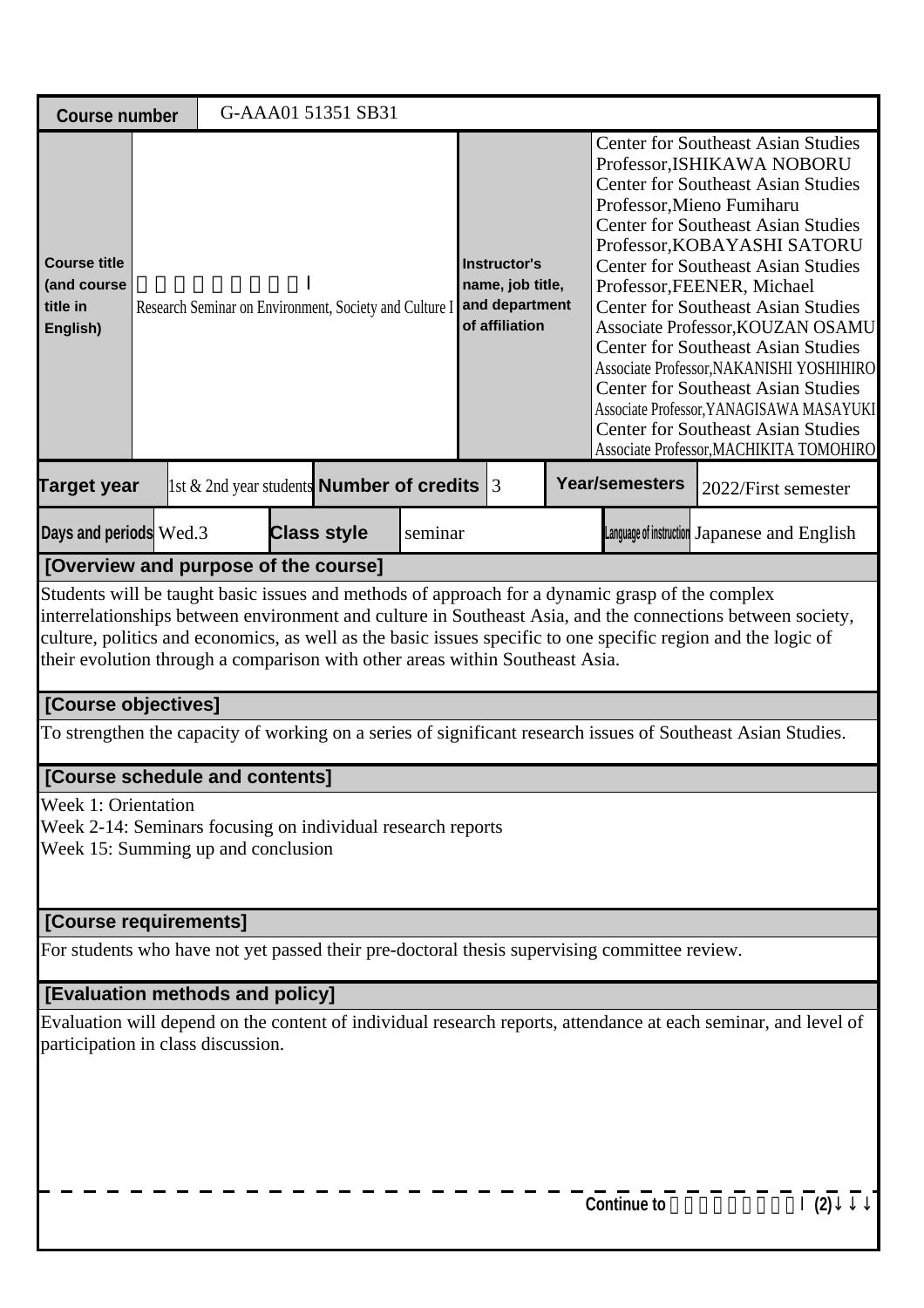| Course number | G-AAA01 51351 SB31 | | | | | |
|---|---|---|---|---|---|---|
| Course title (and course title in English) | 　　　　　　　　Ⅰ Research Seminar on Environment, Society and Culture I | | Instructor's name, job title, and department of affiliation | Center for Southeast Asian Studies Professor,ISHIKAWA NOBORU Center for Southeast Asian Studies Professor,Mieno Fumiharu Center for Southeast Asian Studies Professor,KOBAYASHI SATORU Center for Southeast Asian Studies Professor,FEENER, Michael Center for Southeast Asian Studies Associate Professor,KOUZAN OSAMU Center for Southeast Asian Studies Associate Professor,NAKANISHI YOSHIHIRO Center for Southeast Asian Studies Associate Professor,YANAGISAWA MASAYUKI Center for Southeast Asian Studies Associate Professor,MACHIKITA TOMOHIRO | | |
| Target year | 1st & 2nd year students | Number of credits | 3 | Year/semesters | 2022/First semester | |
| Days and periods | Wed.3 | Class style | seminar | Language of instruction | Japanese and English | |

## [Overview and purpose of the course]

Students will be taught basic issues and methods of approach for a dynamic grasp of the complex interrelationships between environment and culture in Southeast Asia, and the connections between society, culture, politics and economics, as well as the basic issues specific to one specific region and the logic of their evolution through a comparison with other areas within Southeast Asia.

## [Course objectives]

To strengthen the capacity of working on a series of significant research issues of Southeast Asian Studies.

## [Course schedule and contents]

Week 1: Orientation
Week 2-14: Seminars focusing on individual research reports
Week 15: Summing up and conclusion

## [Course requirements]

For students who have not yet passed their pre-doctoral thesis supervising committee review.

## [Evaluation methods and policy]

Evaluation will depend on the content of individual research reports, attendance at each seminar, and level of participation in class discussion.

Continue to 　　　　　　　　Ⅰ (2)↓↓↓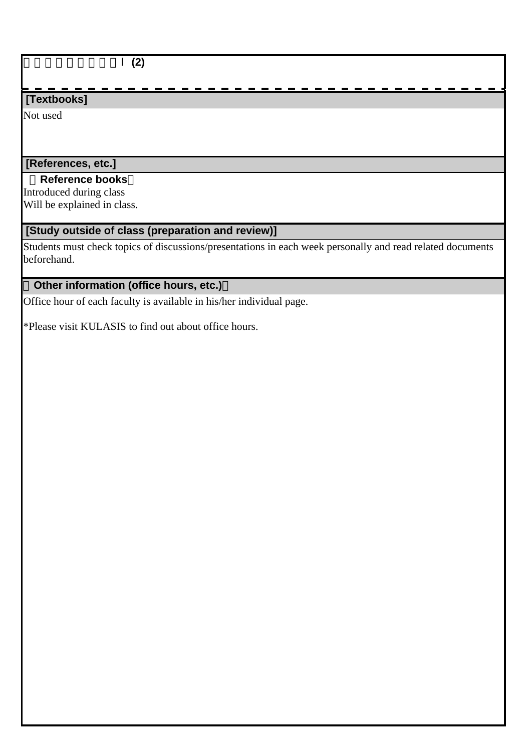Ⅰ (2)

## [Textbooks]

Not used

## [References, etc.]

**Reference books**

Introduced during class
Will be explained in class.

## [Study outside of class (preparation and review)]

Students must check topics of discussions/presentations in each week personally and read related documents beforehand.

## Other information (office hours, etc.)

Office hour of each faculty is available in his/her individual page.

*Please visit KULASIS to find out about office hours.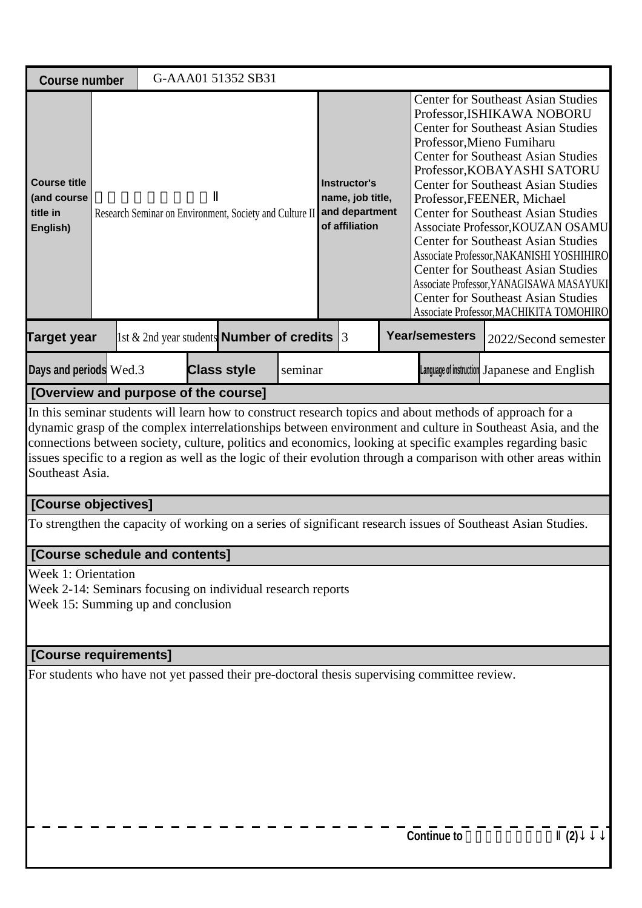| Course number | G-AAA01 51352 SB31 | | |
|---|---|---|---|
| Course title (and course title in English) | 　　　　　　　　Ⅱ<br>Research Seminar on Environment, Society and Culture II | Instructor's name, job title, and department of affiliation | Center for Southeast Asian Studies Professor,ISHIKAWA NOBORU<br>Center for Southeast Asian Studies Professor,Mieno Fumiharu<br>Center for Southeast Asian Studies Professor,KOBAYASHI SATORU<br>Center for Southeast Asian Studies Professor,FEENER, Michael<br>Center for Southeast Asian Studies Associate Professor,KOUZAN OSAMU<br>Center for Southeast Asian Studies Associate Professor,NAKANISHI YOSHIHIRO<br>Center for Southeast Asian Studies Associate Professor,YANAGISAWA MASAYUKI<br>Center for Southeast Asian Studies Associate Professor,MACHIKITA TOMOHIRO |

| Target year | 1st & 2nd year students | Number of credits | 3 | Year/semesters | 2022/Second semester |
|---|---|---|---|---|---|
| Days and periods | Wed.3 | Class style | seminar | Language of instruction | Japanese and English |

## [Overview and purpose of the course]

In this seminar students will learn how to construct research topics and about methods of approach for a dynamic grasp of the complex interrelationships between environment and culture in Southeast Asia, and the connections between society, culture, politics and economics, looking at specific examples regarding basic issues specific to a region as well as the logic of their evolution through a comparison with other areas within Southeast Asia.

## [Course objectives]

To strengthen the capacity of working on a series of significant research issues of Southeast Asian Studies.

## [Course schedule and contents]

Week 1: Orientation
Week 2-14: Seminars focusing on individual research reports
Week 15: Summing up and conclusion

## [Course requirements]

For students who have not yet passed their pre-doctoral thesis supervising committee review.

Continue to 　　　　　　　　Ⅱ (2)↓↓↓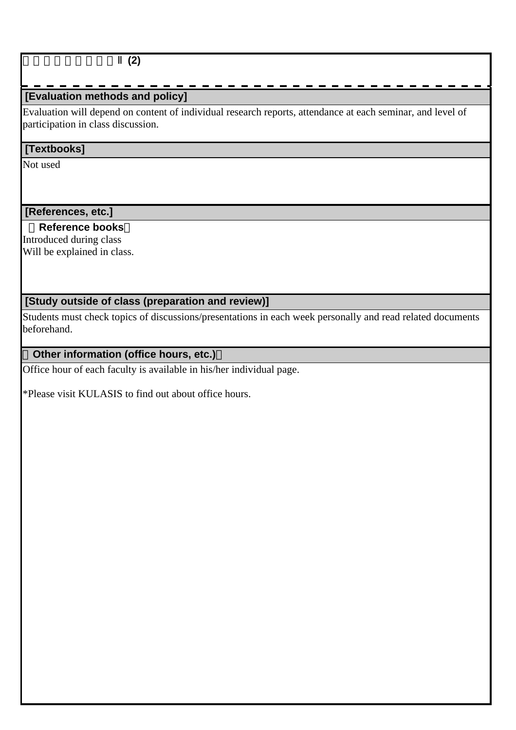□□□□□□□□□Ⅱ (2)

## [Evaluation methods and policy]

Evaluation will depend on content of individual research reports, attendance at each seminar, and level of participation in class discussion.

## [Textbooks]

Not used

## [References, etc.]

**□Reference books□**

Introduced during class
Will be explained in class.

## [Study outside of class (preparation and review)]

Students must check topics of discussions/presentations in each week personally and read related documents beforehand.

## □Other information (office hours, etc.)□

Office hour of each faculty is available in his/her individual page.

*Please visit KULASIS to find out about office hours.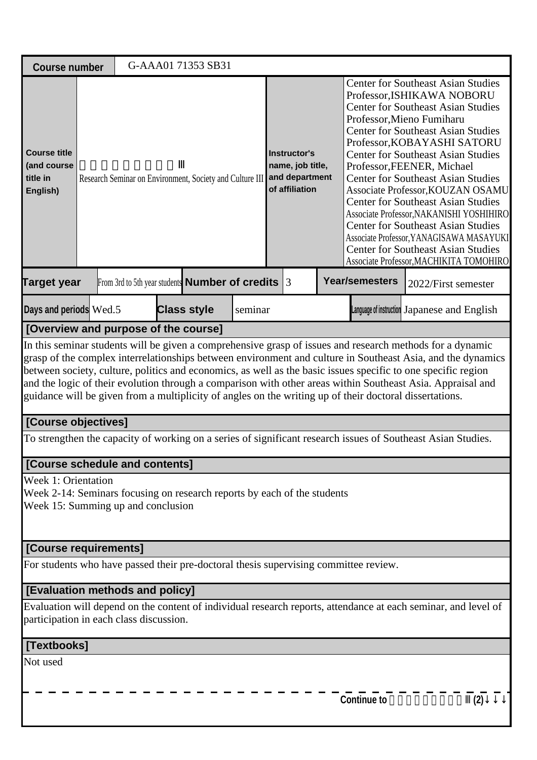| Course number | G-AAA01 71353 SB31 | | |
|---|---|---|---|
| Course title (and course title in English) | 　　　　　　　　Ⅲ<br>Research Seminar on Environment, Society and Culture III | Instructor's name, job title, and department of affiliation | Center for Southeast Asian Studies Professor,ISHIKAWA NOBORU<br>Center for Southeast Asian Studies Professor,Mieno Fumiharu<br>Center for Southeast Asian Studies Professor,KOBAYASHI SATORU<br>Center for Southeast Asian Studies Professor,FEENER, Michael<br>Center for Southeast Asian Studies Associate Professor,KOUZAN OSAMU<br>Center for Southeast Asian Studies Associate Professor,NAKANISHI YOSHIHIRO<br>Center for Southeast Asian Studies Associate Professor,YANAGISAWA MASAYUKI<br>Center for Southeast Asian Studies Associate Professor,MACHIKITA TOMOHIRO |

| Target year | From 3rd to 5th year students | Number of credits | 3 | Year/semesters | 2022/First semester |
|---|---|---|---|---|---|
| Days and periods | Wed.5 | Class style | seminar | Language of instruction | Japanese and English |

## [Overview and purpose of the course]

In this seminar students will be given a comprehensive grasp of issues and research methods for a dynamic grasp of the complex interrelationships between environment and culture in Southeast Asia, and the dynamics between society, culture, politics and economics, as well as the basic issues specific to one specific region and the logic of their evolution through a comparison with other areas within Southeast Asia. Appraisal and guidance will be given from a multiplicity of angles on the writing up of their doctoral dissertations.

## [Course objectives]

To strengthen the capacity of working on a series of significant research issues of Southeast Asian Studies.

## [Course schedule and contents]

Week 1: Orientation
Week 2-14: Seminars focusing on research reports by each of the students
Week 15: Summing up and conclusion

## [Course requirements]

For students who have passed their pre-doctoral thesis supervising committee review.

## [Evaluation methods and policy]

Evaluation will depend on the content of individual research reports, attendance at each seminar, and level of participation in each class discussion.

## [Textbooks]

Not used

Continue to 　　　　　　　Ⅲ(2)↓↓↓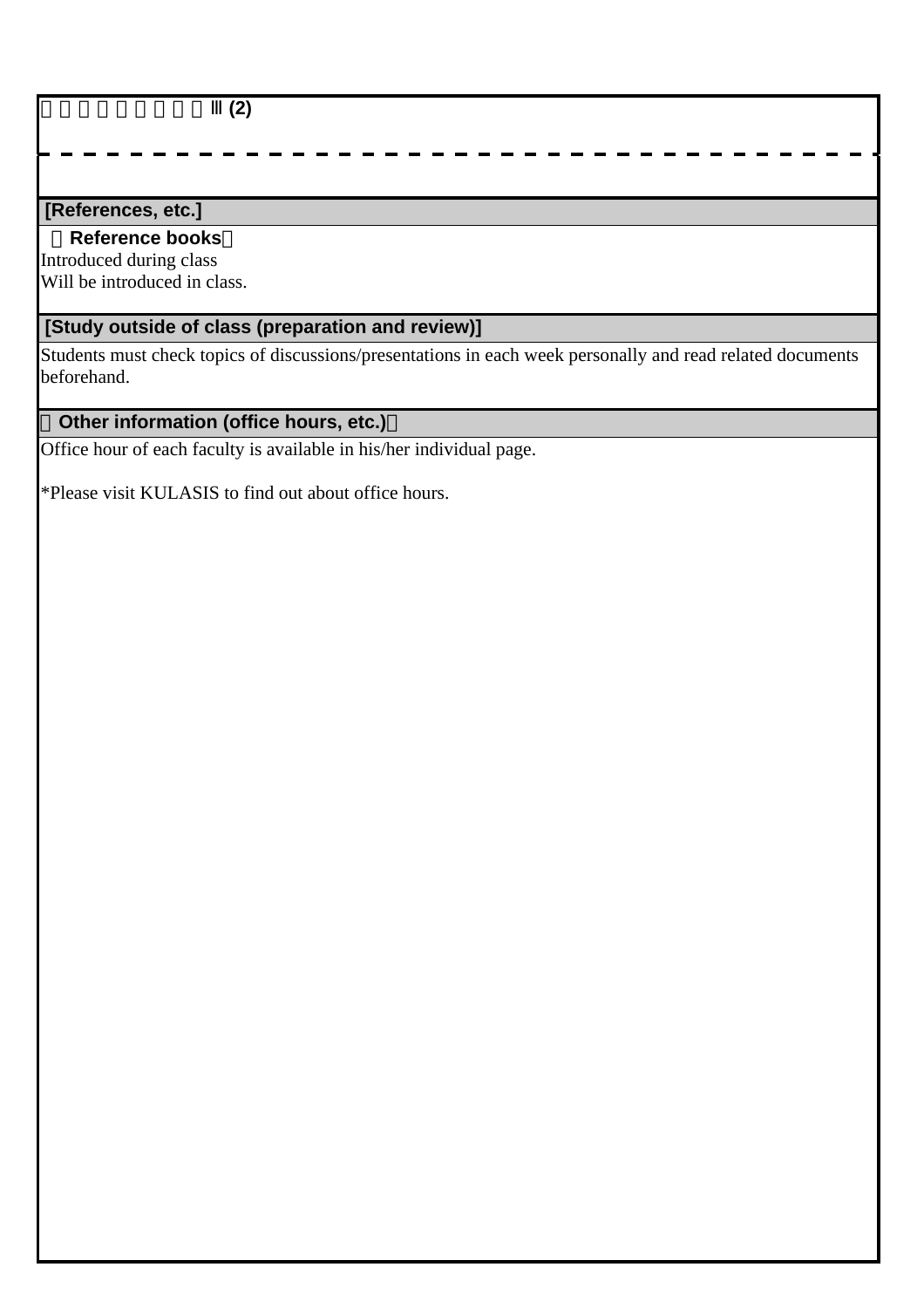□□□□□□□□Ⅲ (2)

## [References, etc.]

**【Reference books】**

Introduced during class
Will be introduced in class.

## [Study outside of class (preparation and review)]

Students must check topics of discussions/presentations in each week personally and read related documents beforehand.

## 【Other information (office hours, etc.)】

Office hour of each faculty is available in his/her individual page.

*Please visit KULASIS to find out about office hours.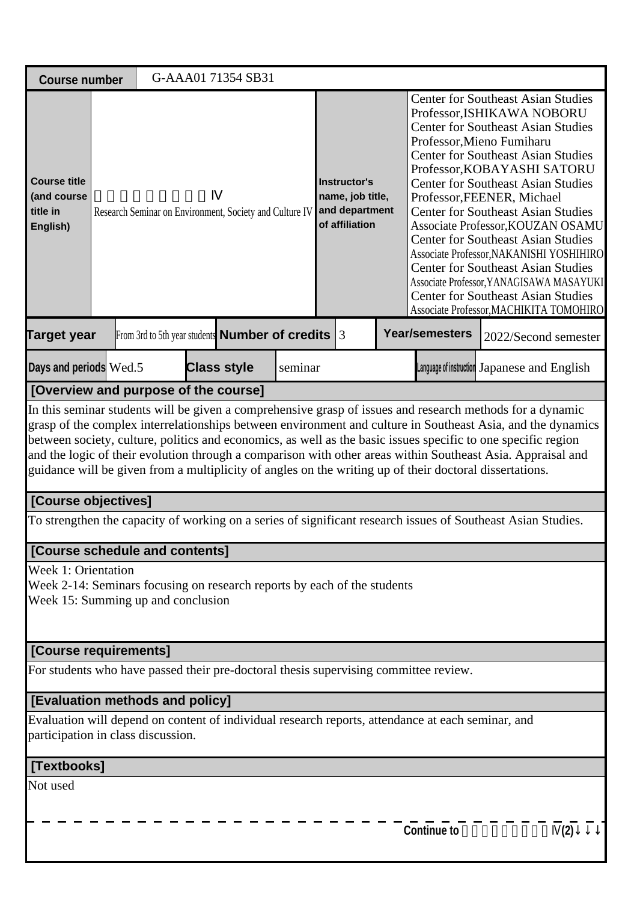| Course number | G-AAA01 71354 SB31 | | |
|---|---|---|---|
| Course title (and course title in English) | 　　　　　　　　Ⅳ<br>Research Seminar on Environment, Society and Culture IV | Instructor's name, job title, and department of affiliation | Center for Southeast Asian Studies Professor,ISHIKAWA NOBORU<br>Center for Southeast Asian Studies Professor,Mieno Fumiharu<br>Center for Southeast Asian Studies Professor,KOBAYASHI SATORU<br>Center for Southeast Asian Studies Professor,FEENER, Michael<br>Center for Southeast Asian Studies Associate Professor,KOUZAN OSAMU<br>Center for Southeast Asian Studies Associate Professor,NAKANISHI YOSHIHIRO<br>Center for Southeast Asian Studies Associate Professor,YANAGISAWA MASAYUKI<br>Center for Southeast Asian Studies Associate Professor,MACHIKITA TOMOHIRO |

| Target year | From 3rd to 5th year students | Number of credits | 3 | Year/semesters | 2022/Second semester |
|---|---|---|---|---|---|
| Days and periods | Wed.5 | Class style | seminar | Language of instruction | Japanese and English |

## [Overview and purpose of the course]

In this seminar students will be given a comprehensive grasp of issues and research methods for a dynamic grasp of the complex interrelationships between environment and culture in Southeast Asia, and the dynamics between society, culture, politics and economics, as well as the basic issues specific to one specific region and the logic of their evolution through a comparison with other areas within Southeast Asia. Appraisal and guidance will be given from a multiplicity of angles on the writing up of their doctoral dissertations.

## [Course objectives]

To strengthen the capacity of working on a series of significant research issues of Southeast Asian Studies.

## [Course schedule and contents]

Week 1: Orientation
Week 2-14: Seminars focusing on research reports by each of the students
Week 15: Summing up and conclusion

## [Course requirements]

For students who have passed their pre-doctoral thesis supervising committee review.

## [Evaluation methods and policy]

Evaluation will depend on content of individual research reports, attendance at each seminar, and participation in class discussion.

## [Textbooks]

Not used

Continue to 　　　　　　　Ⅳ(2)↓↓↓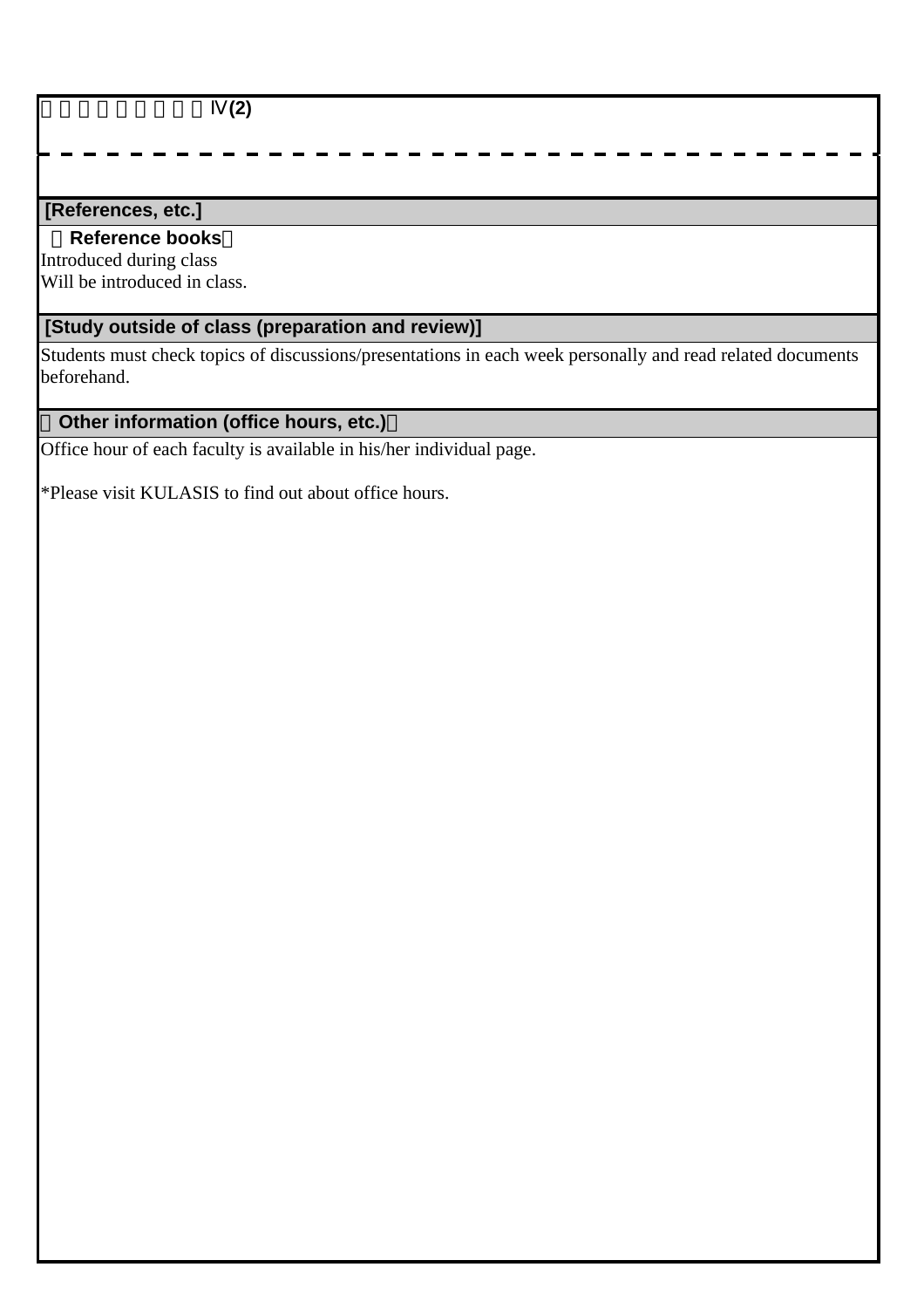□□□□□□□□□Ⅳ(2)

## [References, etc.]

**（Reference books）**

Introduced during class

Will be introduced in class.

## [Study outside of class (preparation and review)]

Students must check topics of discussions/presentations in each week personally and read related documents beforehand.

## （Other information (office hours, etc.)）

Office hour of each faculty is available in his/her individual page.

*Please visit KULASIS to find out about office hours.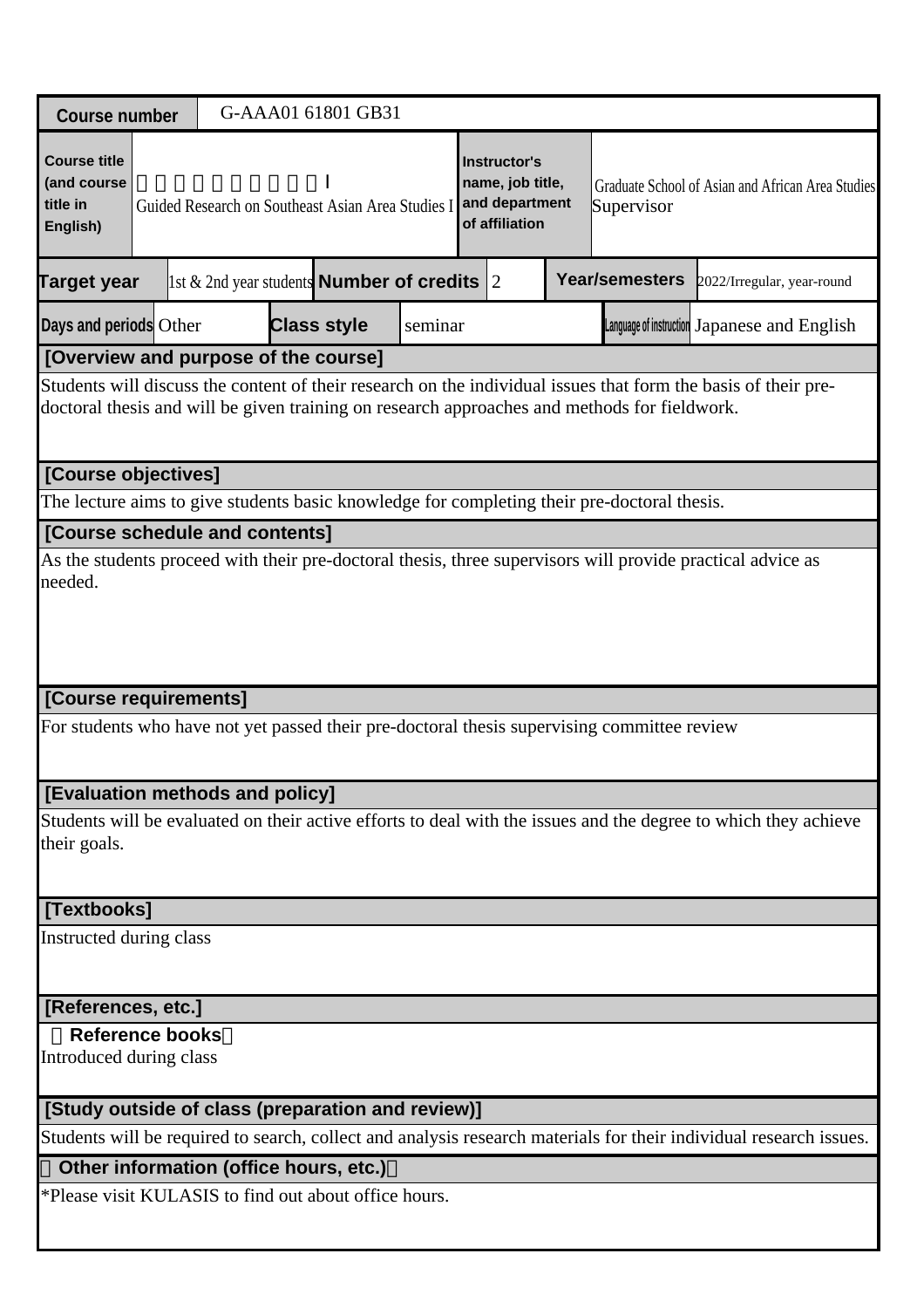| Course number | G-AAA01 61801 GB31 | | |
|---|---|---|---|
| Course title (and course title in English) | Ⅰ<br>Guided Research on Southeast Asian Area Studies I | Instructor's name, job title, and department of affiliation | Graduate School of Asian and African Area Studies<br>Supervisor |

| Target year | 1st & 2nd year students | Number of credits | 2 | Year/semesters | 2022/Irregular, year-round |
|---|---|---|---|---|---|
| Days and periods | Other | Class style | seminar | Language of instruction | Japanese and English |

**[Overview and purpose of the course]**

Students will discuss the content of their research on the individual issues that form the basis of their pre-doctoral thesis and will be given training on research approaches and methods for fieldwork.

**[Course objectives]**

The lecture aims to give students basic knowledge for completing their pre-doctoral thesis.

**[Course schedule and contents]**

As the students proceed with their pre-doctoral thesis, three supervisors will provide practical advice as needed.

**[Course requirements]**

For students who have not yet passed their pre-doctoral thesis supervising committee review

**[Evaluation methods and policy]**

Students will be evaluated on their active efforts to deal with the issues and the degree to which they achieve their goals.

**[Textbooks]**

Instructed during class

**[References, etc.]**

**Reference books**

Introduced during class

**[Study outside of class (preparation and review)]**

Students will be required to search, collect and analysis research materials for their individual research issues.

**Other information (office hours, etc.)**

*Please visit KULASIS to find out about office hours.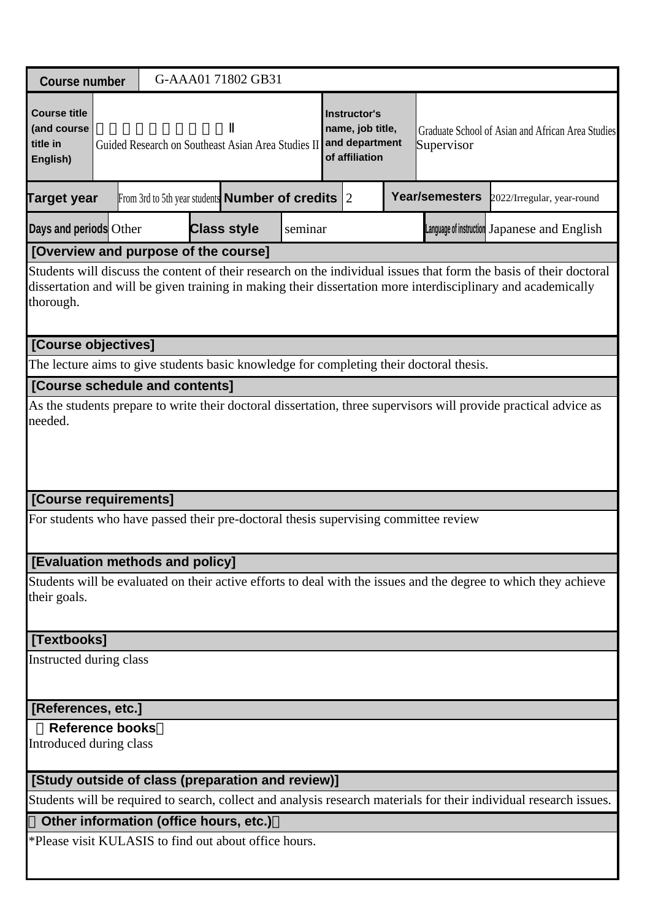| Course number | G-AAA01 71802 GB31 | | | | | |
|---|---|---|---|---|---|---|
| Course title (and course title in English) | Ⅱ<br>Guided Research on Southeast Asian Area Studies II | | Instructor's name, job title, and department of affiliation | Graduate School of Asian and African Area Studies<br>Supervisor | | |
| Target year | From 3rd to 5th year students | Number of credits | 2 | Year/semesters | 2022/Irregular, year-round | |
| Days and periods | Other | Class style | seminar | Language of instruction | Japanese and English | |

**[Overview and purpose of the course]**

Students will discuss the content of their research on the individual issues that form the basis of their doctoral dissertation and will be given training in making their dissertation more interdisciplinary and academically thorough.

**[Course objectives]**

The lecture aims to give students basic knowledge for completing their doctoral thesis.

**[Course schedule and contents]**

As the students prepare to write their doctoral dissertation, three supervisors will provide practical advice as needed.

**[Course requirements]**

For students who have passed their pre-doctoral thesis supervising committee review

**[Evaluation methods and policy]**

Students will be evaluated on their active efforts to deal with the issues and the degree to which they achieve their goals.

**[Textbooks]**

Instructed during class

**[References, etc.]**

**Reference books**

Introduced during class

**[Study outside of class (preparation and review)]**

Students will be required to search, collect and analysis research materials for their individual research issues.

**Other information (office hours, etc.)**

*Please visit KULASIS to find out about office hours.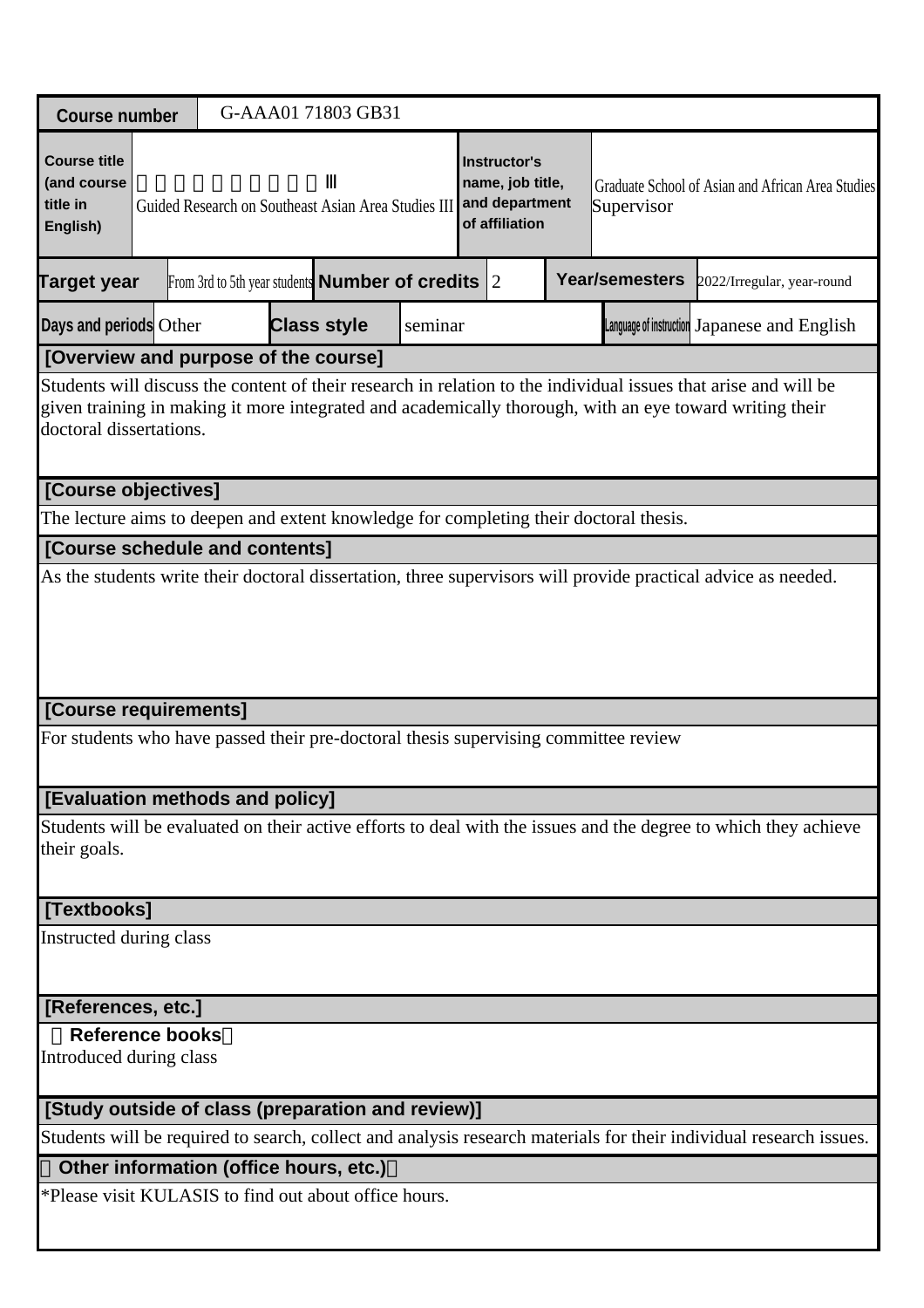| Course number | G-AAA01 71803 GB31 | | | | | | |
|---|---|---|---|---|---|---|---|
| Course title (and course title in English) | 　　　　　　　　　　Ⅲ<br>Guided Research on Southeast Asian Area Studies III | | | Instructor's name, job title, and department of affiliation | Graduate School of Asian and African Area Studies<br>Supervisor | | |
| Target year | From 3rd to 5th year students | Number of credits | 2 | Year/semesters | 2022/Irregular, year-round | | |
| Days and periods | Other | Class style | seminar | Language of instruction | Japanese and English | | |

**[Overview and purpose of the course]**

Students will discuss the content of their research in relation to the individual issues that arise and will be given training in making it more integrated and academically thorough, with an eye toward writing their doctoral dissertations.

**[Course objectives]**

The lecture aims to deepen and extent knowledge for completing their doctoral thesis.

**[Course schedule and contents]**

As the students write their doctoral dissertation, three supervisors will provide practical advice as needed.

**[Course requirements]**

For students who have passed their pre-doctoral thesis supervising committee review

**[Evaluation methods and policy]**

Students will be evaluated on their active efforts to deal with the issues and the degree to which they achieve their goals.

**[Textbooks]**

Instructed during class

**[References, etc.]**

**Reference books**

Introduced during class

**[Study outside of class (preparation and review)]**

Students will be required to search, collect and analysis research materials for their individual research issues.

**Other information (office hours, etc.)**

*Please visit KULASIS to find out about office hours.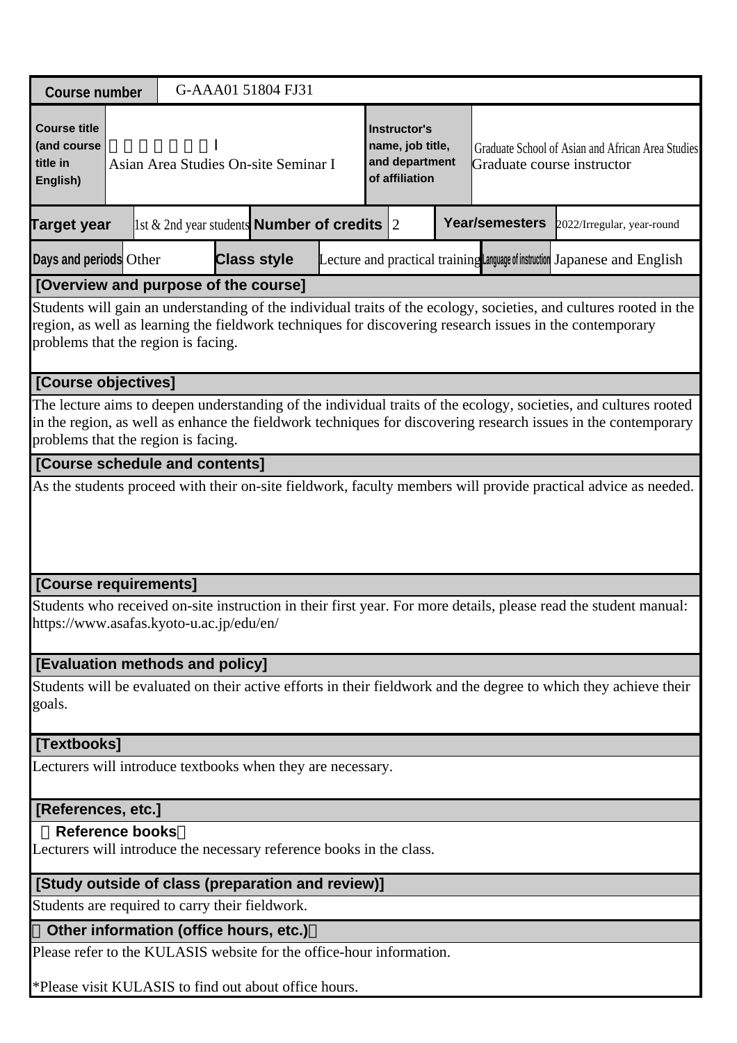| Course number | G-AAA01 51804 FJ31 | | | | | | |
|---|---|---|---|---|---|---|---|
| Course title (and course title in English) | 　　　　　　I<br>Asian Area Studies On-site Seminar I | | | Instructor's name, job title, and department of affiliation | Graduate School of Asian and African Area Studies<br>Graduate course instructor | | |
| Target year | 1st & 2nd year students | Number of credits | 2 | Year/semesters | 2022/Irregular, year-round | | |
| Days and periods | Other | Class style | Lecture and practical training | Language of instruction | Japanese and English | | |

**[Overview and purpose of the course]**

Students will gain an understanding of the individual traits of the ecology, societies, and cultures rooted in the region, as well as learning the fieldwork techniques for discovering research issues in the contemporary problems that the region is facing.

**[Course objectives]**

The lecture aims to deepen understanding of the individual traits of the ecology, societies, and cultures rooted in the region, as well as enhance the fieldwork techniques for discovering research issues in the contemporary problems that the region is facing.

**[Course schedule and contents]**

As the students proceed with their on-site fieldwork, faculty members will provide practical advice as needed.

**[Course requirements]**

Students who received on-site instruction in their first year. For more details, please read the student manual: https://www.asafas.kyoto-u.ac.jp/edu/en/

**[Evaluation methods and policy]**

Students will be evaluated on their active efforts in their fieldwork and the degree to which they achieve their goals.

**[Textbooks]**

Lecturers will introduce textbooks when they are necessary.

**[References, etc.]**

（Reference books）

Lecturers will introduce the necessary reference books in the class.

**[Study outside of class (preparation and review)]**

Students are required to carry their fieldwork.

**（Other information (office hours, etc.)）**

Please refer to the KULASIS website for the office-hour information.

*Please visit KULASIS to find out about office hours.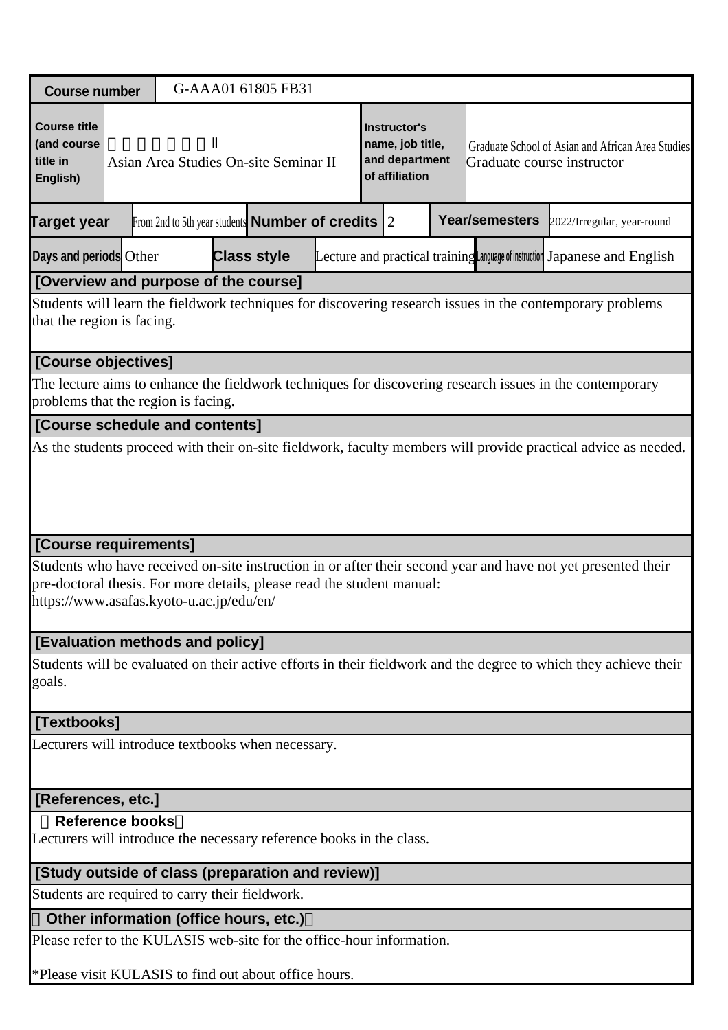| Course number | G-AAA01 61805 FB31 | | | | |
|---|---|---|---|---|---|
| Course title (and course title in English) | 　　　　　　Ⅱ<br>Asian Area Studies On-site Seminar II | | Instructor's name, job title, and department of affiliation | Graduate School of Asian and African Area Studies<br>Graduate course instructor | |
| Target year | From 2nd to 5th year students | Number of credits | 2 | Year/semesters | 2022/Irregular, year-round |
| Days and periods | Other | Class style | Lecture and practical training | Language of instruction | Japanese and English |

**[Overview and purpose of the course]**

Students will learn the fieldwork techniques for discovering research issues in the contemporary problems that the region is facing.

**[Course objectives]**

The lecture aims to enhance the fieldwork techniques for discovering research issues in the contemporary problems that the region is facing.

**[Course schedule and contents]**

As the students proceed with their on-site fieldwork, faculty members will provide practical advice as needed.

**[Course requirements]**

Students who have received on-site instruction in or after their second year and have not yet presented their pre-doctoral thesis. For more details, please read the student manual:
https://www.asafas.kyoto-u.ac.jp/edu/en/

**[Evaluation methods and policy]**

Students will be evaluated on their active efforts in their fieldwork and the degree to which they achieve their goals.

**[Textbooks]**

Lecturers will introduce textbooks when necessary.

**[References, etc.]**

**Reference books**

Lecturers will introduce the necessary reference books in the class.

**[Study outside of class (preparation and review)]**

Students are required to carry their fieldwork.

**Other information (office hours, etc.)**

Please refer to the KULASIS web-site for the office-hour information.

*Please visit KULASIS to find out about office hours.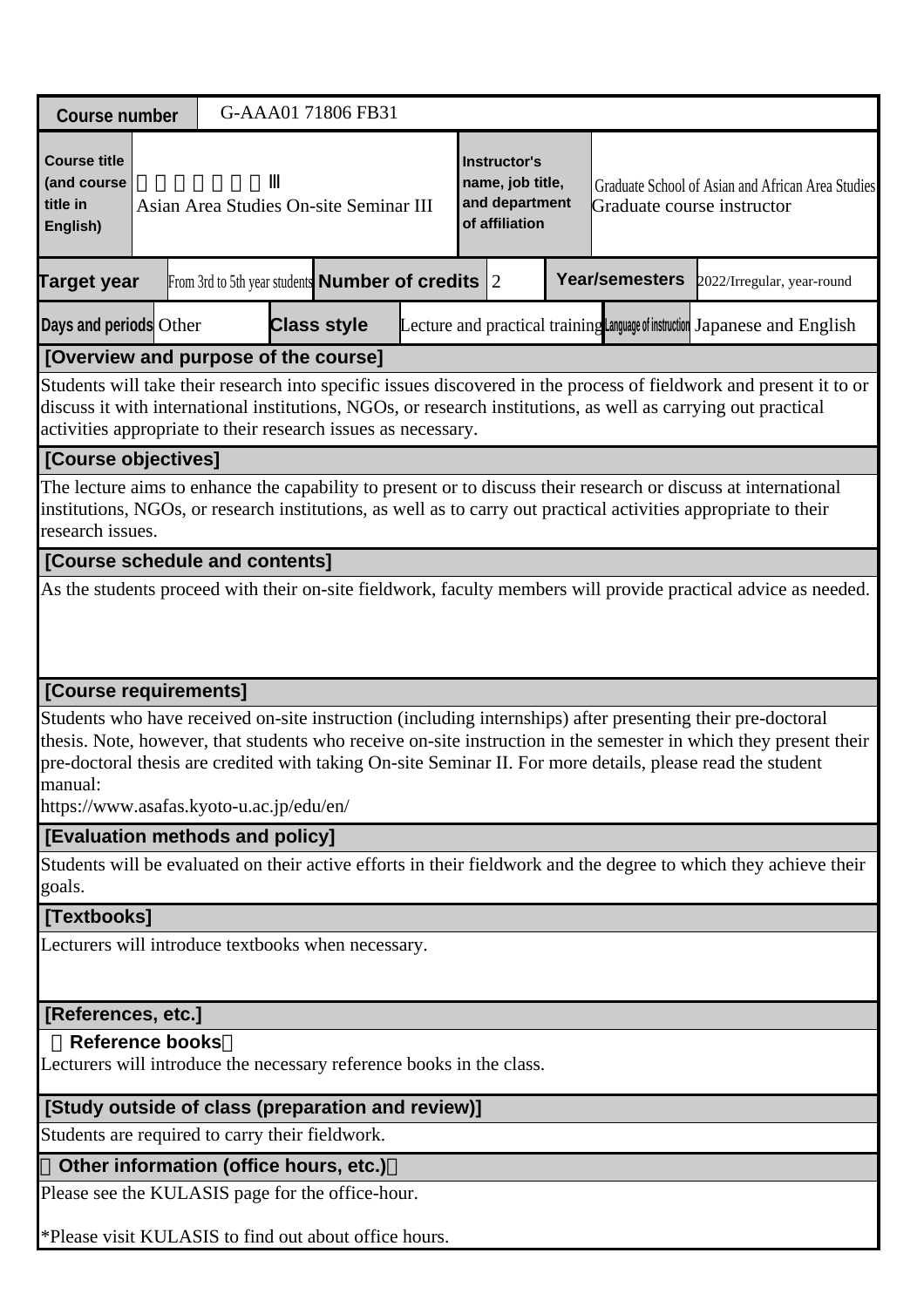| Course number | G-AAA01 71806 FB31 | | | | | |
|---|---|---|---|---|---|---|
| Course title (and course title in English) | 　　　　　　Ⅲ<br>Asian Area Studies On-site Seminar III | | | Instructor's name, job title, and department of affiliation | Graduate School of Asian and African Area Studies<br>Graduate course instructor | |
| Target year | From 3rd to 5th year students | Number of credits | 2 | Year/semesters | 2022/Irregular, year-round | |
| Days and periods | Other | Class style | Lecture and practical training | Language of instruction | Japanese and English | |

**[Overview and purpose of the course]**

Students will take their research into specific issues discovered in the process of fieldwork and present it to or discuss it with international institutions, NGOs, or research institutions, as well as carrying out practical activities appropriate to their research issues as necessary.

**[Course objectives]**

The lecture aims to enhance the capability to present or to discuss their research or discuss at international institutions, NGOs, or research institutions, as well as to carry out practical activities appropriate to their research issues.

**[Course schedule and contents]**

As the students proceed with their on-site fieldwork, faculty members will provide practical advice as needed.

**[Course requirements]**

Students who have received on-site instruction (including internships) after presenting their pre-doctoral thesis. Note, however, that students who receive on-site instruction in the semester in which they present their pre-doctoral thesis are credited with taking On-site Seminar II. For more details, please read the student manual:
https://www.asafas.kyoto-u.ac.jp/edu/en/

**[Evaluation methods and policy]**

Students will be evaluated on their active efforts in their fieldwork and the degree to which they achieve their goals.

**[Textbooks]**

Lecturers will introduce textbooks when necessary.

**[References, etc.]**

**Reference books**

Lecturers will introduce the necessary reference books in the class.

**[Study outside of class (preparation and review)]**

Students are required to carry their fieldwork.

**Other information (office hours, etc.)**

Please see the KULASIS page for the office-hour.

*Please visit KULASIS to find out about office hours.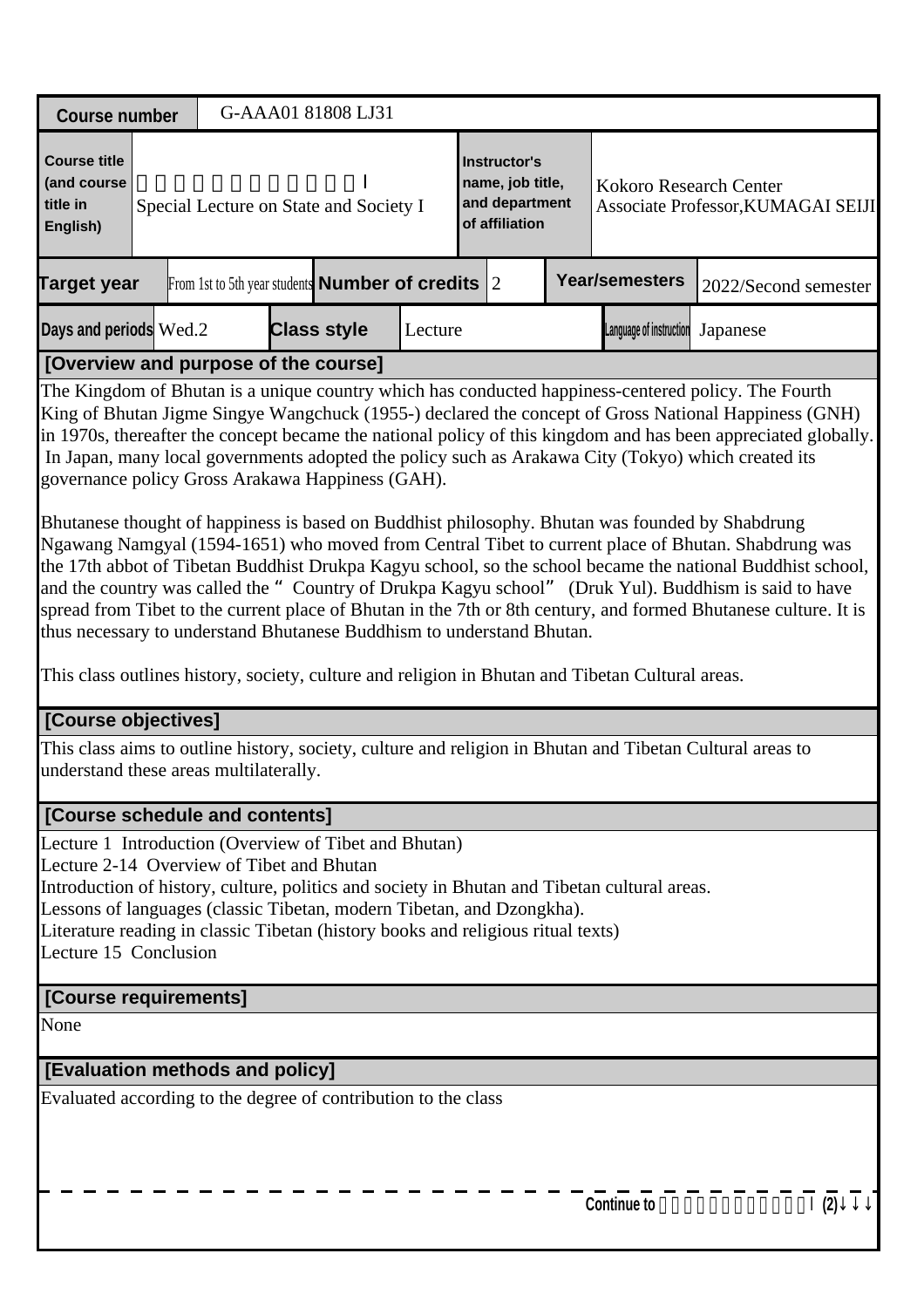| Course number | G-AAA01 81808 LJ31 | | | | | | |
|---|---|---|---|---|---|---|---|
| Course title (and course title in English) | Special Lecture on State and Society I | | | Instructor's name, job title, and department of affiliation | Kokoro Research Center Associate Professor,KUMAGAI SEIJI | | |
| Target year | From 1st to 5th year students | Number of credits | 2 | Year/semesters | 2022/Second semester | | |
| Days and periods | Wed.2 | Class style | Lecture | Language of instruction | Japanese | | |

## [Overview and purpose of the course]

The Kingdom of Bhutan is a unique country which has conducted happiness-centered policy. The Fourth King of Bhutan Jigme Singye Wangchuck (1955-) declared the concept of Gross National Happiness (GNH) in 1970s, thereafter the concept became the national policy of this kingdom and has been appreciated globally. In Japan, many local governments adopted the policy such as Arakawa City (Tokyo) which created its governance policy Gross Arakawa Happiness (GAH).

Bhutanese thought of happiness is based on Buddhist philosophy. Bhutan was founded by Shabdrung Ngawang Namgyal (1594-1651) who moved from Central Tibet to current place of Bhutan. Shabdrung was the 17th abbot of Tibetan Buddhist Drukpa Kagyu school, so the school became the national Buddhist school, and the country was called the " Country of Drukpa Kagyu school" (Druk Yul). Buddhism is said to have spread from Tibet to the current place of Bhutan in the 7th or 8th century, and formed Bhutanese culture. It is thus necessary to understand Bhutanese Buddhism to understand Bhutan.

This class outlines history, society, culture and religion in Bhutan and Tibetan Cultural areas.

## [Course objectives]

This class aims to outline history, society, culture and religion in Bhutan and Tibetan Cultural areas to understand these areas multilaterally.

## [Course schedule and contents]

Lecture 1 Introduction (Overview of Tibet and Bhutan)
Lecture 2-14 Overview of Tibet and Bhutan
Introduction of history, culture, politics and society in Bhutan and Tibetan cultural areas.
Lessons of languages (classic Tibetan, modern Tibetan, and Dzongkha).
Literature reading in classic Tibetan (history books and religious ritual texts)
Lecture 15 Conclusion

## [Course requirements]

None

## [Evaluation methods and policy]

Evaluated according to the degree of contribution to the class

Continue to (2)↓↓↓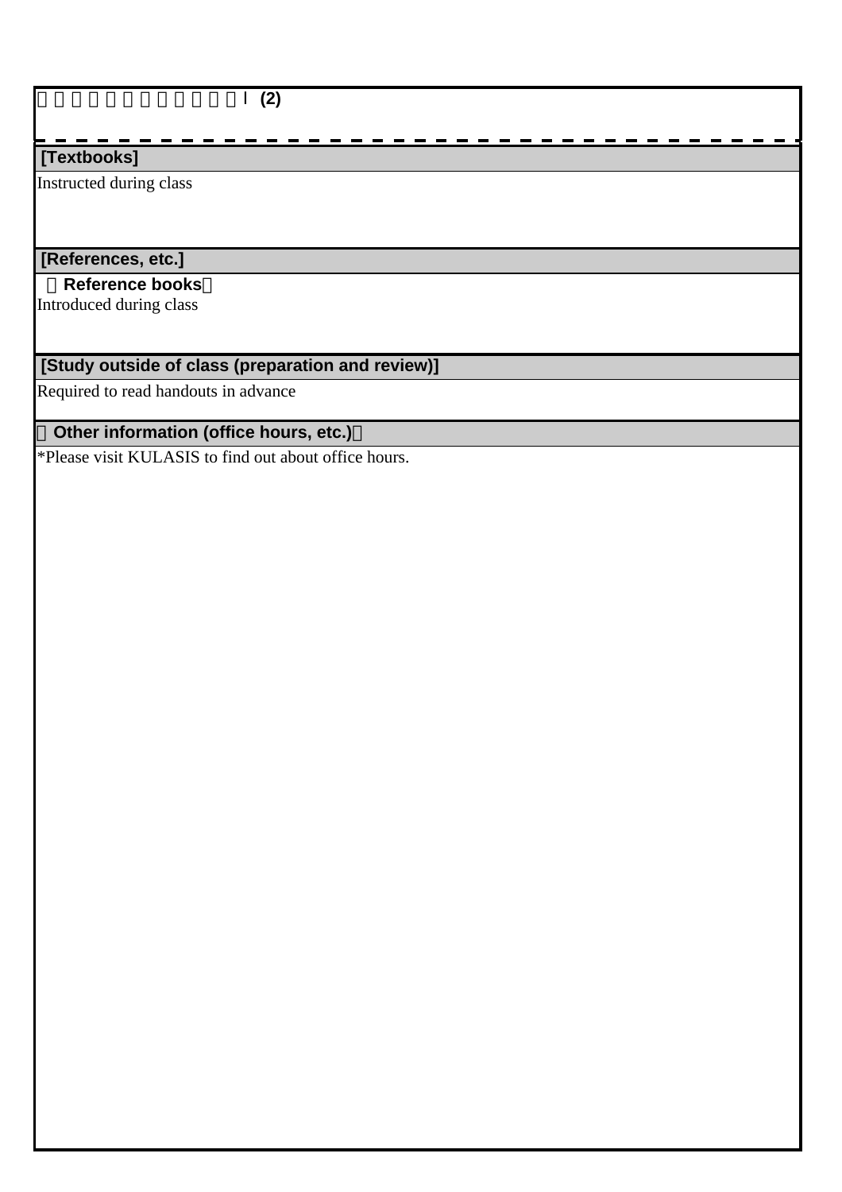□□□□□□□□□□□□□Ｉ (2)

## [Textbooks]

Instructed during class

## [References, etc.]

**（Reference books）**

Introduced during class

## [Study outside of class (preparation and review)]

Required to read handouts in advance

## （Other information (office hours, etc.)）

*Please visit KULASIS to find out about office hours.